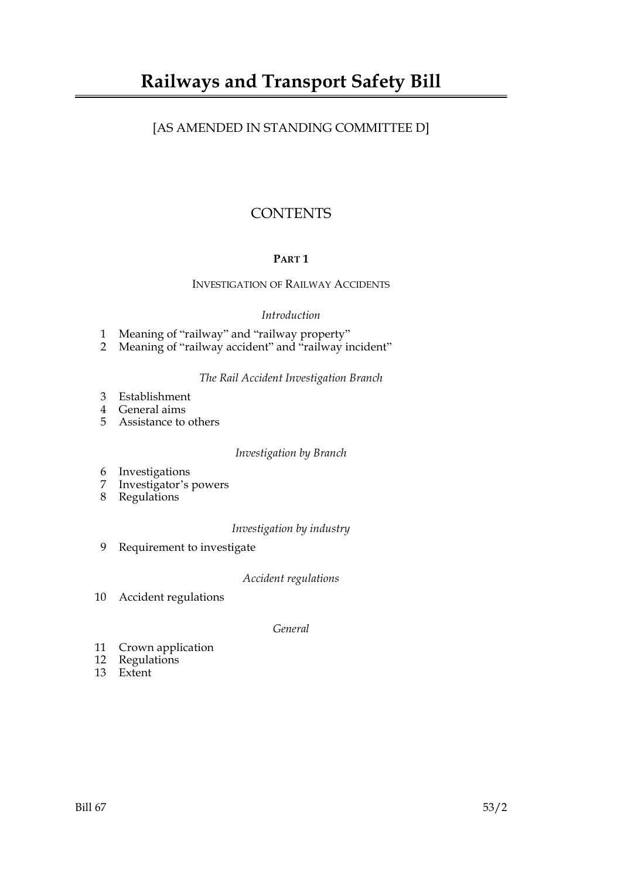# Railways and Transport Safety Bill

[AS AMENDED IN STANDING COMMITTEE D]

## CONTENTS

### PART 1

#### INVESTIGATION OF RAILWAY ACCIDENTS

*Introduction*

1 Meaning of "railway" and "railway property"
2 Meaning of "railway accident" and "railway incident"

*The Rail Accident Investigation Branch*

3 Establishment
4 General aims
5 Assistance to others

*Investigation by Branch*

6 Investigations
7 Investigator's powers
8 Regulations

*Investigation by industry*

9 Requirement to investigate

*Accident regulations*

10 Accident regulations

*General*

11 Crown application
12 Regulations
13 Extent

Bill 67 53/2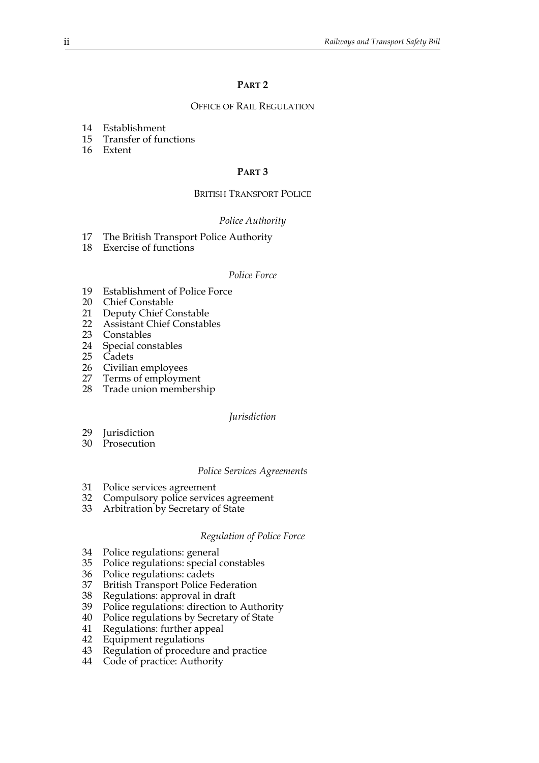## PART 2

### OFFICE OF RAIL REGULATION

14 Establishment
15 Transfer of functions
16 Extent

## PART 3

### BRITISH TRANSPORT POLICE

*Police Authority*

17 The British Transport Police Authority
18 Exercise of functions

*Police Force*

19 Establishment of Police Force
20 Chief Constable
21 Deputy Chief Constable
22 Assistant Chief Constables
23 Constables
24 Special constables
25 Cadets
26 Civilian employees
27 Terms of employment
28 Trade union membership

*Jurisdiction*

29 Jurisdiction
30 Prosecution

*Police Services Agreements*

31 Police services agreement
32 Compulsory police services agreement
33 Arbitration by Secretary of State

*Regulation of Police Force*

34 Police regulations: general
35 Police regulations: special constables
36 Police regulations: cadets
37 British Transport Police Federation
38 Regulations: approval in draft
39 Police regulations: direction to Authority
40 Police regulations by Secretary of State
41 Regulations: further appeal
42 Equipment regulations
43 Regulation of procedure and practice
44 Code of practice: Authority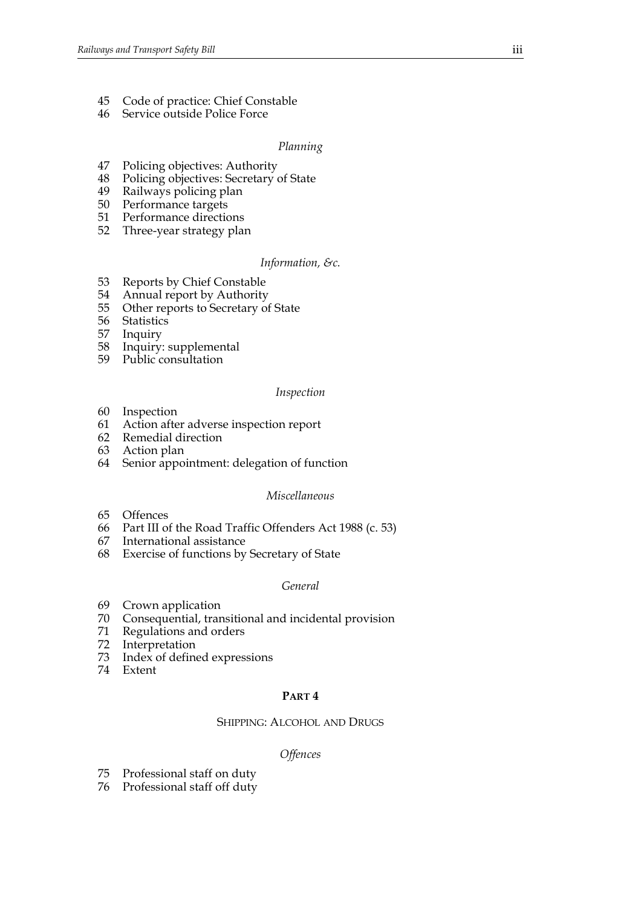45 Code of practice: Chief Constable
46 Service outside Police Force

*Planning*

47 Policing objectives: Authority
48 Policing objectives: Secretary of State
49 Railways policing plan
50 Performance targets
51 Performance directions
52 Three-year strategy plan

*Information, &c.*

53 Reports by Chief Constable
54 Annual report by Authority
55 Other reports to Secretary of State
56 Statistics
57 Inquiry
58 Inquiry: supplemental
59 Public consultation

*Inspection*

60 Inspection
61 Action after adverse inspection report
62 Remedial direction
63 Action plan
64 Senior appointment: delegation of function

*Miscellaneous*

65 Offences
66 Part III of the Road Traffic Offenders Act 1988 (c. 53)
67 International assistance
68 Exercise of functions by Secretary of State

*General*

69 Crown application
70 Consequential, transitional and incidental provision
71 Regulations and orders
72 Interpretation
73 Index of defined expressions
74 Extent

**PART 4**

SHIPPING: ALCOHOL AND DRUGS

*Offences*

75 Professional staff on duty
76 Professional staff off duty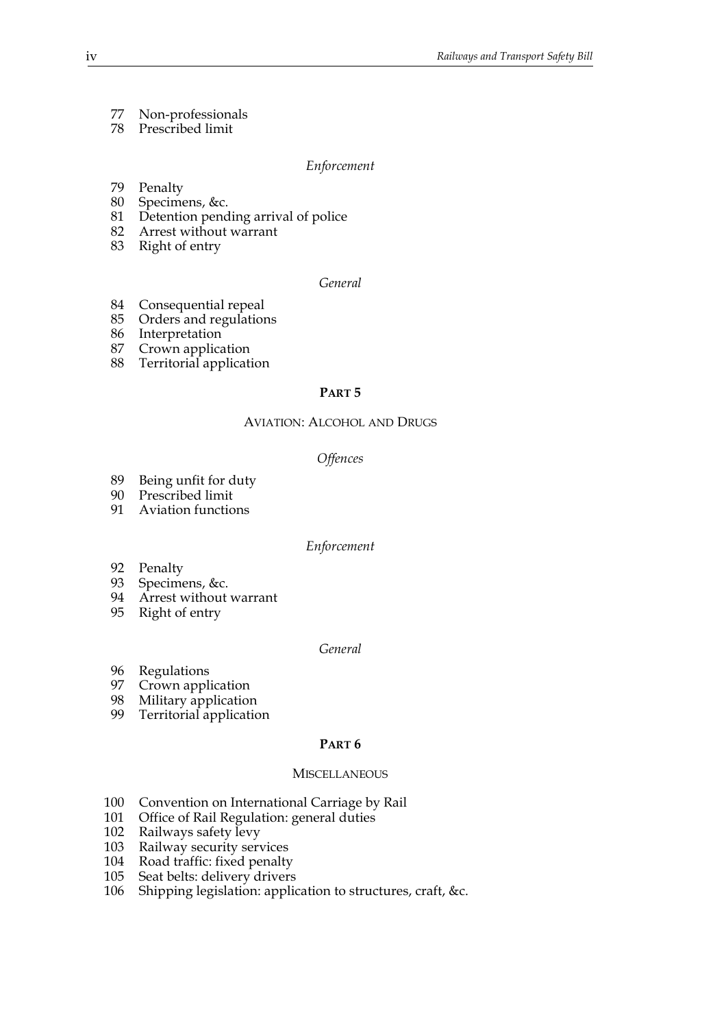77 Non-professionals
78 Prescribed limit

*Enforcement*

79 Penalty
80 Specimens, &c.
81 Detention pending arrival of police
82 Arrest without warrant
83 Right of entry

*General*

84 Consequential repeal
85 Orders and regulations
86 Interpretation
87 Crown application
88 Territorial application

## PART 5

### AVIATION: ALCOHOL AND DRUGS

*Offences*

89 Being unfit for duty
90 Prescribed limit
91 Aviation functions

*Enforcement*

92 Penalty
93 Specimens, &c.
94 Arrest without warrant
95 Right of entry

*General*

96 Regulations
97 Crown application
98 Military application
99 Territorial application

## PART 6

### MISCELLANEOUS

100 Convention on International Carriage by Rail
101 Office of Rail Regulation: general duties
102 Railways safety levy
103 Railway security services
104 Road traffic: fixed penalty
105 Seat belts: delivery drivers
106 Shipping legislation: application to structures, craft, &c.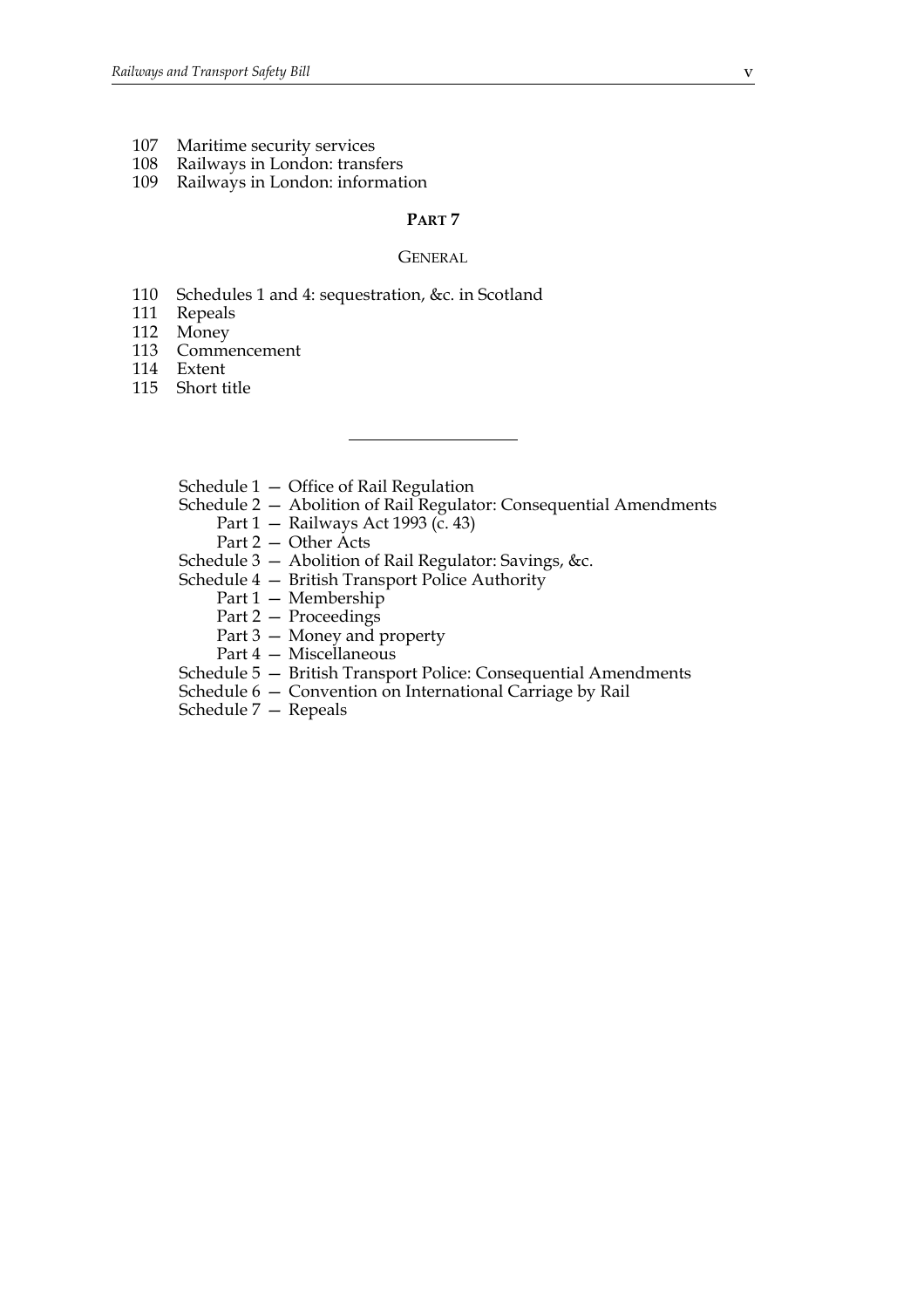107 Maritime security services
108 Railways in London: transfers
109 Railways in London: information

## PART 7

### GENERAL

110 Schedules 1 and 4: sequestration, &c. in Scotland
111 Repeals
112 Money
113 Commencement
114 Extent
115 Short title

---

Schedule 1 — Office of Rail Regulation
Schedule 2 — Abolition of Rail Regulator: Consequential Amendments
  Part 1 — Railways Act 1993 (c. 43)
  Part 2 — Other Acts
Schedule 3 — Abolition of Rail Regulator: Savings, &c.
Schedule 4 — British Transport Police Authority
  Part 1 — Membership
  Part 2 — Proceedings
  Part 3 — Money and property
  Part 4 — Miscellaneous
Schedule 5 — British Transport Police: Consequential Amendments
Schedule 6 — Convention on International Carriage by Rail
Schedule 7 — Repeals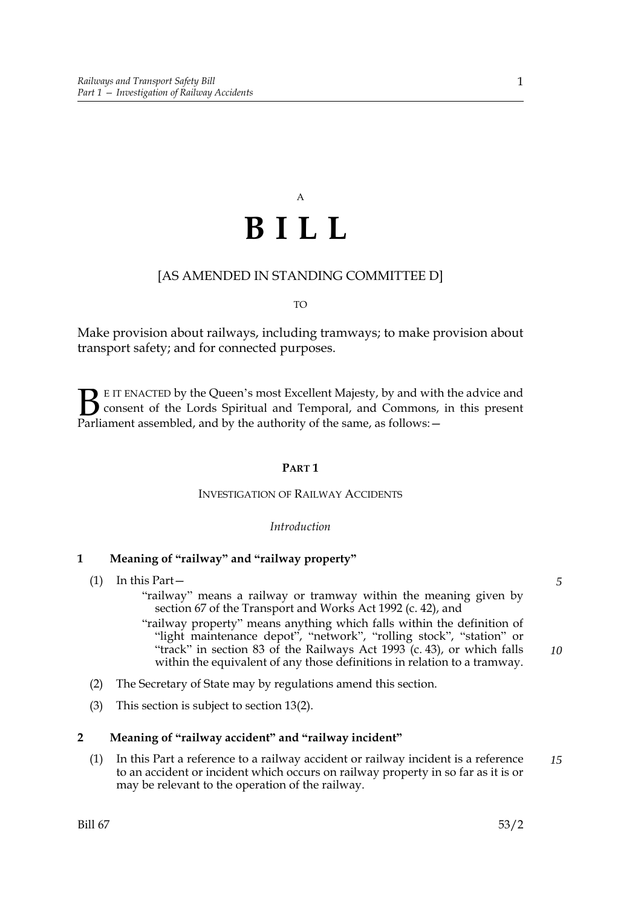A

# B I L L

[AS AMENDED IN STANDING COMMITTEE D]

TO

Make provision about railways, including tramways; to make provision about transport safety; and for connected purposes.

BE IT ENACTED by the Queen's most Excellent Majesty, by and with the advice and consent of the Lords Spiritual and Temporal, and Commons, in this present Parliament assembled, and by the authority of the same, as follows:—

## PART 1

### INVESTIGATION OF RAILWAY ACCIDENTS

*Introduction*

**1 Meaning of "railway" and "railway property"**

(1) In this Part—

"railway" means a railway or tramway within the meaning given by section 67 of the Transport and Works Act 1992 (c. 42), and

"railway property" means anything which falls within the definition of "light maintenance depot", "network", "rolling stock", "station" or "track" in section 83 of the Railways Act 1993 (c. 43), or which falls within the equivalent of any those definitions in relation to a tramway.

(2) The Secretary of State may by regulations amend this section.

(3) This section is subject to section 13(2).

**2 Meaning of "railway accident" and "railway incident"**

(1) In this Part a reference to a railway accident or railway incident is a reference to an accident or incident which occurs on railway property in so far as it is or may be relevant to the operation of the railway.

Bill 67 53/2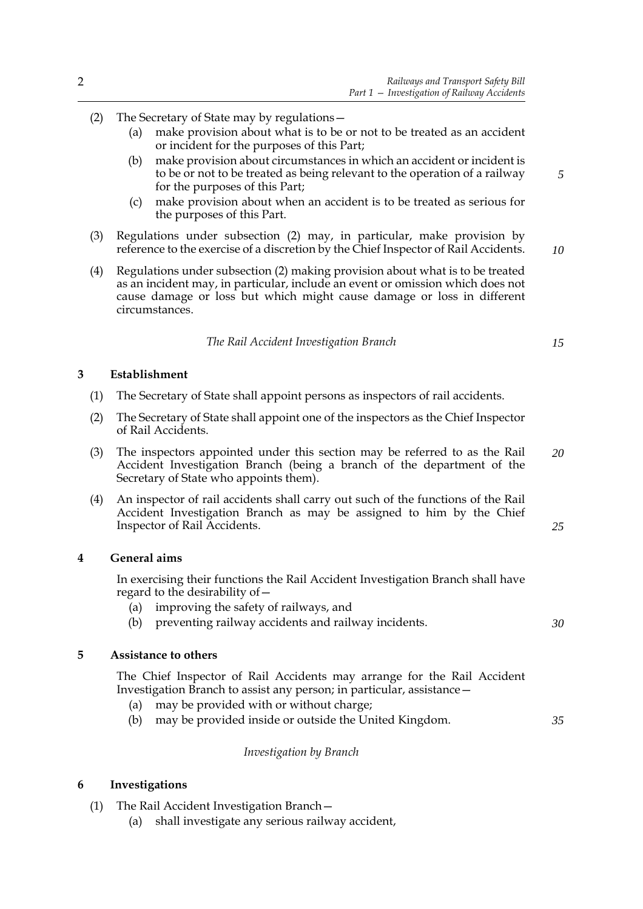(2) The Secretary of State may by regulations—

   (a) make provision about what is to be or not to be treated as an accident or incident for the purposes of this Part;

   (b) make provision about circumstances in which an accident or incident is to be or not to be treated as being relevant to the operation of a railway for the purposes of this Part;

   (c) make provision about when an accident is to be treated as serious for the purposes of this Part.

(3) Regulations under subsection (2) may, in particular, make provision by reference to the exercise of a discretion by the Chief Inspector of Rail Accidents.

(4) Regulations under subsection (2) making provision about what is to be treated as an incident may, in particular, include an event or omission which does not cause damage or loss but which might cause damage or loss in different circumstances.

*The Rail Accident Investigation Branch*

## 3 Establishment

(1) The Secretary of State shall appoint persons as inspectors of rail accidents.

(2) The Secretary of State shall appoint one of the inspectors as the Chief Inspector of Rail Accidents.

(3) The inspectors appointed under this section may be referred to as the Rail Accident Investigation Branch (being a branch of the department of the Secretary of State who appoints them).

(4) An inspector of rail accidents shall carry out such of the functions of the Rail Accident Investigation Branch as may be assigned to him by the Chief Inspector of Rail Accidents.

## 4 General aims

In exercising their functions the Rail Accident Investigation Branch shall have regard to the desirability of—

   (a) improving the safety of railways, and

   (b) preventing railway accidents and railway incidents.

## 5 Assistance to others

The Chief Inspector of Rail Accidents may arrange for the Rail Accident Investigation Branch to assist any person; in particular, assistance—

   (a) may be provided with or without charge;

   (b) may be provided inside or outside the United Kingdom.

*Investigation by Branch*

## 6 Investigations

(1) The Rail Accident Investigation Branch—

   (a) shall investigate any serious railway accident,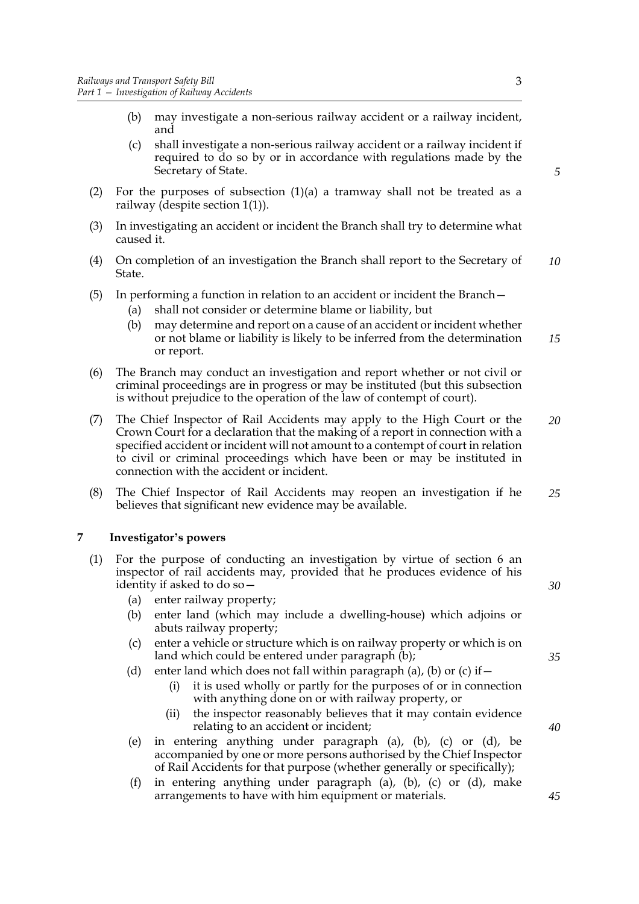(b) may investigate a non-serious railway accident or a railway incident, and

(c) shall investigate a non-serious railway accident or a railway incident if required to do so by or in accordance with regulations made by the Secretary of State.

(2) For the purposes of subsection (1)(a) a tramway shall not be treated as a railway (despite section 1(1)).

(3) In investigating an accident or incident the Branch shall try to determine what caused it.

(4) On completion of an investigation the Branch shall report to the Secretary of State.

(5) In performing a function in relation to an accident or incident the Branch—

(a) shall not consider or determine blame or liability, but

(b) may determine and report on a cause of an accident or incident whether or not blame or liability is likely to be inferred from the determination or report.

(6) The Branch may conduct an investigation and report whether or not civil or criminal proceedings are in progress or may be instituted (but this subsection is without prejudice to the operation of the law of contempt of court).

(7) The Chief Inspector of Rail Accidents may apply to the High Court or the Crown Court for a declaration that the making of a report in connection with a specified accident or incident will not amount to a contempt of court in relation to civil or criminal proceedings which have been or may be instituted in connection with the accident or incident.

(8) The Chief Inspector of Rail Accidents may reopen an investigation if he believes that significant new evidence may be available.

## 7 Investigator's powers

(1) For the purpose of conducting an investigation by virtue of section 6 an inspector of rail accidents may, provided that he produces evidence of his identity if asked to do so—

(a) enter railway property;

(b) enter land (which may include a dwelling-house) which adjoins or abuts railway property;

(c) enter a vehicle or structure which is on railway property or which is on land which could be entered under paragraph (b);

(d) enter land which does not fall within paragraph (a), (b) or (c) if—

(i) it is used wholly or partly for the purposes of or in connection with anything done on or with railway property, or

(ii) the inspector reasonably believes that it may contain evidence relating to an accident or incident;

(e) in entering anything under paragraph (a), (b), (c) or (d), be accompanied by one or more persons authorised by the Chief Inspector of Rail Accidents for that purpose (whether generally or specifically);

(f) in entering anything under paragraph (a), (b), (c) or (d), make arrangements to have with him equipment or materials.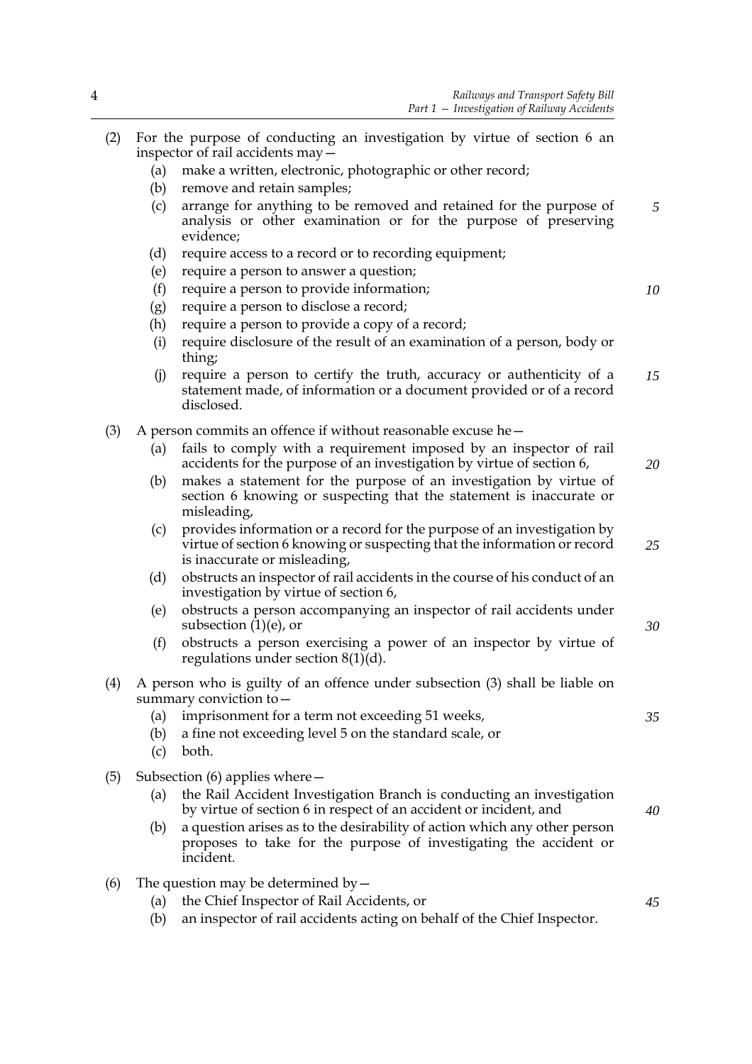(2) For the purpose of conducting an investigation by virtue of section 6 an inspector of rail accidents may—

- (a) make a written, electronic, photographic or other record;
- (b) remove and retain samples;
- (c) arrange for anything to be removed and retained for the purpose of analysis or other examination or for the purpose of preserving evidence;
- (d) require access to a record or to recording equipment;
- (e) require a person to answer a question;
- (f) require a person to provide information;
- (g) require a person to disclose a record;
- (h) require a person to provide a copy of a record;
- (i) require disclosure of the result of an examination of a person, body or thing;
- (j) require a person to certify the truth, accuracy or authenticity of a statement made, of information or a document provided or of a record disclosed.

(3) A person commits an offence if without reasonable excuse he—

- (a) fails to comply with a requirement imposed by an inspector of rail accidents for the purpose of an investigation by virtue of section 6,
- (b) makes a statement for the purpose of an investigation by virtue of section 6 knowing or suspecting that the statement is inaccurate or misleading,
- (c) provides information or a record for the purpose of an investigation by virtue of section 6 knowing or suspecting that the information or record is inaccurate or misleading,
- (d) obstructs an inspector of rail accidents in the course of his conduct of an investigation by virtue of section 6,
- (e) obstructs a person accompanying an inspector of rail accidents under subsection (1)(e), or
- (f) obstructs a person exercising a power of an inspector by virtue of regulations under section 8(1)(d).

(4) A person who is guilty of an offence under subsection (3) shall be liable on summary conviction to—

- (a) imprisonment for a term not exceeding 51 weeks,
- (b) a fine not exceeding level 5 on the standard scale, or
- (c) both.

(5) Subsection (6) applies where—

- (a) the Rail Accident Investigation Branch is conducting an investigation by virtue of section 6 in respect of an accident or incident, and
- (b) a question arises as to the desirability of action which any other person proposes to take for the purpose of investigating the accident or incident.

(6) The question may be determined by—

- (a) the Chief Inspector of Rail Accidents, or
- (b) an inspector of rail accidents acting on behalf of the Chief Inspector.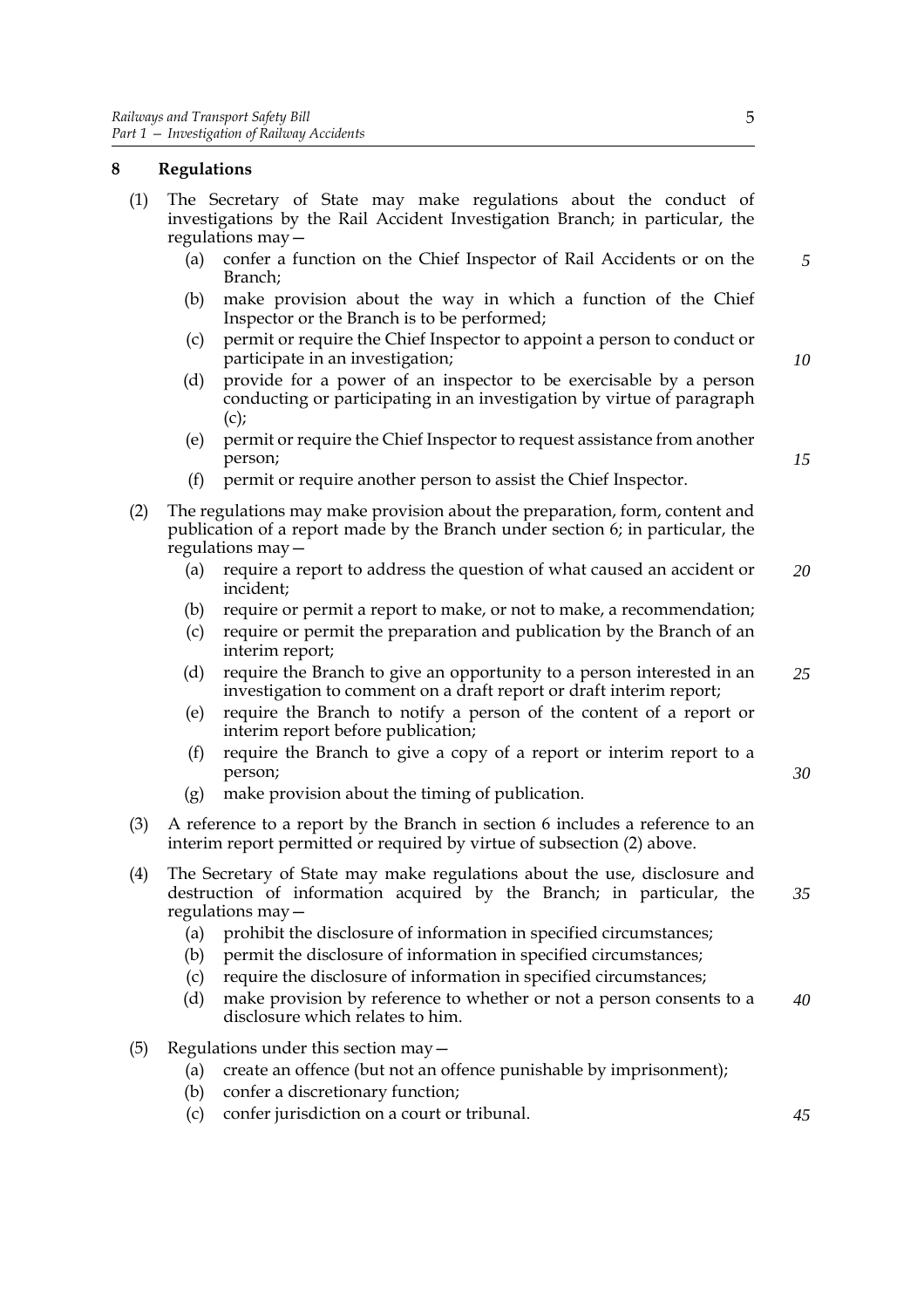## 8 Regulations

(1) The Secretary of State may make regulations about the conduct of investigations by the Rail Accident Investigation Branch; in particular, the regulations may—

(a) confer a function on the Chief Inspector of Rail Accidents or on the Branch;

(b) make provision about the way in which a function of the Chief Inspector or the Branch is to be performed;

(c) permit or require the Chief Inspector to appoint a person to conduct or participate in an investigation;

(d) provide for a power of an inspector to be exercisable by a person conducting or participating in an investigation by virtue of paragraph (c);

(e) permit or require the Chief Inspector to request assistance from another person;

(f) permit or require another person to assist the Chief Inspector.

(2) The regulations may make provision about the preparation, form, content and publication of a report made by the Branch under section 6; in particular, the regulations may—

(a) require a report to address the question of what caused an accident or incident;

(b) require or permit a report to make, or not to make, a recommendation;

(c) require or permit the preparation and publication by the Branch of an interim report;

(d) require the Branch to give an opportunity to a person interested in an investigation to comment on a draft report or draft interim report;

(e) require the Branch to notify a person of the content of a report or interim report before publication;

(f) require the Branch to give a copy of a report or interim report to a person;

(g) make provision about the timing of publication.

(3) A reference to a report by the Branch in section 6 includes a reference to an interim report permitted or required by virtue of subsection (2) above.

(4) The Secretary of State may make regulations about the use, disclosure and destruction of information acquired by the Branch; in particular, the regulations may—

(a) prohibit the disclosure of information in specified circumstances;

(b) permit the disclosure of information in specified circumstances;

(c) require the disclosure of information in specified circumstances;

(d) make provision by reference to whether or not a person consents to a disclosure which relates to him.

(5) Regulations under this section may—

(a) create an offence (but not an offence punishable by imprisonment);

(b) confer a discretionary function;

(c) confer jurisdiction on a court or tribunal.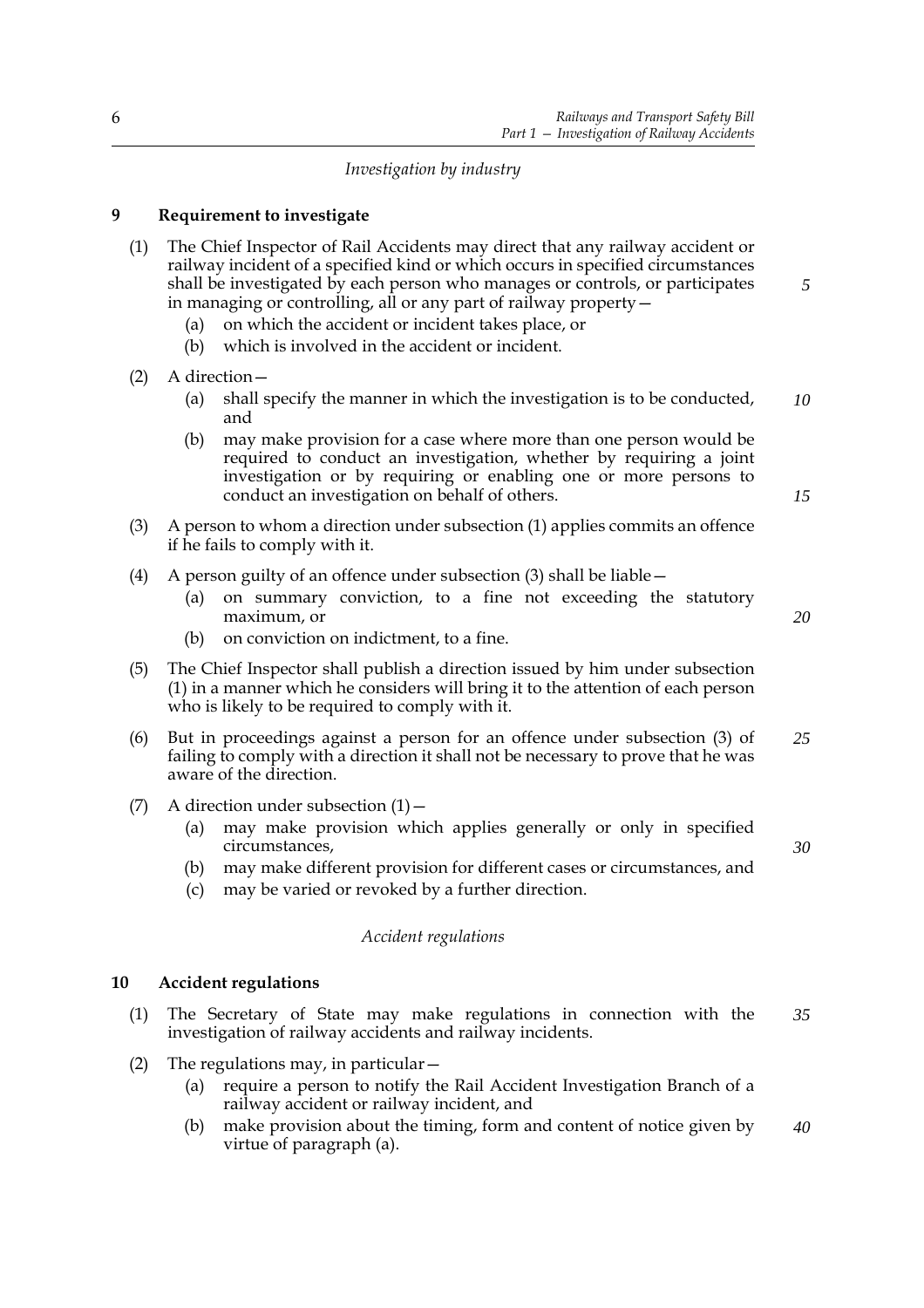*Investigation by industry*

## 9 Requirement to investigate

(1) The Chief Inspector of Rail Accidents may direct that any railway accident or railway incident of a specified kind or which occurs in specified circumstances shall be investigated by each person who manages or controls, or participates in managing or controlling, all or any part of railway property—

  (a) on which the accident or incident takes place, or

  (b) which is involved in the accident or incident.

(2) A direction—

  (a) shall specify the manner in which the investigation is to be conducted, and

  (b) may make provision for a case where more than one person would be required to conduct an investigation, whether by requiring a joint investigation or by requiring or enabling one or more persons to conduct an investigation on behalf of others.

(3) A person to whom a direction under subsection (1) applies commits an offence if he fails to comply with it.

(4) A person guilty of an offence under subsection (3) shall be liable—

  (a) on summary conviction, to a fine not exceeding the statutory maximum, or

  (b) on conviction on indictment, to a fine.

(5) The Chief Inspector shall publish a direction issued by him under subsection (1) in a manner which he considers will bring it to the attention of each person who is likely to be required to comply with it.

(6) But in proceedings against a person for an offence under subsection (3) of failing to comply with a direction it shall not be necessary to prove that he was aware of the direction.

(7) A direction under subsection (1)—

  (a) may make provision which applies generally or only in specified circumstances,

  (b) may make different provision for different cases or circumstances, and

  (c) may be varied or revoked by a further direction.

*Accident regulations*

## 10 Accident regulations

(1) The Secretary of State may make regulations in connection with the investigation of railway accidents and railway incidents.

(2) The regulations may, in particular—

  (a) require a person to notify the Rail Accident Investigation Branch of a railway accident or railway incident, and

  (b) make provision about the timing, form and content of notice given by virtue of paragraph (a).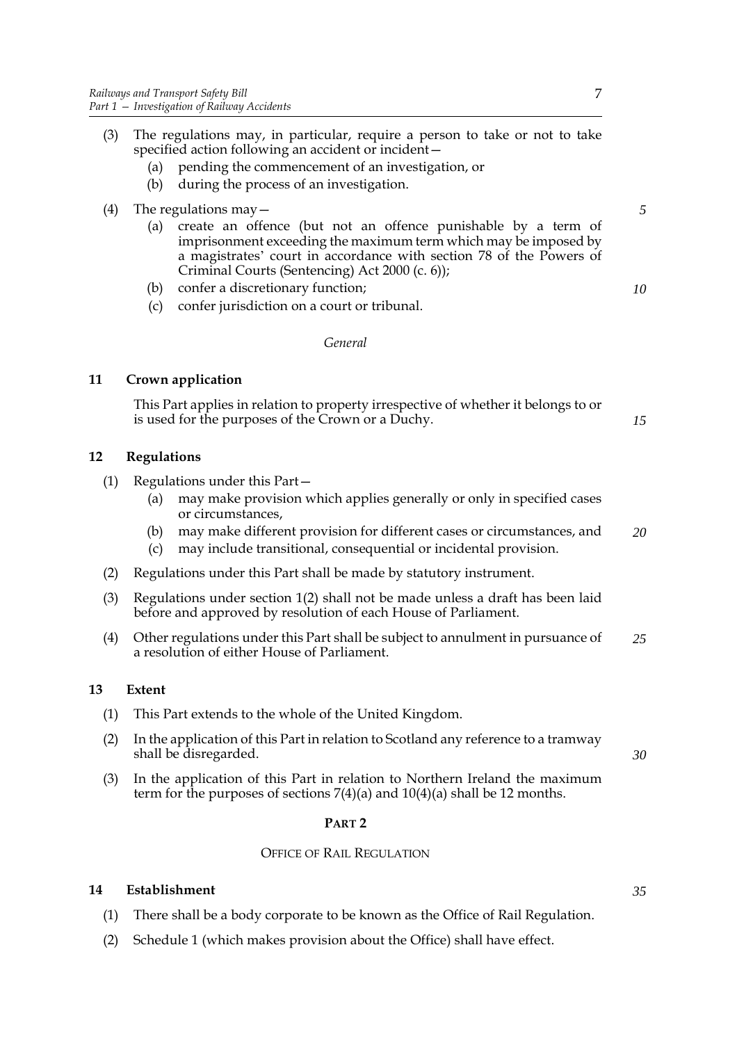(3) The regulations may, in particular, require a person to take or not to take specified action following an accident or incident—

   (a) pending the commencement of an investigation, or

   (b) during the process of an investigation.

(4) The regulations may—

   (a) create an offence (but not an offence punishable by a term of imprisonment exceeding the maximum term which may be imposed by a magistrates' court in accordance with section 78 of the Powers of Criminal Courts (Sentencing) Act 2000 (c. 6));

   (b) confer a discretionary function;

   (c) confer jurisdiction on a court or tribunal.

*General*

**11 Crown application**

This Part applies in relation to property irrespective of whether it belongs to or is used for the purposes of the Crown or a Duchy.

**12 Regulations**

(1) Regulations under this Part—

   (a) may make provision which applies generally or only in specified cases or circumstances,

   (b) may make different provision for different cases or circumstances, and

   (c) may include transitional, consequential or incidental provision.

(2) Regulations under this Part shall be made by statutory instrument.

(3) Regulations under section 1(2) shall not be made unless a draft has been laid before and approved by resolution of each House of Parliament.

(4) Other regulations under this Part shall be subject to annulment in pursuance of a resolution of either House of Parliament.

**13 Extent**

(1) This Part extends to the whole of the United Kingdom.

(2) In the application of this Part in relation to Scotland any reference to a tramway shall be disregarded.

(3) In the application of this Part in relation to Northern Ireland the maximum term for the purposes of sections 7(4)(a) and 10(4)(a) shall be 12 months.

## PART 2

## OFFICE OF RAIL REGULATION

**14 Establishment**

(1) There shall be a body corporate to be known as the Office of Rail Regulation.

(2) Schedule 1 (which makes provision about the Office) shall have effect.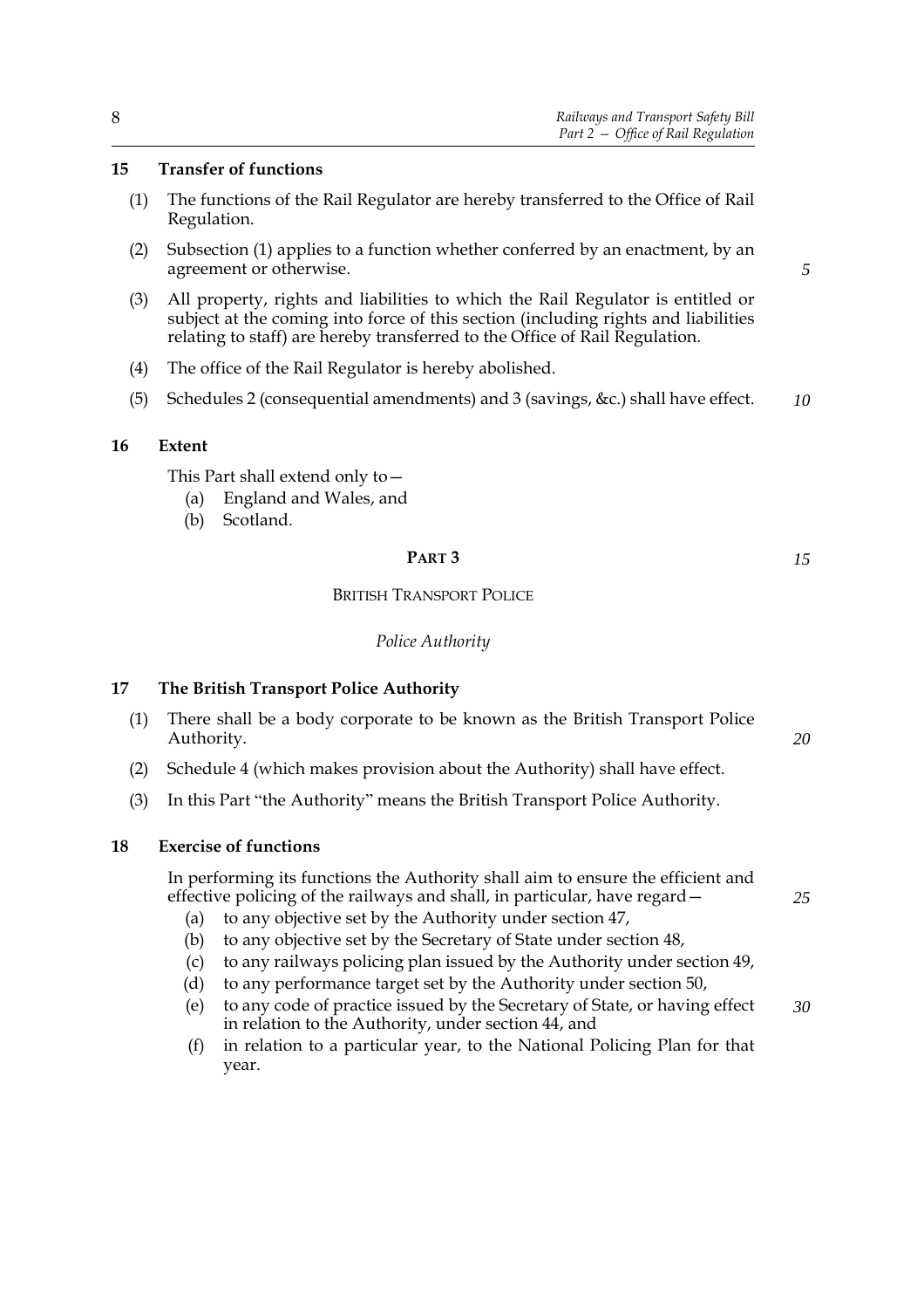**15 Transfer of functions**

(1) The functions of the Rail Regulator are hereby transferred to the Office of Rail Regulation.

(2) Subsection (1) applies to a function whether conferred by an enactment, by an agreement or otherwise.

(3) All property, rights and liabilities to which the Rail Regulator is entitled or subject at the coming into force of this section (including rights and liabilities relating to staff) are hereby transferred to the Office of Rail Regulation.

(4) The office of the Rail Regulator is hereby abolished.

(5) Schedules 2 (consequential amendments) and 3 (savings, &c.) shall have effect.

**16 Extent**

This Part shall extend only to—

(a) England and Wales, and

(b) Scotland.

## PART 3

## BRITISH TRANSPORT POLICE

### *Police Authority*

**17 The British Transport Police Authority**

(1) There shall be a body corporate to be known as the British Transport Police Authority.

(2) Schedule 4 (which makes provision about the Authority) shall have effect.

(3) In this Part "the Authority" means the British Transport Police Authority.

**18 Exercise of functions**

In performing its functions the Authority shall aim to ensure the efficient and effective policing of the railways and shall, in particular, have regard—

(a) to any objective set by the Authority under section 47,

(b) to any objective set by the Secretary of State under section 48,

(c) to any railways policing plan issued by the Authority under section 49,

(d) to any performance target set by the Authority under section 50,

(e) to any code of practice issued by the Secretary of State, or having effect in relation to the Authority, under section 44, and

(f) in relation to a particular year, to the National Policing Plan for that year.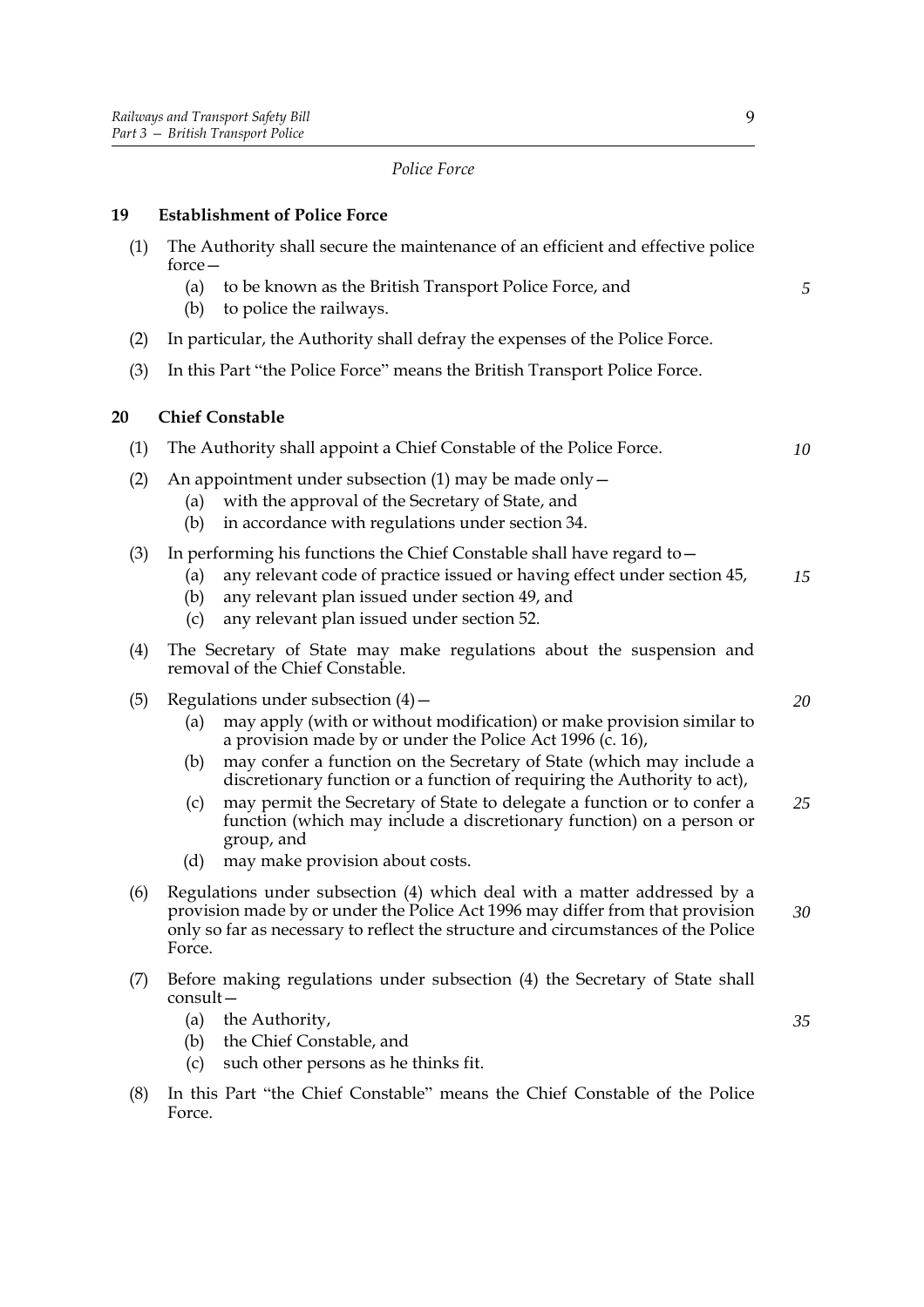*Police Force*

## 19 Establishment of Police Force

(1) The Authority shall secure the maintenance of an efficient and effective police force—

   (a) to be known as the British Transport Police Force, and

   (b) to police the railways.

(2) In particular, the Authority shall defray the expenses of the Police Force.

(3) In this Part "the Police Force" means the British Transport Police Force.

## 20 Chief Constable

(1) The Authority shall appoint a Chief Constable of the Police Force.

(2) An appointment under subsection (1) may be made only—

   (a) with the approval of the Secretary of State, and

   (b) in accordance with regulations under section 34.

(3) In performing his functions the Chief Constable shall have regard to—

   (a) any relevant code of practice issued or having effect under section 45,

   (b) any relevant plan issued under section 49, and

   (c) any relevant plan issued under section 52.

(4) The Secretary of State may make regulations about the suspension and removal of the Chief Constable.

(5) Regulations under subsection (4)—

   (a) may apply (with or without modification) or make provision similar to a provision made by or under the Police Act 1996 (c. 16),

   (b) may confer a function on the Secretary of State (which may include a discretionary function or a function of requiring the Authority to act),

   (c) may permit the Secretary of State to delegate a function or to confer a function (which may include a discretionary function) on a person or group, and

   (d) may make provision about costs.

(6) Regulations under subsection (4) which deal with a matter addressed by a provision made by or under the Police Act 1996 may differ from that provision only so far as necessary to reflect the structure and circumstances of the Police Force.

(7) Before making regulations under subsection (4) the Secretary of State shall consult—

   (a) the Authority,

   (b) the Chief Constable, and

   (c) such other persons as he thinks fit.

(8) In this Part "the Chief Constable" means the Chief Constable of the Police Force.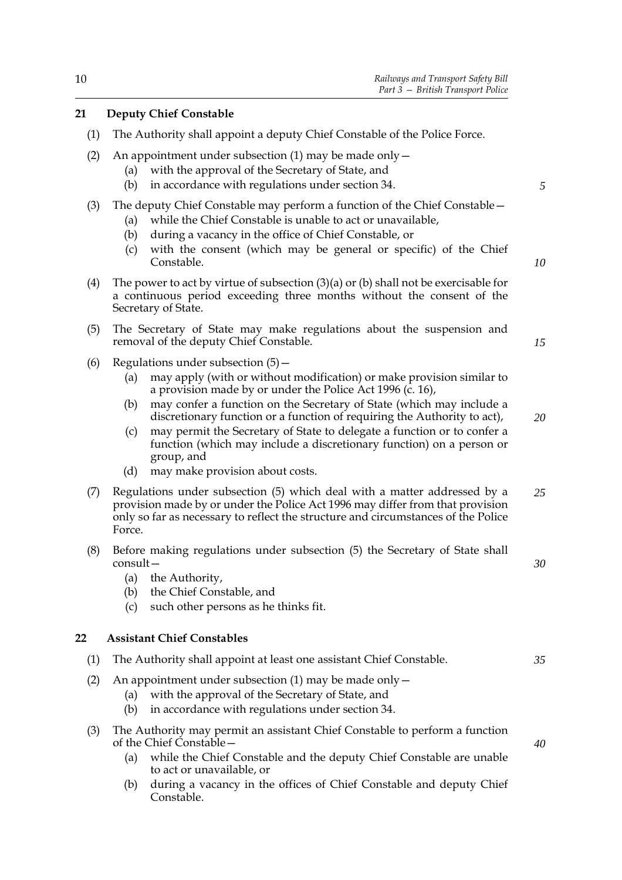## 21 Deputy Chief Constable

(1) The Authority shall appoint a deputy Chief Constable of the Police Force.

(2) An appointment under subsection (1) may be made only—
  (a) with the approval of the Secretary of State, and
  (b) in accordance with regulations under section 34.

(3) The deputy Chief Constable may perform a function of the Chief Constable—
  (a) while the Chief Constable is unable to act or unavailable,
  (b) during a vacancy in the office of Chief Constable, or
  (c) with the consent (which may be general or specific) of the Chief Constable.

(4) The power to act by virtue of subsection (3)(a) or (b) shall not be exercisable for a continuous period exceeding three months without the consent of the Secretary of State.

(5) The Secretary of State may make regulations about the suspension and removal of the deputy Chief Constable.

(6) Regulations under subsection (5)—
  (a) may apply (with or without modification) or make provision similar to a provision made by or under the Police Act 1996 (c. 16),
  (b) may confer a function on the Secretary of State (which may include a discretionary function or a function of requiring the Authority to act),
  (c) may permit the Secretary of State to delegate a function or to confer a function (which may include a discretionary function) on a person or group, and
  (d) may make provision about costs.

(7) Regulations under subsection (5) which deal with a matter addressed by a provision made by or under the Police Act 1996 may differ from that provision only so far as necessary to reflect the structure and circumstances of the Police Force.

(8) Before making regulations under subsection (5) the Secretary of State shall consult—
  (a) the Authority,
  (b) the Chief Constable, and
  (c) such other persons as he thinks fit.

## 22 Assistant Chief Constables

(1) The Authority shall appoint at least one assistant Chief Constable.

(2) An appointment under subsection (1) may be made only—
  (a) with the approval of the Secretary of State, and
  (b) in accordance with regulations under section 34.

(3) The Authority may permit an assistant Chief Constable to perform a function of the Chief Constable—
  (a) while the Chief Constable and the deputy Chief Constable are unable to act or unavailable, or
  (b) during a vacancy in the offices of Chief Constable and deputy Chief Constable.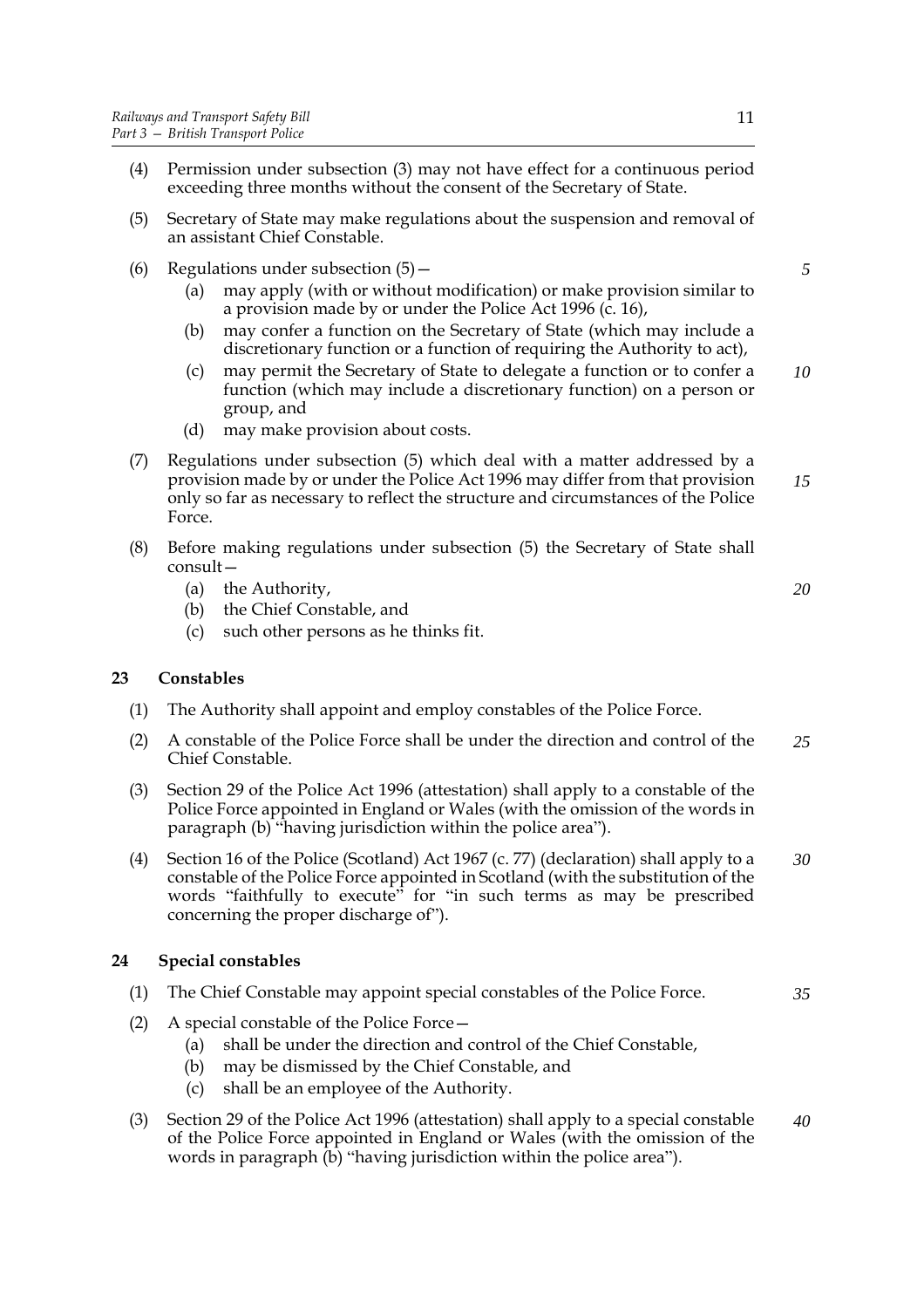(4) Permission under subsection (3) may not have effect for a continuous period exceeding three months without the consent of the Secretary of State.

(5) Secretary of State may make regulations about the suspension and removal of an assistant Chief Constable.

(6) Regulations under subsection (5)—

  (a) may apply (with or without modification) or make provision similar to a provision made by or under the Police Act 1996 (c. 16),

  (b) may confer a function on the Secretary of State (which may include a discretionary function or a function of requiring the Authority to act),

  (c) may permit the Secretary of State to delegate a function or to confer a function (which may include a discretionary function) on a person or group, and

  (d) may make provision about costs.

(7) Regulations under subsection (5) which deal with a matter addressed by a provision made by or under the Police Act 1996 may differ from that provision only so far as necessary to reflect the structure and circumstances of the Police Force.

(8) Before making regulations under subsection (5) the Secretary of State shall consult—

  (a) the Authority,

  (b) the Chief Constable, and

  (c) such other persons as he thinks fit.

## 23 Constables

(1) The Authority shall appoint and employ constables of the Police Force.

(2) A constable of the Police Force shall be under the direction and control of the Chief Constable.

(3) Section 29 of the Police Act 1996 (attestation) shall apply to a constable of the Police Force appointed in England or Wales (with the omission of the words in paragraph (b) "having jurisdiction within the police area").

(4) Section 16 of the Police (Scotland) Act 1967 (c. 77) (declaration) shall apply to a constable of the Police Force appointed in Scotland (with the substitution of the words "faithfully to execute" for "in such terms as may be prescribed concerning the proper discharge of").

## 24 Special constables

(1) The Chief Constable may appoint special constables of the Police Force.

(2) A special constable of the Police Force—

  (a) shall be under the direction and control of the Chief Constable,

  (b) may be dismissed by the Chief Constable, and

  (c) shall be an employee of the Authority.

(3) Section 29 of the Police Act 1996 (attestation) shall apply to a special constable of the Police Force appointed in England or Wales (with the omission of the words in paragraph (b) "having jurisdiction within the police area").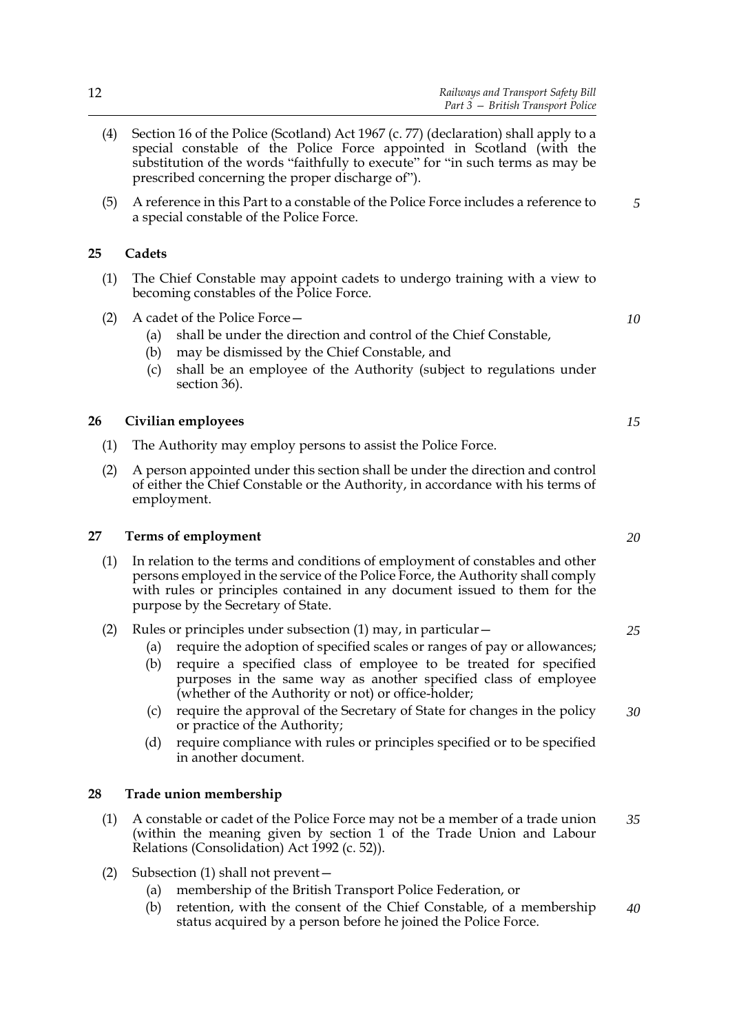(4) Section 16 of the Police (Scotland) Act 1967 (c. 77) (declaration) shall apply to a special constable of the Police Force appointed in Scotland (with the substitution of the words "faithfully to execute" for "in such terms as may be prescribed concerning the proper discharge of").

(5) A reference in this Part to a constable of the Police Force includes a reference to a special constable of the Police Force.

### 25 Cadets

(1) The Chief Constable may appoint cadets to undergo training with a view to becoming constables of the Police Force.

(2) A cadet of the Police Force—

- (a) shall be under the direction and control of the Chief Constable,
- (b) may be dismissed by the Chief Constable, and
- (c) shall be an employee of the Authority (subject to regulations under section 36).

### 26 Civilian employees

(1) The Authority may employ persons to assist the Police Force.

(2) A person appointed under this section shall be under the direction and control of either the Chief Constable or the Authority, in accordance with his terms of employment.

### 27 Terms of employment

(1) In relation to the terms and conditions of employment of constables and other persons employed in the service of the Police Force, the Authority shall comply with rules or principles contained in any document issued to them for the purpose by the Secretary of State.

(2) Rules or principles under subsection (1) may, in particular—

- (a) require the adoption of specified scales or ranges of pay or allowances;
- (b) require a specified class of employee to be treated for specified purposes in the same way as another specified class of employee (whether of the Authority or not) or office-holder;
- (c) require the approval of the Secretary of State for changes in the policy or practice of the Authority;
- (d) require compliance with rules or principles specified or to be specified in another document.

### 28 Trade union membership

(1) A constable or cadet of the Police Force may not be a member of a trade union (within the meaning given by section 1 of the Trade Union and Labour Relations (Consolidation) Act 1992 (c. 52)).

(2) Subsection (1) shall not prevent—

- (a) membership of the British Transport Police Federation, or
- (b) retention, with the consent of the Chief Constable, of a membership status acquired by a person before he joined the Police Force.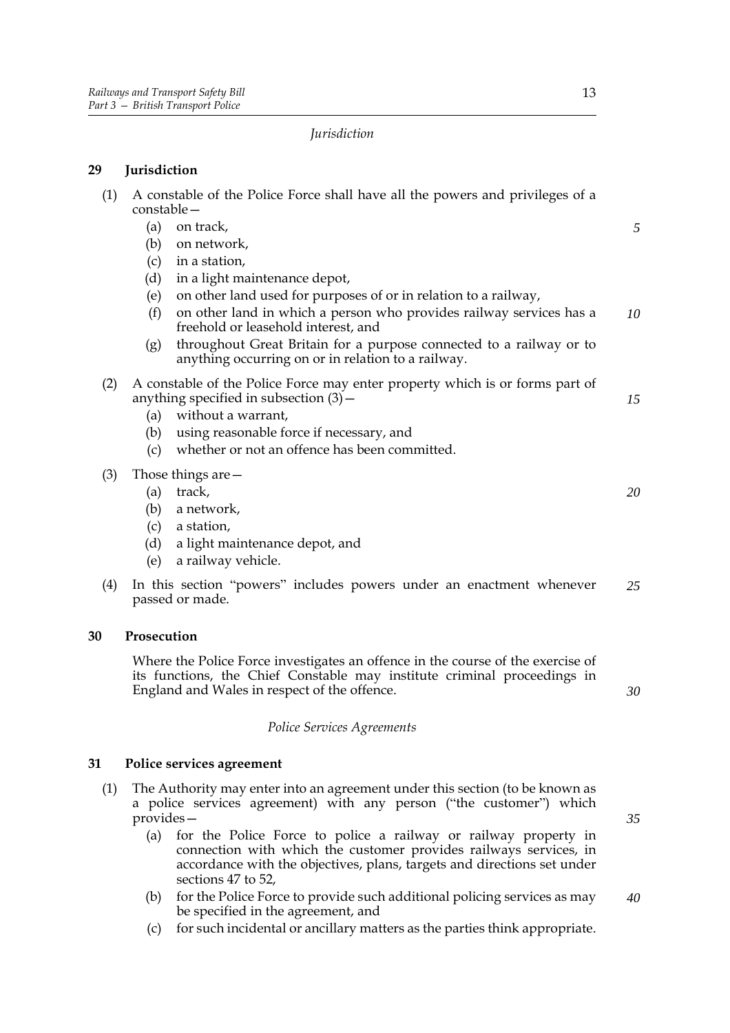*Jurisdiction*

## 29 Jurisdiction

(1) A constable of the Police Force shall have all the powers and privileges of a constable—

- (a) on track,
- (b) on network,
- (c) in a station,
- (d) in a light maintenance depot,
- (e) on other land used for purposes of or in relation to a railway,
- (f) on other land in which a person who provides railway services has a freehold or leasehold interest, and
- (g) throughout Great Britain for a purpose connected to a railway or to anything occurring on or in relation to a railway.

(2) A constable of the Police Force may enter property which is or forms part of anything specified in subsection (3)—

- (a) without a warrant,
- (b) using reasonable force if necessary, and
- (c) whether or not an offence has been committed.

(3) Those things are—

- (a) track,
- (b) a network,
- (c) a station,
- (d) a light maintenance depot, and
- (e) a railway vehicle.

(4) In this section "powers" includes powers under an enactment whenever passed or made.

## 30 Prosecution

Where the Police Force investigates an offence in the course of the exercise of its functions, the Chief Constable may institute criminal proceedings in England and Wales in respect of the offence.

*Police Services Agreements*

## 31 Police services agreement

(1) The Authority may enter into an agreement under this section (to be known as a police services agreement) with any person ("the customer") which provides—

- (a) for the Police Force to police a railway or railway property in connection with which the customer provides railways services, in accordance with the objectives, plans, targets and directions set under sections 47 to 52,
- (b) for the Police Force to provide such additional policing services as may be specified in the agreement, and
- (c) for such incidental or ancillary matters as the parties think appropriate.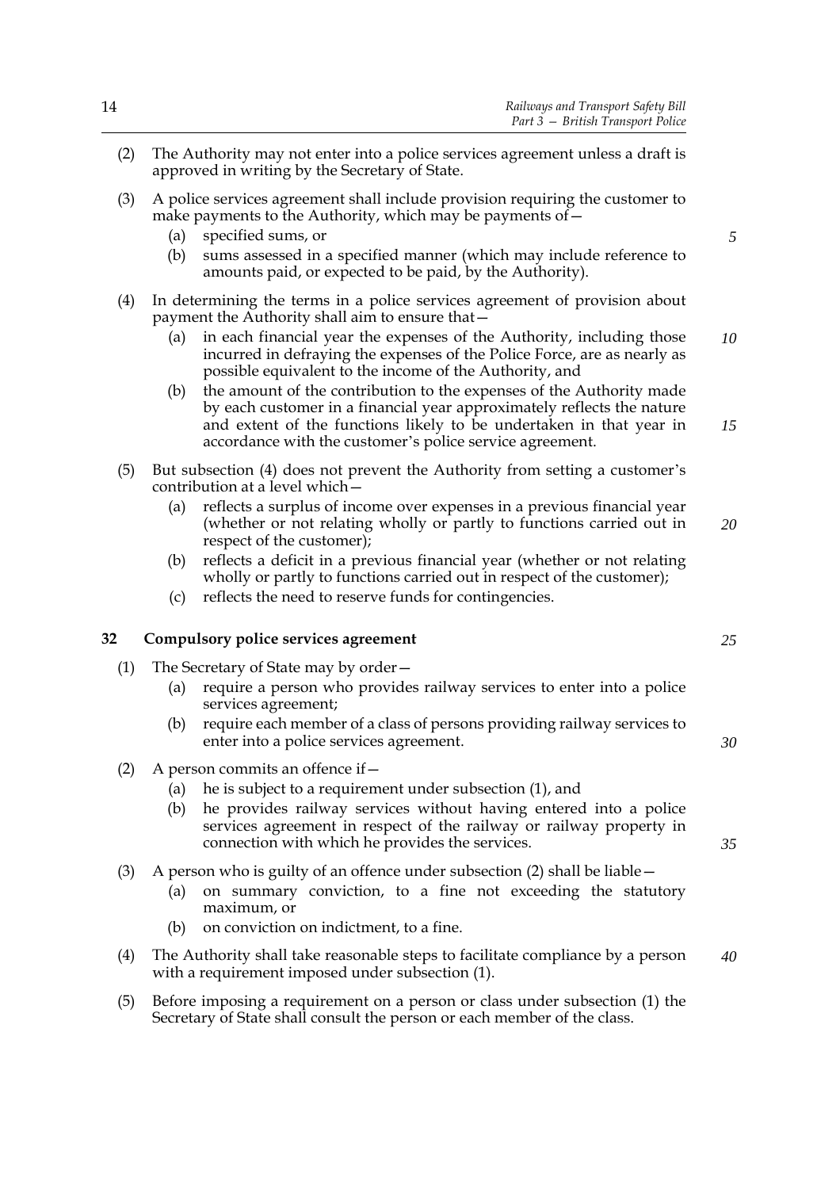(2) The Authority may not enter into a police services agreement unless a draft is approved in writing by the Secretary of State.

(3) A police services agreement shall include provision requiring the customer to make payments to the Authority, which may be payments of—

  (a) specified sums, or

  (b) sums assessed in a specified manner (which may include reference to amounts paid, or expected to be paid, by the Authority).

(4) In determining the terms in a police services agreement of provision about payment the Authority shall aim to ensure that—

  (a) in each financial year the expenses of the Authority, including those incurred in defraying the expenses of the Police Force, are as nearly as possible equivalent to the income of the Authority, and

  (b) the amount of the contribution to the expenses of the Authority made by each customer in a financial year approximately reflects the nature and extent of the functions likely to be undertaken in that year in accordance with the customer's police service agreement.

(5) But subsection (4) does not prevent the Authority from setting a customer's contribution at a level which—

  (a) reflects a surplus of income over expenses in a previous financial year (whether or not relating wholly or partly to functions carried out in respect of the customer);

  (b) reflects a deficit in a previous financial year (whether or not relating wholly or partly to functions carried out in respect of the customer);

  (c) reflects the need to reserve funds for contingencies.

### 32 Compulsory police services agreement

(1) The Secretary of State may by order—

  (a) require a person who provides railway services to enter into a police services agreement;

  (b) require each member of a class of persons providing railway services to enter into a police services agreement.

(2) A person commits an offence if—

  (a) he is subject to a requirement under subsection (1), and

  (b) he provides railway services without having entered into a police services agreement in respect of the railway or railway property in connection with which he provides the services.

(3) A person who is guilty of an offence under subsection (2) shall be liable—

  (a) on summary conviction, to a fine not exceeding the statutory maximum, or

  (b) on conviction on indictment, to a fine.

(4) The Authority shall take reasonable steps to facilitate compliance by a person with a requirement imposed under subsection (1).

(5) Before imposing a requirement on a person or class under subsection (1) the Secretary of State shall consult the person or each member of the class.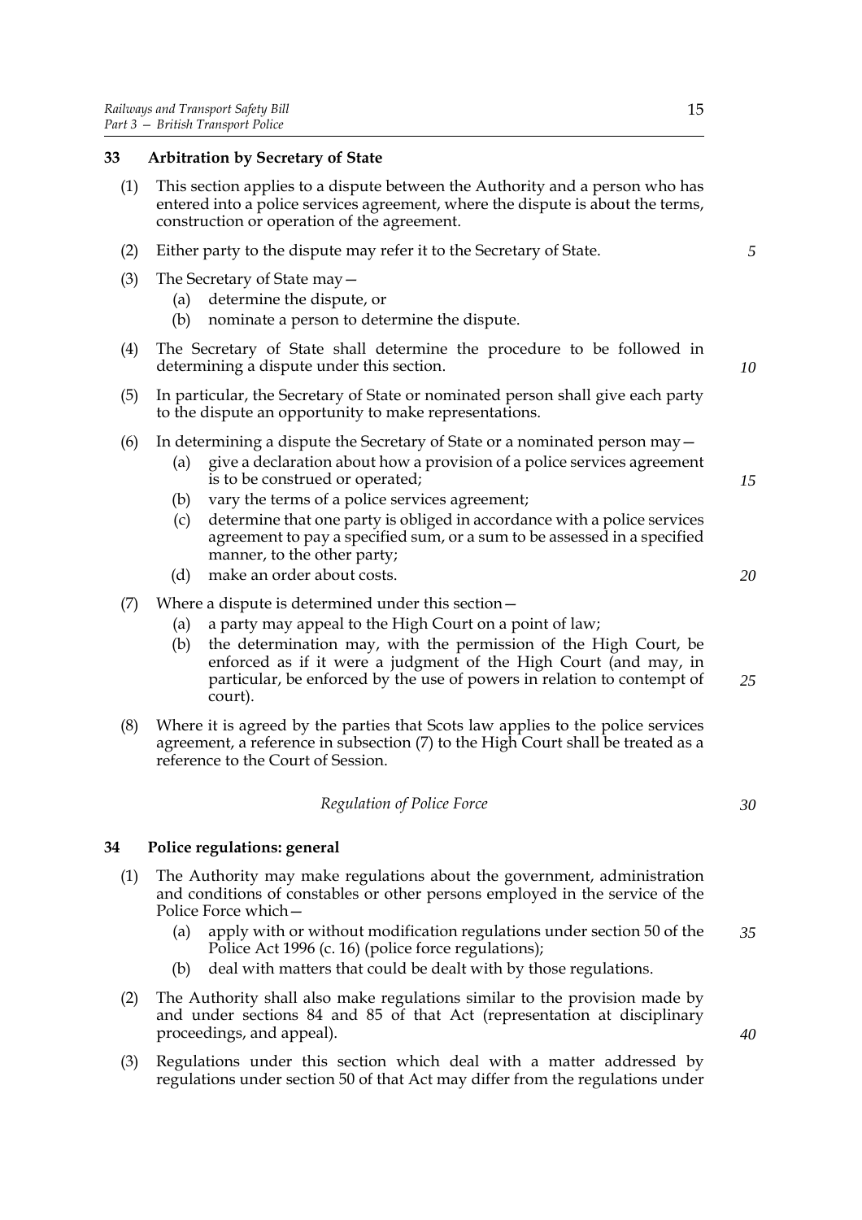## 33 Arbitration by Secretary of State

(1) This section applies to a dispute between the Authority and a person who has entered into a police services agreement, where the dispute is about the terms, construction or operation of the agreement.

(2) Either party to the dispute may refer it to the Secretary of State.

(3) The Secretary of State may—

  (a) determine the dispute, or

  (b) nominate a person to determine the dispute.

(4) The Secretary of State shall determine the procedure to be followed in determining a dispute under this section.

(5) In particular, the Secretary of State or nominated person shall give each party to the dispute an opportunity to make representations.

(6) In determining a dispute the Secretary of State or a nominated person may—

  (a) give a declaration about how a provision of a police services agreement is to be construed or operated;

  (b) vary the terms of a police services agreement;

  (c) determine that one party is obliged in accordance with a police services agreement to pay a specified sum, or a sum to be assessed in a specified manner, to the other party;

  (d) make an order about costs.

(7) Where a dispute is determined under this section—

  (a) a party may appeal to the High Court on a point of law;

  (b) the determination may, with the permission of the High Court, be enforced as if it were a judgment of the High Court (and may, in particular, be enforced by the use of powers in relation to contempt of court).

(8) Where it is agreed by the parties that Scots law applies to the police services agreement, a reference in subsection (7) to the High Court shall be treated as a reference to the Court of Session.

*Regulation of Police Force*

## 34 Police regulations: general

(1) The Authority may make regulations about the government, administration and conditions of constables or other persons employed in the service of the Police Force which—

  (a) apply with or without modification regulations under section 50 of the Police Act 1996 (c. 16) (police force regulations);

  (b) deal with matters that could be dealt with by those regulations.

(2) The Authority shall also make regulations similar to the provision made by and under sections 84 and 85 of that Act (representation at disciplinary proceedings, and appeal).

(3) Regulations under this section which deal with a matter addressed by regulations under section 50 of that Act may differ from the regulations under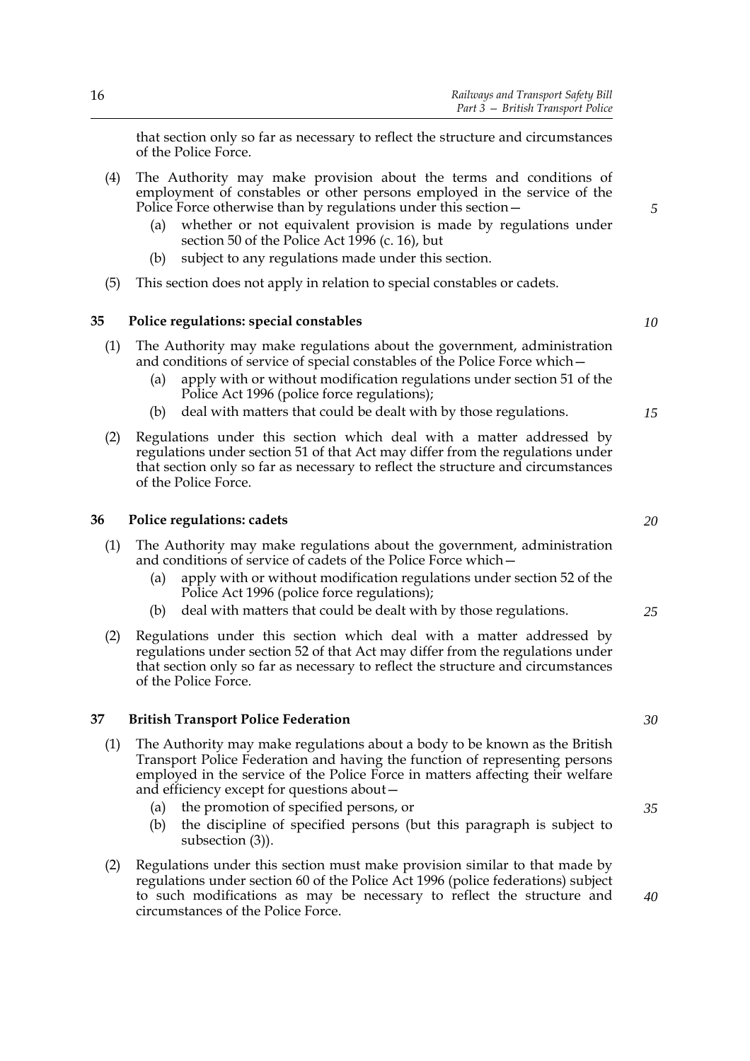that section only so far as necessary to reflect the structure and circumstances of the Police Force.

(4) The Authority may make provision about the terms and conditions of employment of constables or other persons employed in the service of the Police Force otherwise than by regulations under this section—

- (a) whether or not equivalent provision is made by regulations under section 50 of the Police Act 1996 (c. 16), but
- (b) subject to any regulations made under this section.

(5) This section does not apply in relation to special constables or cadets.

### 35 Police regulations: special constables

(1) The Authority may make regulations about the government, administration and conditions of service of special constables of the Police Force which—

- (a) apply with or without modification regulations under section 51 of the Police Act 1996 (police force regulations);
- (b) deal with matters that could be dealt with by those regulations.

(2) Regulations under this section which deal with a matter addressed by regulations under section 51 of that Act may differ from the regulations under that section only so far as necessary to reflect the structure and circumstances of the Police Force.

### 36 Police regulations: cadets

(1) The Authority may make regulations about the government, administration and conditions of service of cadets of the Police Force which—

- (a) apply with or without modification regulations under section 52 of the Police Act 1996 (police force regulations);
- (b) deal with matters that could be dealt with by those regulations.

(2) Regulations under this section which deal with a matter addressed by regulations under section 52 of that Act may differ from the regulations under that section only so far as necessary to reflect the structure and circumstances of the Police Force.

### 37 British Transport Police Federation

(1) The Authority may make regulations about a body to be known as the British Transport Police Federation and having the function of representing persons employed in the service of the Police Force in matters affecting their welfare and efficiency except for questions about—

- (a) the promotion of specified persons, or
- (b) the discipline of specified persons (but this paragraph is subject to subsection (3)).

(2) Regulations under this section must make provision similar to that made by regulations under section 60 of the Police Act 1996 (police federations) subject to such modifications as may be necessary to reflect the structure and circumstances of the Police Force.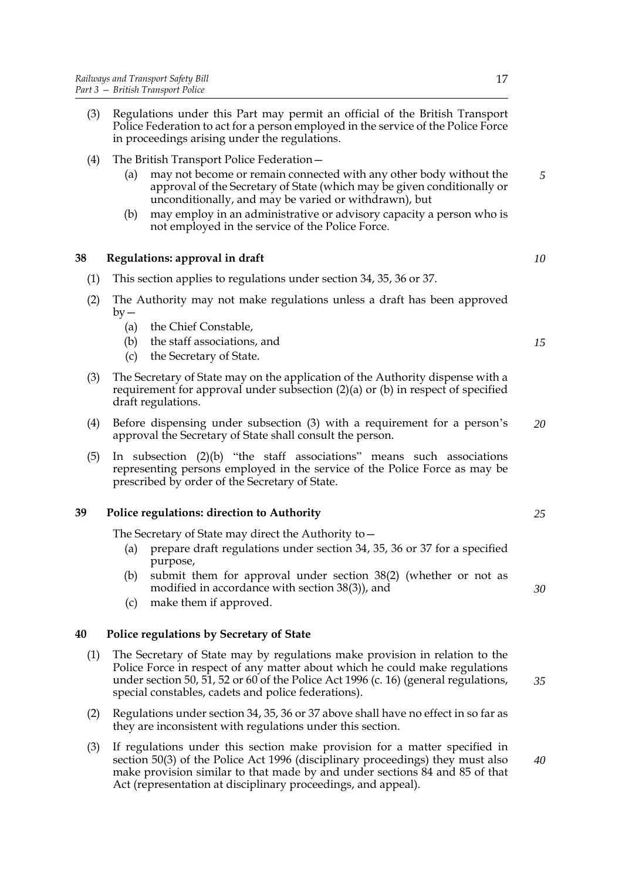(3) Regulations under this Part may permit an official of the British Transport Police Federation to act for a person employed in the service of the Police Force in proceedings arising under the regulations.

(4) The British Transport Police Federation—

- (a) may not become or remain connected with any other body without the approval of the Secretary of State (which may be given conditionally or unconditionally, and may be varied or withdrawn), but
- (b) may employ in an administrative or advisory capacity a person who is not employed in the service of the Police Force.

### 38 Regulations: approval in draft

(1) This section applies to regulations under section 34, 35, 36 or 37.

(2) The Authority may not make regulations unless a draft has been approved by—

- (a) the Chief Constable,
- (b) the staff associations, and
- (c) the Secretary of State.

(3) The Secretary of State may on the application of the Authority dispense with a requirement for approval under subsection (2)(a) or (b) in respect of specified draft regulations.

(4) Before dispensing under subsection (3) with a requirement for a person's approval the Secretary of State shall consult the person.

(5) In subsection (2)(b) "the staff associations" means such associations representing persons employed in the service of the Police Force as may be prescribed by order of the Secretary of State.

### 39 Police regulations: direction to Authority

The Secretary of State may direct the Authority to—

- (a) prepare draft regulations under section 34, 35, 36 or 37 for a specified purpose,
- (b) submit them for approval under section 38(2) (whether or not as modified in accordance with section 38(3)), and
- (c) make them if approved.

### 40 Police regulations by Secretary of State

(1) The Secretary of State may by regulations make provision in relation to the Police Force in respect of any matter about which he could make regulations under section 50, 51, 52 or 60 of the Police Act 1996 (c. 16) (general regulations, special constables, cadets and police federations).

(2) Regulations under section 34, 35, 36 or 37 above shall have no effect in so far as they are inconsistent with regulations under this section.

(3) If regulations under this section make provision for a matter specified in section 50(3) of the Police Act 1996 (disciplinary proceedings) they must also make provision similar to that made by and under sections 84 and 85 of that Act (representation at disciplinary proceedings, and appeal).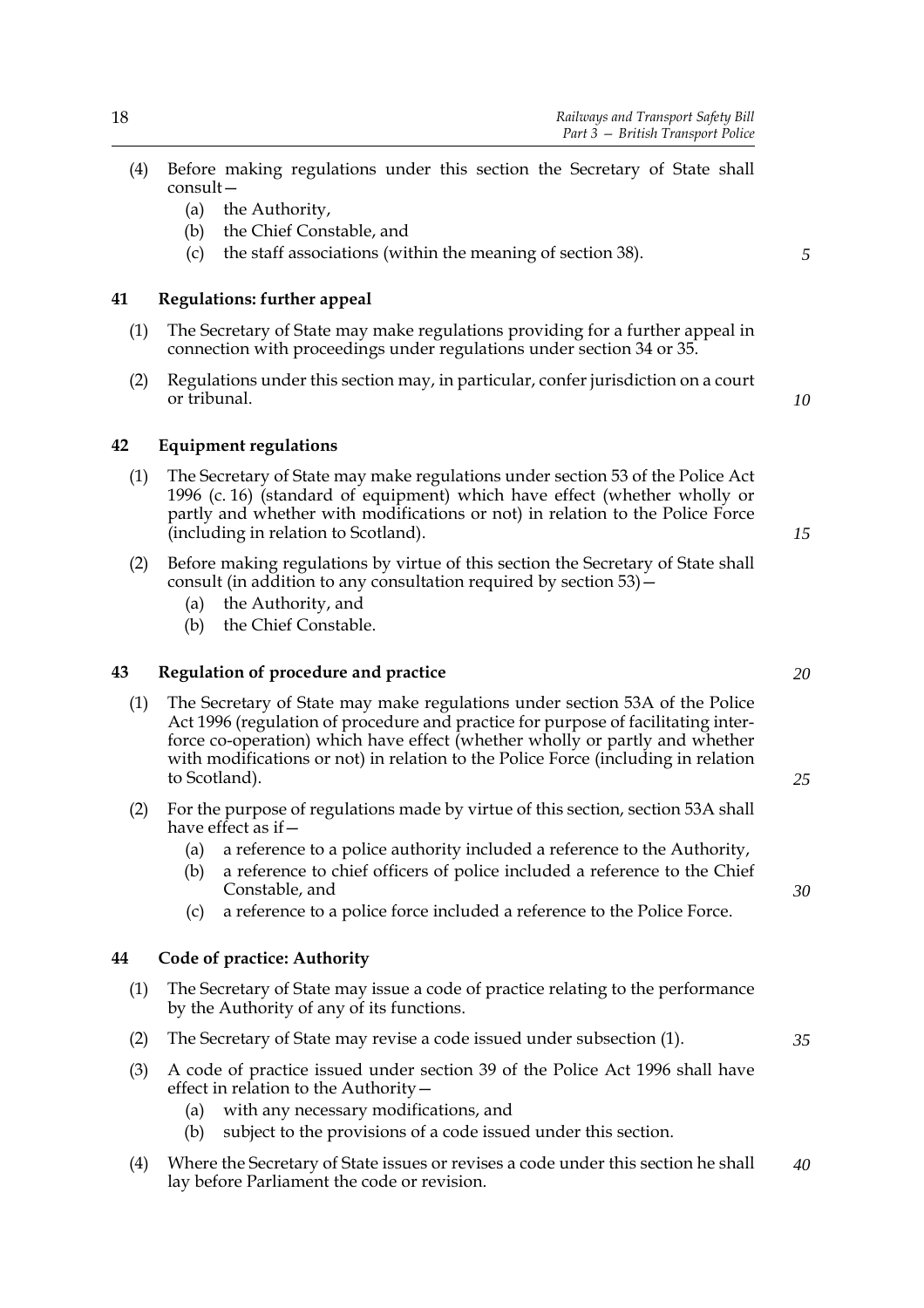(4) Before making regulations under this section the Secretary of State shall consult—

(a) the Authority,

(b) the Chief Constable, and

(c) the staff associations (within the meaning of section 38).

## 41 Regulations: further appeal

(1) The Secretary of State may make regulations providing for a further appeal in connection with proceedings under regulations under section 34 or 35.

(2) Regulations under this section may, in particular, confer jurisdiction on a court or tribunal.

## 42 Equipment regulations

(1) The Secretary of State may make regulations under section 53 of the Police Act 1996 (c. 16) (standard of equipment) which have effect (whether wholly or partly and whether with modifications or not) in relation to the Police Force (including in relation to Scotland).

(2) Before making regulations by virtue of this section the Secretary of State shall consult (in addition to any consultation required by section 53)—

(a) the Authority, and

(b) the Chief Constable.

## 43 Regulation of procedure and practice

(1) The Secretary of State may make regulations under section 53A of the Police Act 1996 (regulation of procedure and practice for purpose of facilitating inter-force co-operation) which have effect (whether wholly or partly and whether with modifications or not) in relation to the Police Force (including in relation to Scotland).

(2) For the purpose of regulations made by virtue of this section, section 53A shall have effect as if—

(a) a reference to a police authority included a reference to the Authority,

(b) a reference to chief officers of police included a reference to the Chief Constable, and

(c) a reference to a police force included a reference to the Police Force.

## 44 Code of practice: Authority

(1) The Secretary of State may issue a code of practice relating to the performance by the Authority of any of its functions.

(2) The Secretary of State may revise a code issued under subsection (1).

(3) A code of practice issued under section 39 of the Police Act 1996 shall have effect in relation to the Authority—

(a) with any necessary modifications, and

(b) subject to the provisions of a code issued under this section.

(4) Where the Secretary of State issues or revises a code under this section he shall lay before Parliament the code or revision.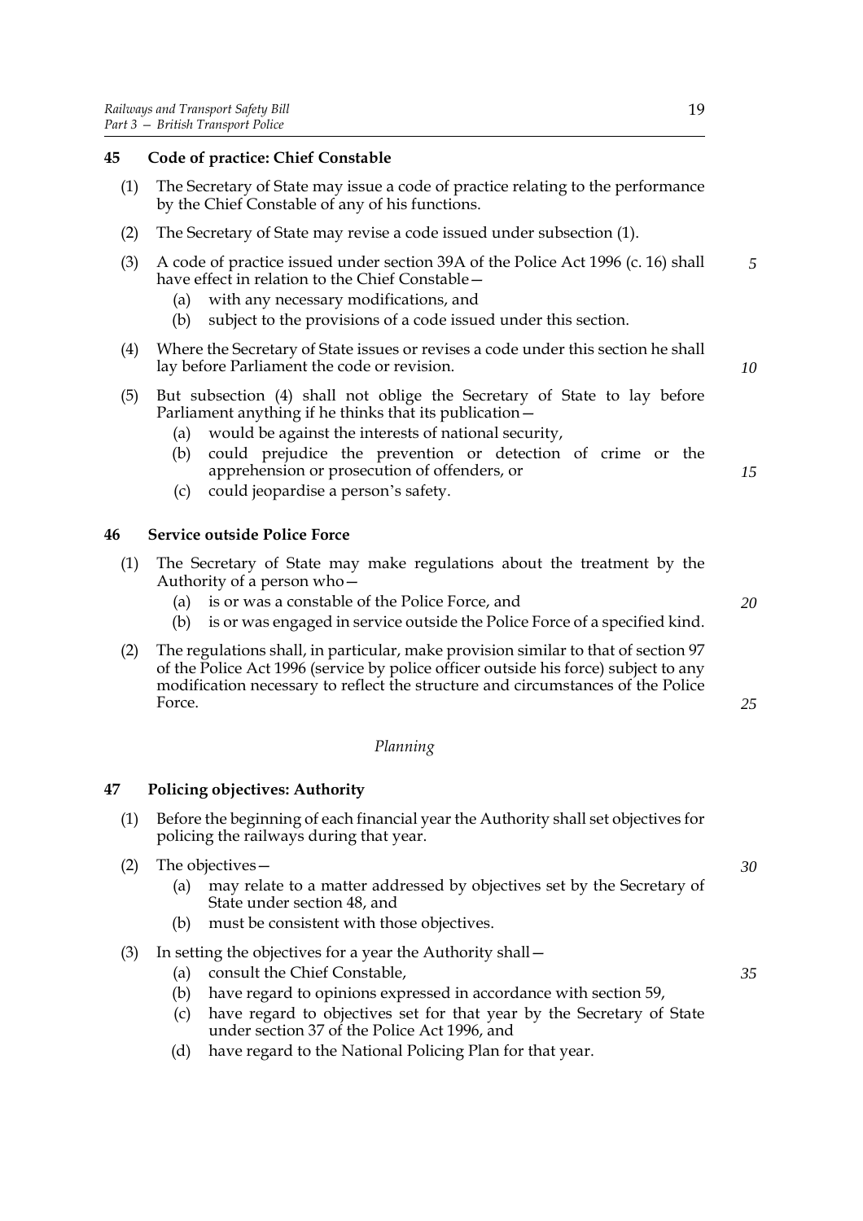## 45 Code of practice: Chief Constable

(1) The Secretary of State may issue a code of practice relating to the performance by the Chief Constable of any of his functions.

(2) The Secretary of State may revise a code issued under subsection (1).

(3) A code of practice issued under section 39A of the Police Act 1996 (c. 16) shall have effect in relation to the Chief Constable—

- (a) with any necessary modifications, and
- (b) subject to the provisions of a code issued under this section.

(4) Where the Secretary of State issues or revises a code under this section he shall lay before Parliament the code or revision.

(5) But subsection (4) shall not oblige the Secretary of State to lay before Parliament anything if he thinks that its publication—

- (a) would be against the interests of national security,
- (b) could prejudice the prevention or detection of crime or the apprehension or prosecution of offenders, or
- (c) could jeopardise a person's safety.

## 46 Service outside Police Force

(1) The Secretary of State may make regulations about the treatment by the Authority of a person who—

- (a) is or was a constable of the Police Force, and
- (b) is or was engaged in service outside the Police Force of a specified kind.

(2) The regulations shall, in particular, make provision similar to that of section 97 of the Police Act 1996 (service by police officer outside his force) subject to any modification necessary to reflect the structure and circumstances of the Police Force.

*Planning*

## 47 Policing objectives: Authority

(1) Before the beginning of each financial year the Authority shall set objectives for policing the railways during that year.

(2) The objectives—

- (a) may relate to a matter addressed by objectives set by the Secretary of State under section 48, and
- (b) must be consistent with those objectives.

(3) In setting the objectives for a year the Authority shall—

- (a) consult the Chief Constable,
- (b) have regard to opinions expressed in accordance with section 59,
- (c) have regard to objectives set for that year by the Secretary of State under section 37 of the Police Act 1996, and
- (d) have regard to the National Policing Plan for that year.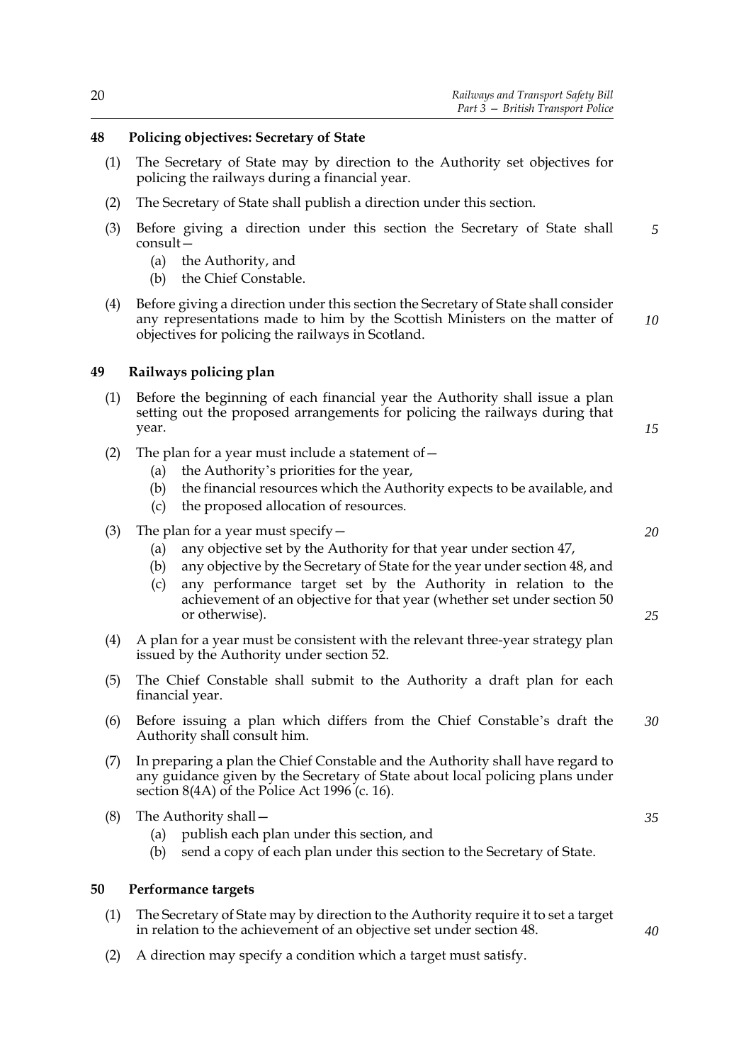## 48 Policing objectives: Secretary of State

(1) The Secretary of State may by direction to the Authority set objectives for policing the railways during a financial year.

(2) The Secretary of State shall publish a direction under this section.

(3) Before giving a direction under this section the Secretary of State shall consult—

- (a) the Authority, and
- (b) the Chief Constable.

(4) Before giving a direction under this section the Secretary of State shall consider any representations made to him by the Scottish Ministers on the matter of objectives for policing the railways in Scotland.

## 49 Railways policing plan

(1) Before the beginning of each financial year the Authority shall issue a plan setting out the proposed arrangements for policing the railways during that year.

(2) The plan for a year must include a statement of—

- (a) the Authority's priorities for the year,
- (b) the financial resources which the Authority expects to be available, and
- (c) the proposed allocation of resources.

(3) The plan for a year must specify—

- (a) any objective set by the Authority for that year under section 47,
- (b) any objective by the Secretary of State for the year under section 48, and
- (c) any performance target set by the Authority in relation to the achievement of an objective for that year (whether set under section 50 or otherwise).

(4) A plan for a year must be consistent with the relevant three-year strategy plan issued by the Authority under section 52.

(5) The Chief Constable shall submit to the Authority a draft plan for each financial year.

(6) Before issuing a plan which differs from the Chief Constable's draft the Authority shall consult him.

(7) In preparing a plan the Chief Constable and the Authority shall have regard to any guidance given by the Secretary of State about local policing plans under section 8(4A) of the Police Act 1996 (c. 16).

(8) The Authority shall—

- (a) publish each plan under this section, and
- (b) send a copy of each plan under this section to the Secretary of State.

## 50 Performance targets

(1) The Secretary of State may by direction to the Authority require it to set a target in relation to the achievement of an objective set under section 48.

(2) A direction may specify a condition which a target must satisfy.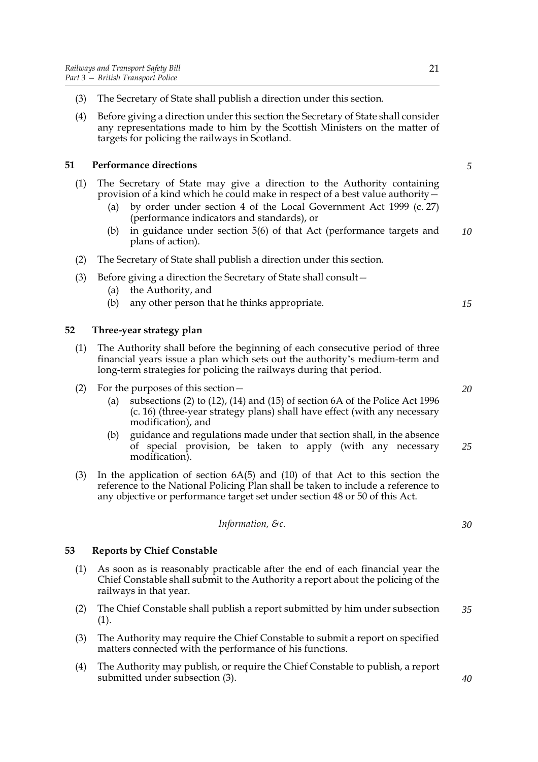(3) The Secretary of State shall publish a direction under this section.

(4) Before giving a direction under this section the Secretary of State shall consider any representations made to him by the Scottish Ministers on the matter of targets for policing the railways in Scotland.

### 51 Performance directions

(1) The Secretary of State may give a direction to the Authority containing provision of a kind which he could make in respect of a best value authority—

  (a) by order under section 4 of the Local Government Act 1999 (c. 27) (performance indicators and standards), or

  (b) in guidance under section 5(6) of that Act (performance targets and plans of action).

(2) The Secretary of State shall publish a direction under this section.

(3) Before giving a direction the Secretary of State shall consult—

  (a) the Authority, and

  (b) any other person that he thinks appropriate.

### 52 Three-year strategy plan

(1) The Authority shall before the beginning of each consecutive period of three financial years issue a plan which sets out the authority's medium-term and long-term strategies for policing the railways during that period.

(2) For the purposes of this section—

  (a) subsections (2) to (12), (14) and (15) of section 6A of the Police Act 1996 (c. 16) (three-year strategy plans) shall have effect (with any necessary modification), and

  (b) guidance and regulations made under that section shall, in the absence of special provision, be taken to apply (with any necessary modification).

(3) In the application of section 6A(5) and (10) of that Act to this section the reference to the National Policing Plan shall be taken to include a reference to any objective or performance target set under section 48 or 50 of this Act.

*Information, &c.*

### 53 Reports by Chief Constable

(1) As soon as is reasonably practicable after the end of each financial year the Chief Constable shall submit to the Authority a report about the policing of the railways in that year.

(2) The Chief Constable shall publish a report submitted by him under subsection (1).

(3) The Authority may require the Chief Constable to submit a report on specified matters connected with the performance of his functions.

(4) The Authority may publish, or require the Chief Constable to publish, a report submitted under subsection (3).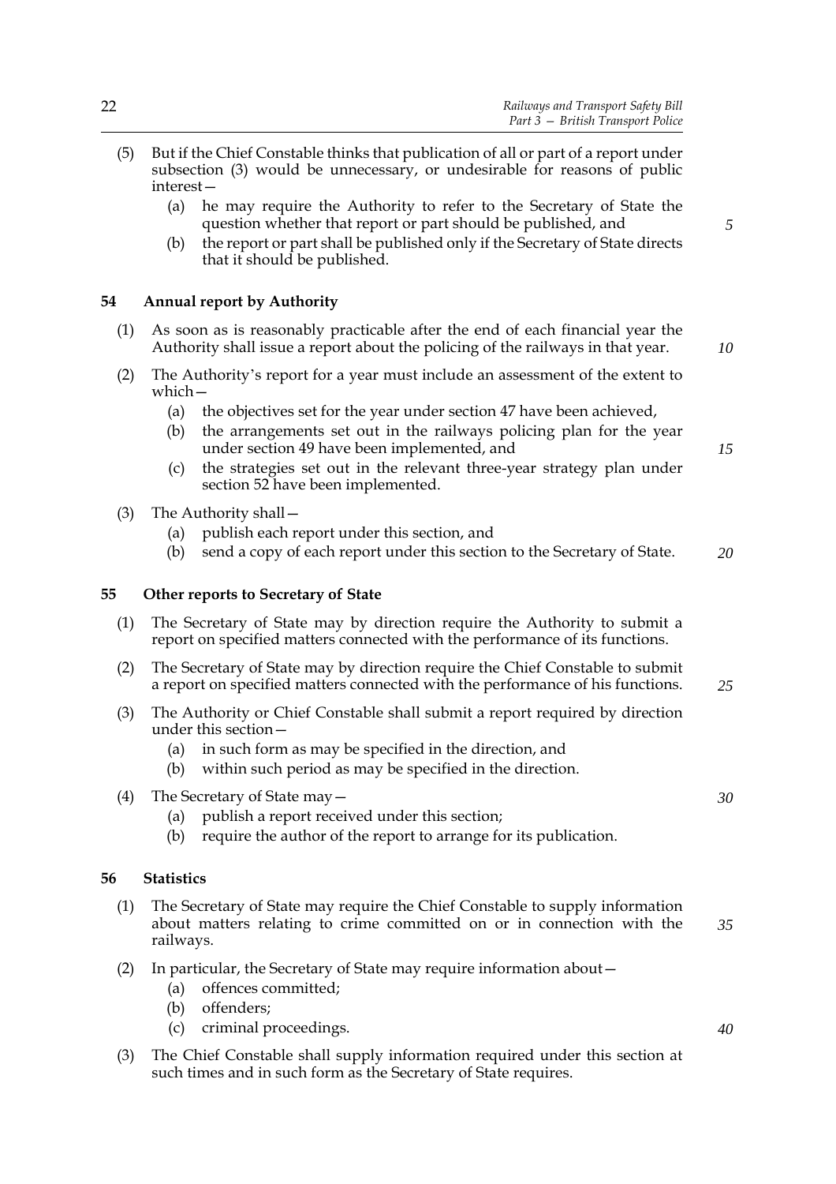(5) But if the Chief Constable thinks that publication of all or part of a report under subsection (3) would be unnecessary, or undesirable for reasons of public interest—

   (a) he may require the Authority to refer to the Secretary of State the question whether that report or part should be published, and

   (b) the report or part shall be published only if the Secretary of State directs that it should be published.

### 54 Annual report by Authority

(1) As soon as is reasonably practicable after the end of each financial year the Authority shall issue a report about the policing of the railways in that year.

(2) The Authority's report for a year must include an assessment of the extent to which—

   (a) the objectives set for the year under section 47 have been achieved,

   (b) the arrangements set out in the railways policing plan for the year under section 49 have been implemented, and

   (c) the strategies set out in the relevant three-year strategy plan under section 52 have been implemented.

(3) The Authority shall—

   (a) publish each report under this section, and

   (b) send a copy of each report under this section to the Secretary of State.

### 55 Other reports to Secretary of State

(1) The Secretary of State may by direction require the Authority to submit a report on specified matters connected with the performance of its functions.

(2) The Secretary of State may by direction require the Chief Constable to submit a report on specified matters connected with the performance of his functions.

(3) The Authority or Chief Constable shall submit a report required by direction under this section—

   (a) in such form as may be specified in the direction, and

   (b) within such period as may be specified in the direction.

(4) The Secretary of State may—

   (a) publish a report received under this section;

   (b) require the author of the report to arrange for its publication.

### 56 Statistics

(1) The Secretary of State may require the Chief Constable to supply information about matters relating to crime committed on or in connection with the railways.

(2) In particular, the Secretary of State may require information about—

   (a) offences committed;

   (b) offenders;

   (c) criminal proceedings.

(3) The Chief Constable shall supply information required under this section at such times and in such form as the Secretary of State requires.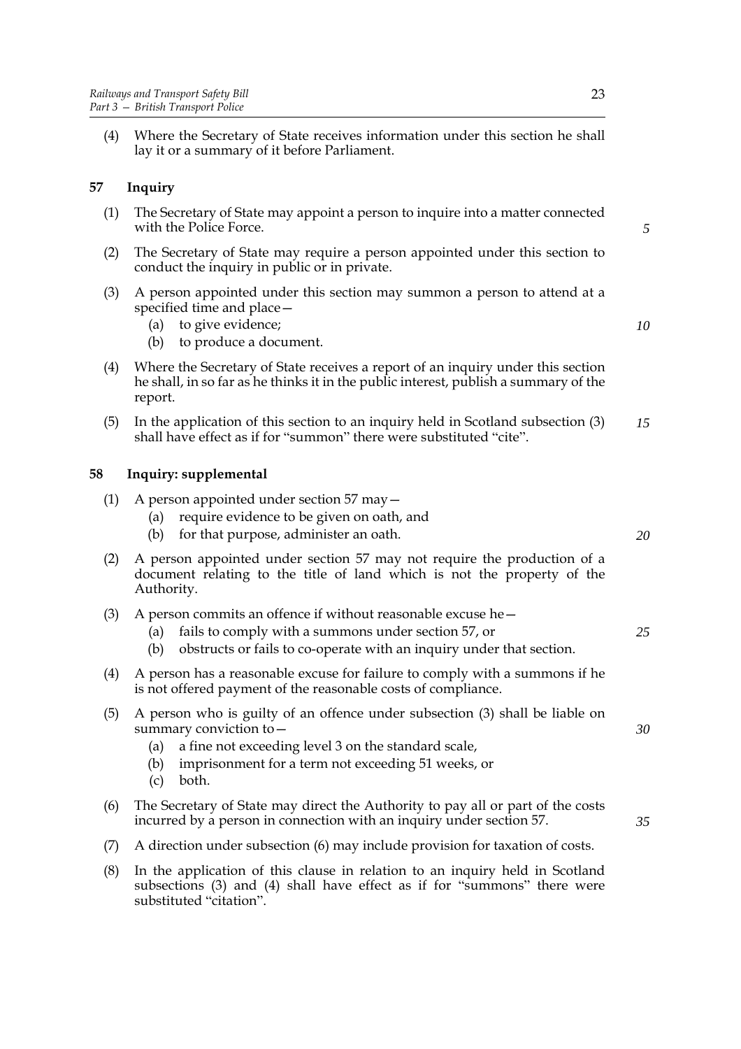(4) Where the Secretary of State receives information under this section he shall lay it or a summary of it before Parliament.

### 57 Inquiry

(1) The Secretary of State may appoint a person to inquire into a matter connected with the Police Force.

(2) The Secretary of State may require a person appointed under this section to conduct the inquiry in public or in private.

(3) A person appointed under this section may summon a person to attend at a specified time and place—

  (a) to give evidence;
  (b) to produce a document.

(4) Where the Secretary of State receives a report of an inquiry under this section he shall, in so far as he thinks it in the public interest, publish a summary of the report.

(5) In the application of this section to an inquiry held in Scotland subsection (3) shall have effect as if for "summon" there were substituted "cite".

### 58 Inquiry: supplemental

(1) A person appointed under section 57 may—

  (a) require evidence to be given on oath, and
  (b) for that purpose, administer an oath.

(2) A person appointed under section 57 may not require the production of a document relating to the title of land which is not the property of the Authority.

(3) A person commits an offence if without reasonable excuse he—

  (a) fails to comply with a summons under section 57, or
  (b) obstructs or fails to co-operate with an inquiry under that section.

(4) A person has a reasonable excuse for failure to comply with a summons if he is not offered payment of the reasonable costs of compliance.

(5) A person who is guilty of an offence under subsection (3) shall be liable on summary conviction to—

  (a) a fine not exceeding level 3 on the standard scale,
  (b) imprisonment for a term not exceeding 51 weeks, or
  (c) both.

(6) The Secretary of State may direct the Authority to pay all or part of the costs incurred by a person in connection with an inquiry under section 57.

(7) A direction under subsection (6) may include provision for taxation of costs.

(8) In the application of this clause in relation to an inquiry held in Scotland subsections (3) and (4) shall have effect as if for "summons" there were substituted "citation".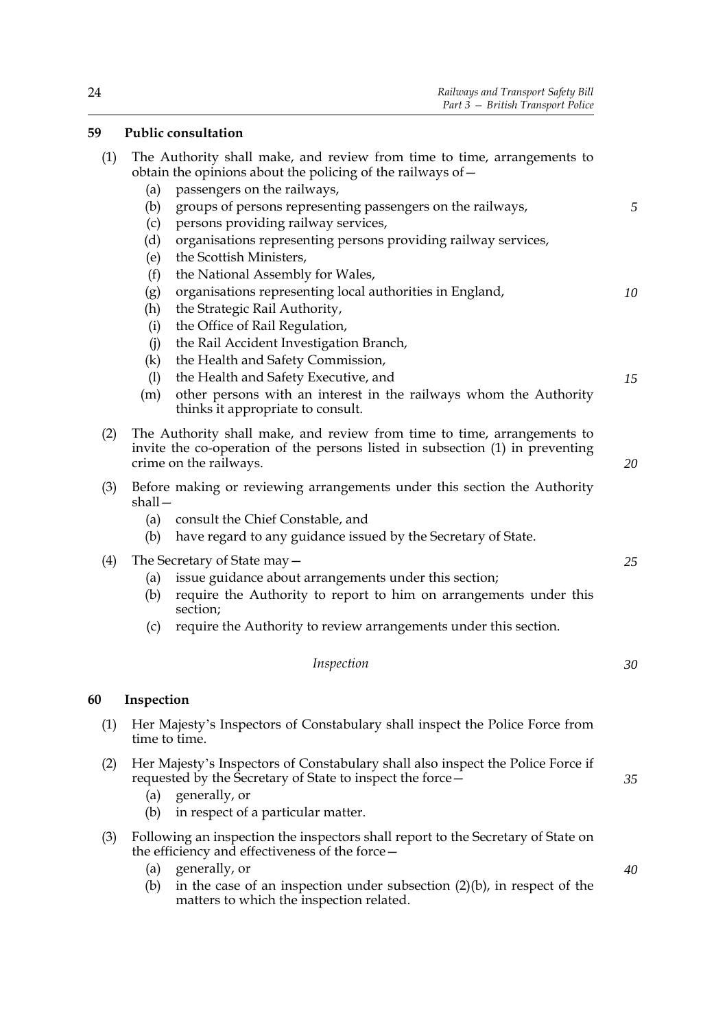## 59 Public consultation

(1) The Authority shall make, and review from time to time, arrangements to obtain the opinions about the policing of the railways of—

- (a) passengers on the railways,
- (b) groups of persons representing passengers on the railways,
- (c) persons providing railway services,
- (d) organisations representing persons providing railway services,
- (e) the Scottish Ministers,
- (f) the National Assembly for Wales,
- (g) organisations representing local authorities in England,
- (h) the Strategic Rail Authority,
- (i) the Office of Rail Regulation,
- (j) the Rail Accident Investigation Branch,
- (k) the Health and Safety Commission,
- (l) the Health and Safety Executive, and
- (m) other persons with an interest in the railways whom the Authority thinks it appropriate to consult.

(2) The Authority shall make, and review from time to time, arrangements to invite the co-operation of the persons listed in subsection (1) in preventing crime on the railways.

(3) Before making or reviewing arrangements under this section the Authority shall—

- (a) consult the Chief Constable, and
- (b) have regard to any guidance issued by the Secretary of State.

(4) The Secretary of State may—

- (a) issue guidance about arrangements under this section;
- (b) require the Authority to report to him on arrangements under this section;
- (c) require the Authority to review arrangements under this section.

*Inspection*

## 60 Inspection

(1) Her Majesty's Inspectors of Constabulary shall inspect the Police Force from time to time.

(2) Her Majesty's Inspectors of Constabulary shall also inspect the Police Force if requested by the Secretary of State to inspect the force—

- (a) generally, or
- (b) in respect of a particular matter.

(3) Following an inspection the inspectors shall report to the Secretary of State on the efficiency and effectiveness of the force—

- (a) generally, or
- (b) in the case of an inspection under subsection (2)(b), in respect of the matters to which the inspection related.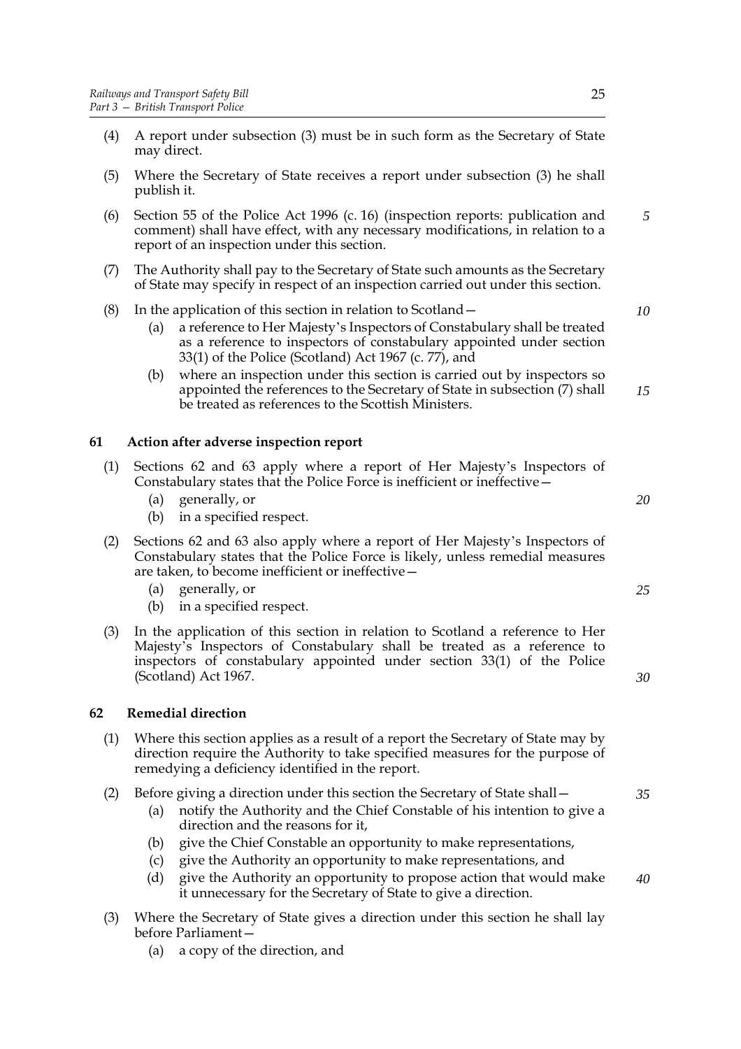(4) A report under subsection (3) must be in such form as the Secretary of State may direct.

(5) Where the Secretary of State receives a report under subsection (3) he shall publish it.

(6) Section 55 of the Police Act 1996 (c. 16) (inspection reports: publication and comment) shall have effect, with any necessary modifications, in relation to a report of an inspection under this section.

(7) The Authority shall pay to the Secretary of State such amounts as the Secretary of State may specify in respect of an inspection carried out under this section.

(8) In the application of this section in relation to Scotland—

- (a) a reference to Her Majesty's Inspectors of Constabulary shall be treated as a reference to inspectors of constabulary appointed under section 33(1) of the Police (Scotland) Act 1967 (c. 77), and
- (b) where an inspection under this section is carried out by inspectors so appointed the references to the Secretary of State in subsection (7) shall be treated as references to the Scottish Ministers.

### 61 Action after adverse inspection report

(1) Sections 62 and 63 apply where a report of Her Majesty's Inspectors of Constabulary states that the Police Force is inefficient or ineffective—

- (a) generally, or
- (b) in a specified respect.

(2) Sections 62 and 63 also apply where a report of Her Majesty's Inspectors of Constabulary states that the Police Force is likely, unless remedial measures are taken, to become inefficient or ineffective—

- (a) generally, or
- (b) in a specified respect.

(3) In the application of this section in relation to Scotland a reference to Her Majesty's Inspectors of Constabulary shall be treated as a reference to inspectors of constabulary appointed under section 33(1) of the Police (Scotland) Act 1967.

### 62 Remedial direction

(1) Where this section applies as a result of a report the Secretary of State may by direction require the Authority to take specified measures for the purpose of remedying a deficiency identified in the report.

(2) Before giving a direction under this section the Secretary of State shall—

- (a) notify the Authority and the Chief Constable of his intention to give a direction and the reasons for it,
- (b) give the Chief Constable an opportunity to make representations,
- (c) give the Authority an opportunity to make representations, and
- (d) give the Authority an opportunity to propose action that would make it unnecessary for the Secretary of State to give a direction.

(3) Where the Secretary of State gives a direction under this section he shall lay before Parliament—

- (a) a copy of the direction, and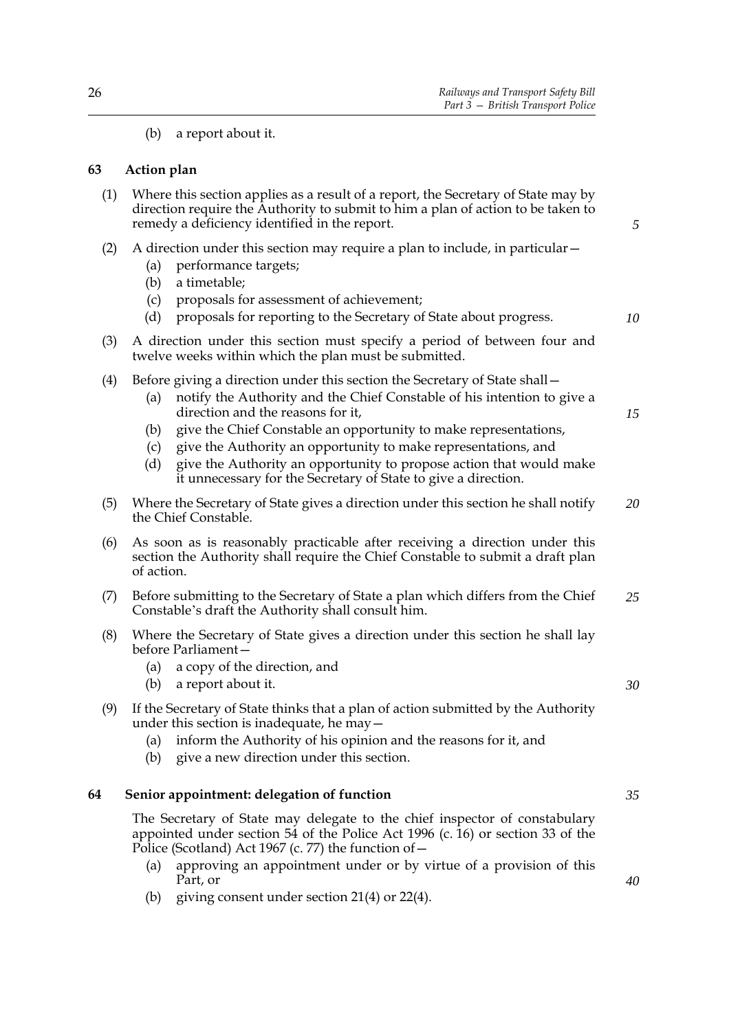(b) a report about it.

## 63 Action plan

(1) Where this section applies as a result of a report, the Secretary of State may by direction require the Authority to submit to him a plan of action to be taken to remedy a deficiency identified in the report.

(2) A direction under this section may require a plan to include, in particular—

- (a) performance targets;
- (b) a timetable;
- (c) proposals for assessment of achievement;
- (d) proposals for reporting to the Secretary of State about progress.

(3) A direction under this section must specify a period of between four and twelve weeks within which the plan must be submitted.

(4) Before giving a direction under this section the Secretary of State shall—

- (a) notify the Authority and the Chief Constable of his intention to give a direction and the reasons for it,
- (b) give the Chief Constable an opportunity to make representations,
- (c) give the Authority an opportunity to make representations, and
- (d) give the Authority an opportunity to propose action that would make it unnecessary for the Secretary of State to give a direction.

(5) Where the Secretary of State gives a direction under this section he shall notify the Chief Constable.

(6) As soon as is reasonably practicable after receiving a direction under this section the Authority shall require the Chief Constable to submit a draft plan of action.

(7) Before submitting to the Secretary of State a plan which differs from the Chief Constable's draft the Authority shall consult him.

(8) Where the Secretary of State gives a direction under this section he shall lay before Parliament—

- (a) a copy of the direction, and
- (b) a report about it.

(9) If the Secretary of State thinks that a plan of action submitted by the Authority under this section is inadequate, he may—

- (a) inform the Authority of his opinion and the reasons for it, and
- (b) give a new direction under this section.

## 64 Senior appointment: delegation of function

The Secretary of State may delegate to the chief inspector of constabulary appointed under section 54 of the Police Act 1996 (c. 16) or section 33 of the Police (Scotland) Act 1967 (c. 77) the function of—

- (a) approving an appointment under or by virtue of a provision of this Part, or
- (b) giving consent under section 21(4) or 22(4).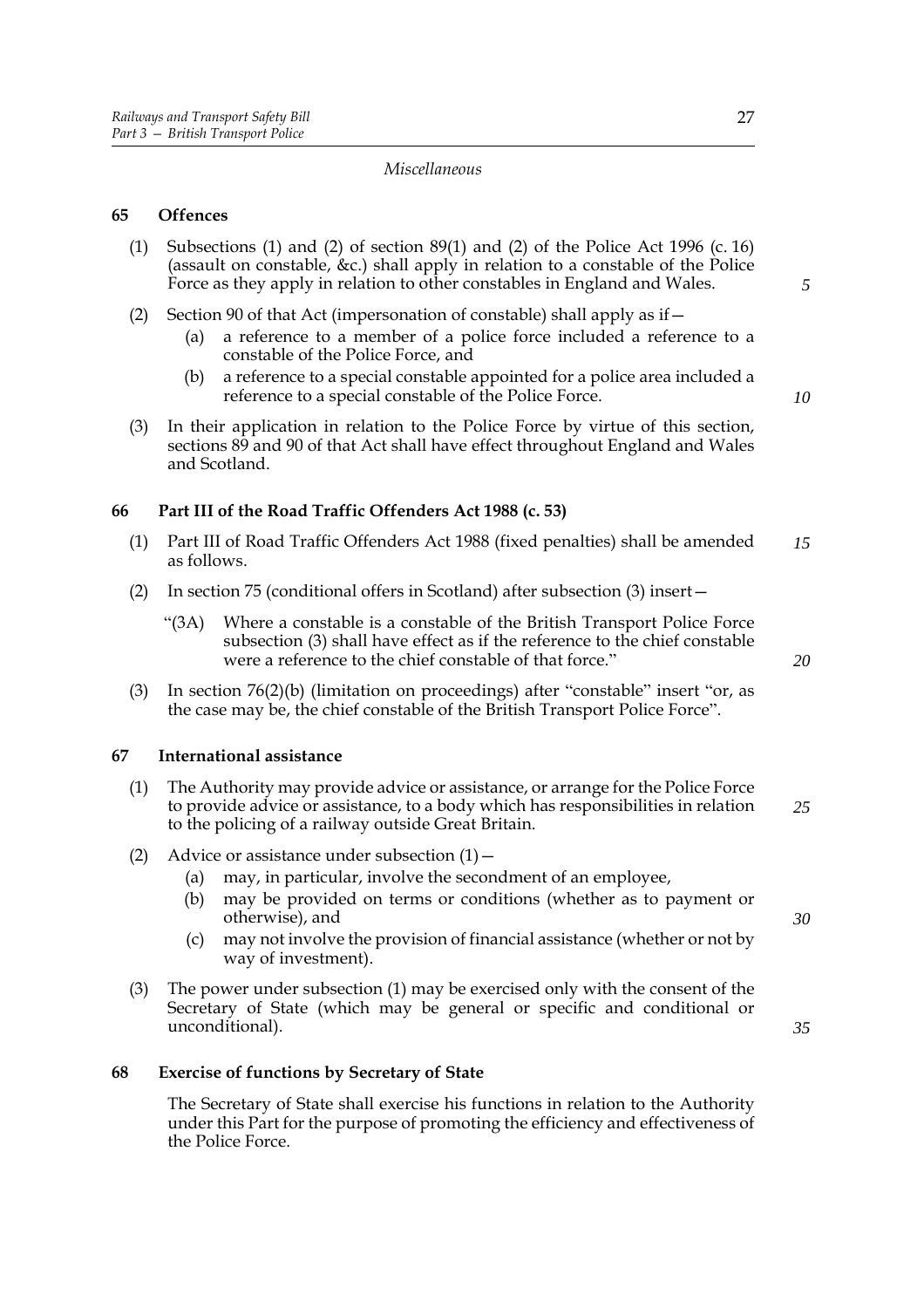*Miscellaneous*

### 65 Offences

(1) Subsections (1) and (2) of section 89(1) and (2) of the Police Act 1996 (c. 16) (assault on constable, &c.) shall apply in relation to a constable of the Police Force as they apply in relation to other constables in England and Wales.

(2) Section 90 of that Act (impersonation of constable) shall apply as if—

- (a) a reference to a member of a police force included a reference to a constable of the Police Force, and
- (b) a reference to a special constable appointed for a police area included a reference to a special constable of the Police Force.

(3) In their application in relation to the Police Force by virtue of this section, sections 89 and 90 of that Act shall have effect throughout England and Wales and Scotland.

### 66 Part III of the Road Traffic Offenders Act 1988 (c. 53)

(1) Part III of Road Traffic Offenders Act 1988 (fixed penalties) shall be amended as follows.

(2) In section 75 (conditional offers in Scotland) after subsection (3) insert—

> "(3A) Where a constable is a constable of the British Transport Police Force subsection (3) shall have effect as if the reference to the chief constable were a reference to the chief constable of that force."

(3) In section 76(2)(b) (limitation on proceedings) after "constable" insert "or, as the case may be, the chief constable of the British Transport Police Force".

### 67 International assistance

(1) The Authority may provide advice or assistance, or arrange for the Police Force to provide advice or assistance, to a body which has responsibilities in relation to the policing of a railway outside Great Britain.

(2) Advice or assistance under subsection (1)—

- (a) may, in particular, involve the secondment of an employee,
- (b) may be provided on terms or conditions (whether as to payment or otherwise), and
- (c) may not involve the provision of financial assistance (whether or not by way of investment).

(3) The power under subsection (1) may be exercised only with the consent of the Secretary of State (which may be general or specific and conditional or unconditional).

### 68 Exercise of functions by Secretary of State

The Secretary of State shall exercise his functions in relation to the Authority under this Part for the purpose of promoting the efficiency and effectiveness of the Police Force.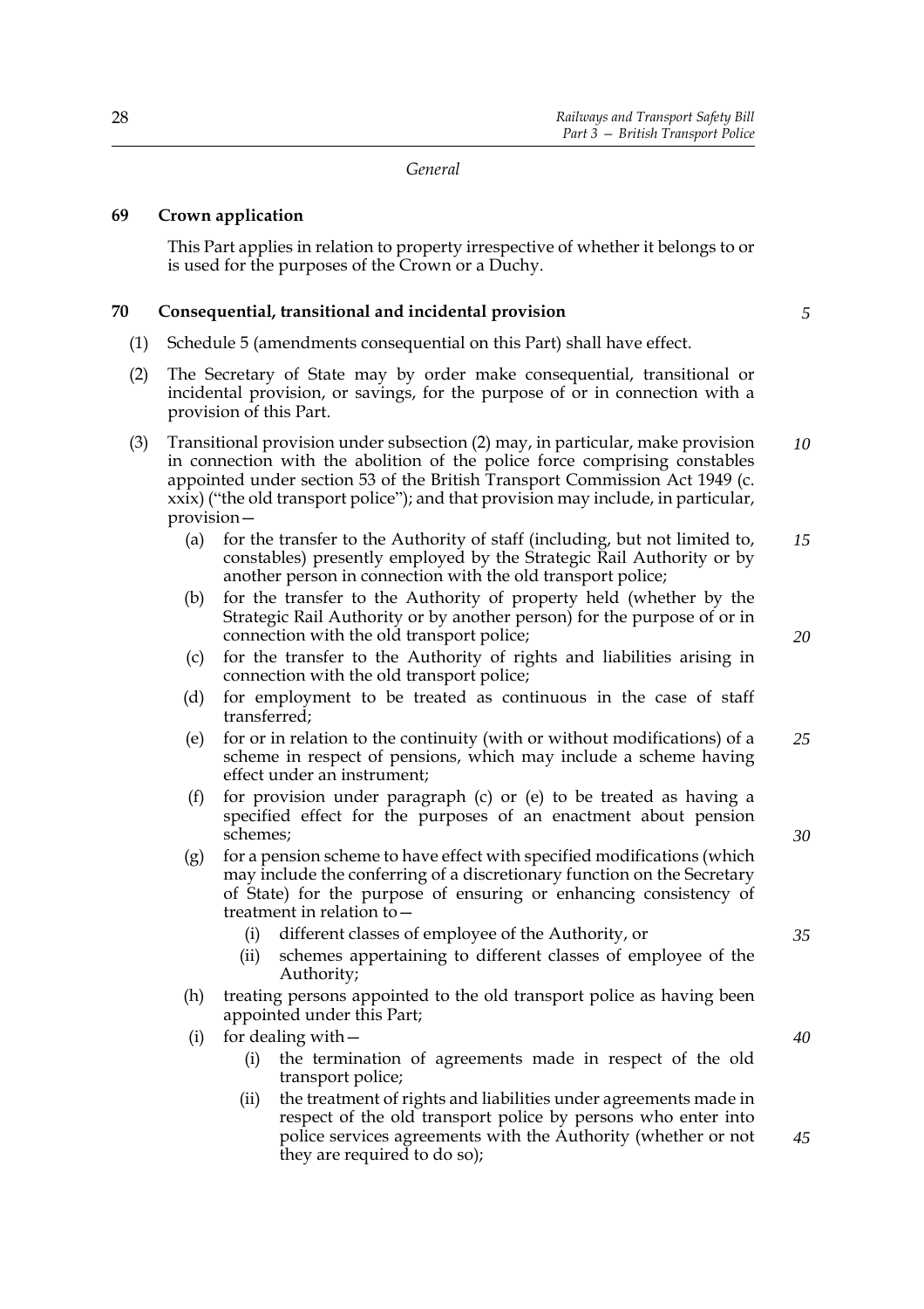*General*

## 69 Crown application

This Part applies in relation to property irrespective of whether it belongs to or is used for the purposes of the Crown or a Duchy.

## 70 Consequential, transitional and incidental provision

(1) Schedule 5 (amendments consequential on this Part) shall have effect.

(2) The Secretary of State may by order make consequential, transitional or incidental provision, or savings, for the purpose of or in connection with a provision of this Part.

(3) Transitional provision under subsection (2) may, in particular, make provision in connection with the abolition of the police force comprising constables appointed under section 53 of the British Transport Commission Act 1949 (c. xxix) ("the old transport police"); and that provision may include, in particular, provision—

- (a) for the transfer to the Authority of staff (including, but not limited to, constables) presently employed by the Strategic Rail Authority or by another person in connection with the old transport police;
- (b) for the transfer to the Authority of property held (whether by the Strategic Rail Authority or by another person) for the purpose of or in connection with the old transport police;
- (c) for the transfer to the Authority of rights and liabilities arising in connection with the old transport police;
- (d) for employment to be treated as continuous in the case of staff transferred;
- (e) for or in relation to the continuity (with or without modifications) of a scheme in respect of pensions, which may include a scheme having effect under an instrument;
- (f) for provision under paragraph (c) or (e) to be treated as having a specified effect for the purposes of an enactment about pension schemes;
- (g) for a pension scheme to have effect with specified modifications (which may include the conferring of a discretionary function on the Secretary of State) for the purpose of ensuring or enhancing consistency of treatment in relation to—
  - (i) different classes of employee of the Authority, or
  - (ii) schemes appertaining to different classes of employee of the Authority;
- (h) treating persons appointed to the old transport police as having been appointed under this Part;
- (i) for dealing with—
  - (i) the termination of agreements made in respect of the old transport police;
  - (ii) the treatment of rights and liabilities under agreements made in respect of the old transport police by persons who enter into police services agreements with the Authority (whether or not they are required to do so);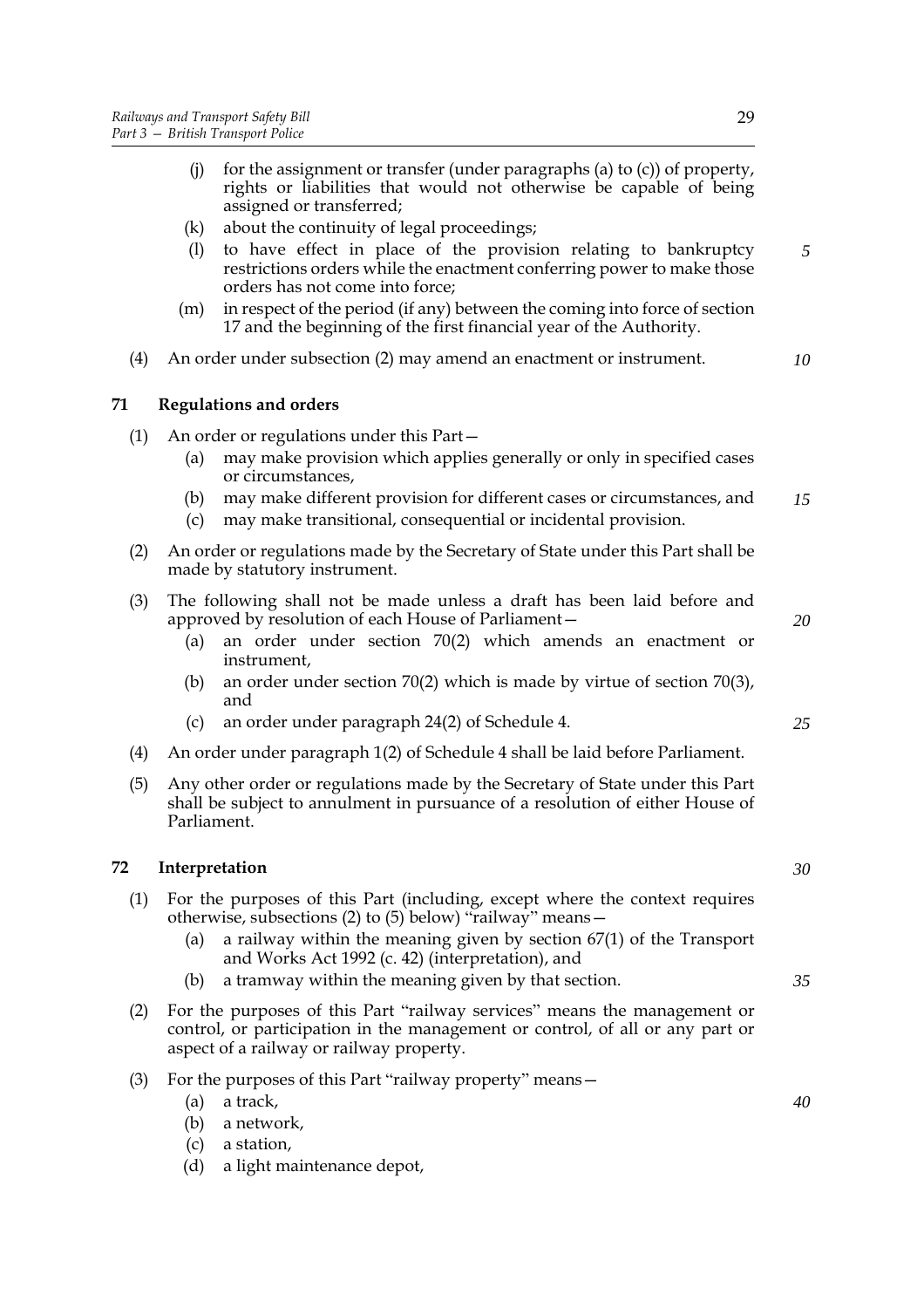(j) for the assignment or transfer (under paragraphs (a) to (c)) of property, rights or liabilities that would not otherwise be capable of being assigned or transferred;

(k) about the continuity of legal proceedings;

(l) to have effect in place of the provision relating to bankruptcy restrictions orders while the enactment conferring power to make those orders has not come into force;

(m) in respect of the period (if any) between the coming into force of section 17 and the beginning of the first financial year of the Authority.

(4) An order under subsection (2) may amend an enactment or instrument.

### 71 Regulations and orders

(1) An order or regulations under this Part—

(a) may make provision which applies generally or only in specified cases or circumstances,

(b) may make different provision for different cases or circumstances, and

(c) may make transitional, consequential or incidental provision.

(2) An order or regulations made by the Secretary of State under this Part shall be made by statutory instrument.

(3) The following shall not be made unless a draft has been laid before and approved by resolution of each House of Parliament—

(a) an order under section 70(2) which amends an enactment or instrument,

(b) an order under section 70(2) which is made by virtue of section 70(3), and

(c) an order under paragraph 24(2) of Schedule 4.

(4) An order under paragraph 1(2) of Schedule 4 shall be laid before Parliament.

(5) Any other order or regulations made by the Secretary of State under this Part shall be subject to annulment in pursuance of a resolution of either House of Parliament.

### 72 Interpretation

(1) For the purposes of this Part (including, except where the context requires otherwise, subsections (2) to (5) below) "railway" means—

(a) a railway within the meaning given by section 67(1) of the Transport and Works Act 1992 (c. 42) (interpretation), and

(b) a tramway within the meaning given by that section.

(2) For the purposes of this Part "railway services" means the management or control, or participation in the management or control, of all or any part or aspect of a railway or railway property.

(3) For the purposes of this Part "railway property" means—

(a) a track,

(b) a network,

(c) a station,

(d) a light maintenance depot,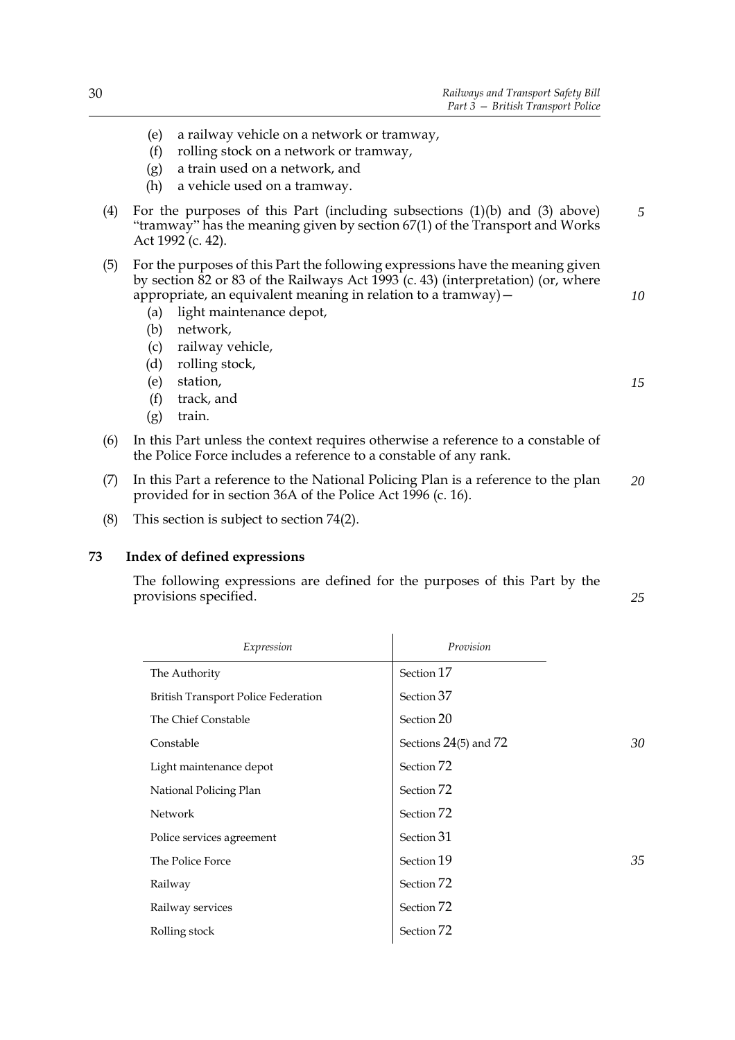(e) a railway vehicle on a network or tramway,
(f) rolling stock on a network or tramway,
(g) a train used on a network, and
(h) a vehicle used on a tramway.

(4) For the purposes of this Part (including subsections (1)(b) and (3) above) "tramway" has the meaning given by section 67(1) of the Transport and Works Act 1992 (c. 42).

(5) For the purposes of this Part the following expressions have the meaning given by section 82 or 83 of the Railways Act 1993 (c. 43) (interpretation) (or, where appropriate, an equivalent meaning in relation to a tramway)—
   (a) light maintenance depot,
   (b) network,
   (c) railway vehicle,
   (d) rolling stock,
   (e) station,
   (f) track, and
   (g) train.

(6) In this Part unless the context requires otherwise a reference to a constable of the Police Force includes a reference to a constable of any rank.

(7) In this Part a reference to the National Policing Plan is a reference to the plan provided for in section 36A of the Police Act 1996 (c. 16).

(8) This section is subject to section 74(2).

## 73 Index of defined expressions

The following expressions are defined for the purposes of this Part by the provisions specified.

| *Expression* | *Provision* |
|---|---|
| The Authority | Section 17 |
| British Transport Police Federation | Section 37 |
| The Chief Constable | Section 20 |
| Constable | Sections 24(5) and 72 |
| Light maintenance depot | Section 72 |
| National Policing Plan | Section 72 |
| Network | Section 72 |
| Police services agreement | Section 31 |
| The Police Force | Section 19 |
| Railway | Section 72 |
| Railway services | Section 72 |
| Rolling stock | Section 72 |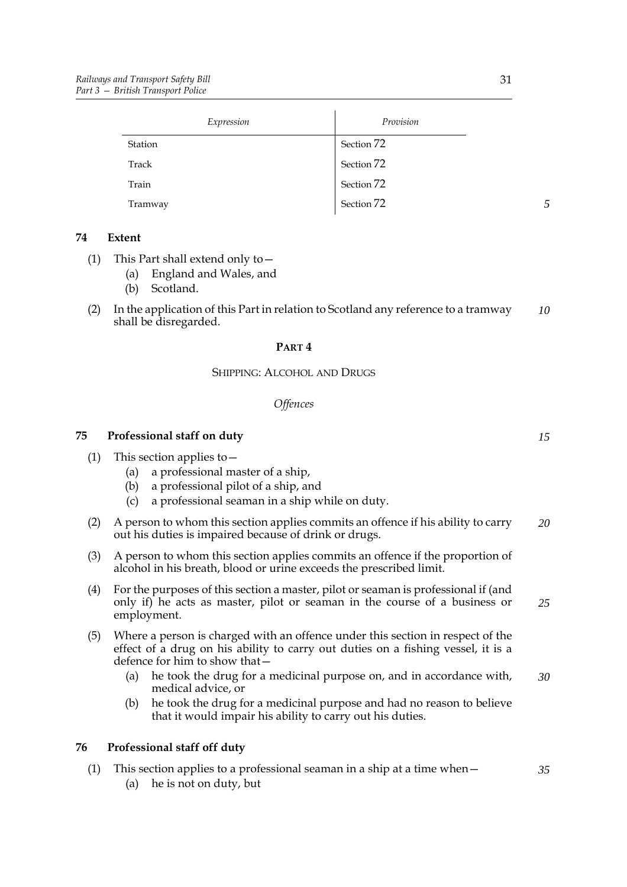| Expression | Provision |
| --- | --- |
| Station | Section 72 |
| Track | Section 72 |
| Train | Section 72 |
| Tramway | Section 72 |

**74 Extent**

(1) This Part shall extend only to—

(a) England and Wales, and

(b) Scotland.

(2) In the application of this Part in relation to Scotland any reference to a tramway shall be disregarded.

## PART 4

### SHIPPING: ALCOHOL AND DRUGS

*Offences*

**75 Professional staff on duty**

(1) This section applies to—

(a) a professional master of a ship,

(b) a professional pilot of a ship, and

(c) a professional seaman in a ship while on duty.

(2) A person to whom this section applies commits an offence if his ability to carry out his duties is impaired because of drink or drugs.

(3) A person to whom this section applies commits an offence if the proportion of alcohol in his breath, blood or urine exceeds the prescribed limit.

(4) For the purposes of this section a master, pilot or seaman is professional if (and only if) he acts as master, pilot or seaman in the course of a business or employment.

(5) Where a person is charged with an offence under this section in respect of the effect of a drug on his ability to carry out duties on a fishing vessel, it is a defence for him to show that—

(a) he took the drug for a medicinal purpose on, and in accordance with, medical advice, or

(b) he took the drug for a medicinal purpose and had no reason to believe that it would impair his ability to carry out his duties.

**76 Professional staff off duty**

(1) This section applies to a professional seaman in a ship at a time when—

(a) he is not on duty, but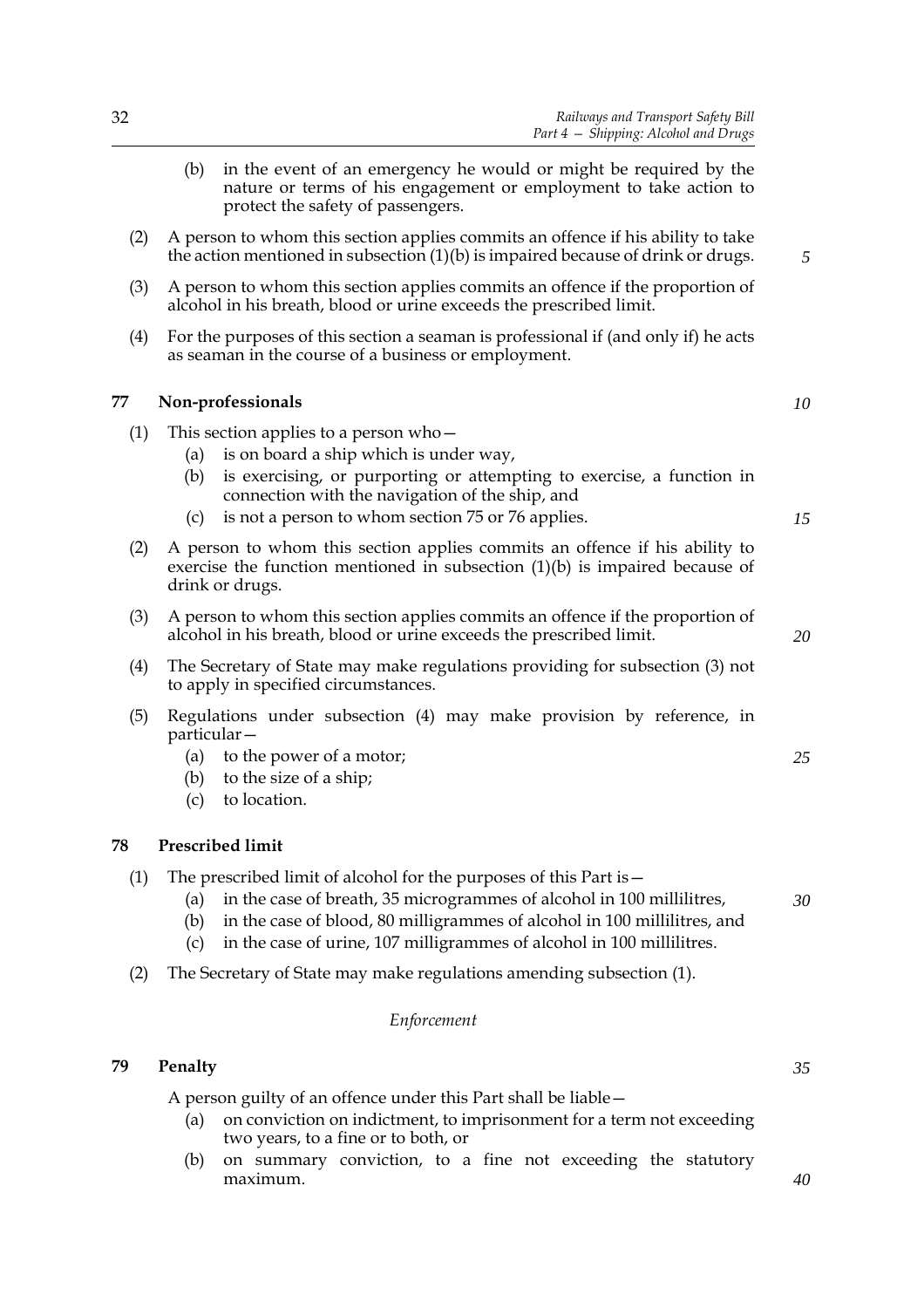(b) in the event of an emergency he would or might be required by the nature or terms of his engagement or employment to take action to protect the safety of passengers.

(2) A person to whom this section applies commits an offence if his ability to take the action mentioned in subsection (1)(b) is impaired because of drink or drugs.

(3) A person to whom this section applies commits an offence if the proportion of alcohol in his breath, blood or urine exceeds the prescribed limit.

(4) For the purposes of this section a seaman is professional if (and only if) he acts as seaman in the course of a business or employment.

## 77 Non-professionals

(1) This section applies to a person who—

- (a) is on board a ship which is under way,
- (b) is exercising, or purporting or attempting to exercise, a function in connection with the navigation of the ship, and
- (c) is not a person to whom section 75 or 76 applies.

(2) A person to whom this section applies commits an offence if his ability to exercise the function mentioned in subsection (1)(b) is impaired because of drink or drugs.

(3) A person to whom this section applies commits an offence if the proportion of alcohol in his breath, blood or urine exceeds the prescribed limit.

(4) The Secretary of State may make regulations providing for subsection (3) not to apply in specified circumstances.

(5) Regulations under subsection (4) may make provision by reference, in particular—

- (a) to the power of a motor;
- (b) to the size of a ship;
- (c) to location.

## 78 Prescribed limit

(1) The prescribed limit of alcohol for the purposes of this Part is—

- (a) in the case of breath, 35 microgrammes of alcohol in 100 millilitres,
- (b) in the case of blood, 80 milligrammes of alcohol in 100 millilitres, and
- (c) in the case of urine, 107 milligrammes of alcohol in 100 millilitres.

(2) The Secretary of State may make regulations amending subsection (1).

*Enforcement*

## 79 Penalty

A person guilty of an offence under this Part shall be liable—

- (a) on conviction on indictment, to imprisonment for a term not exceeding two years, to a fine or to both, or
- (b) on summary conviction, to a fine not exceeding the statutory maximum.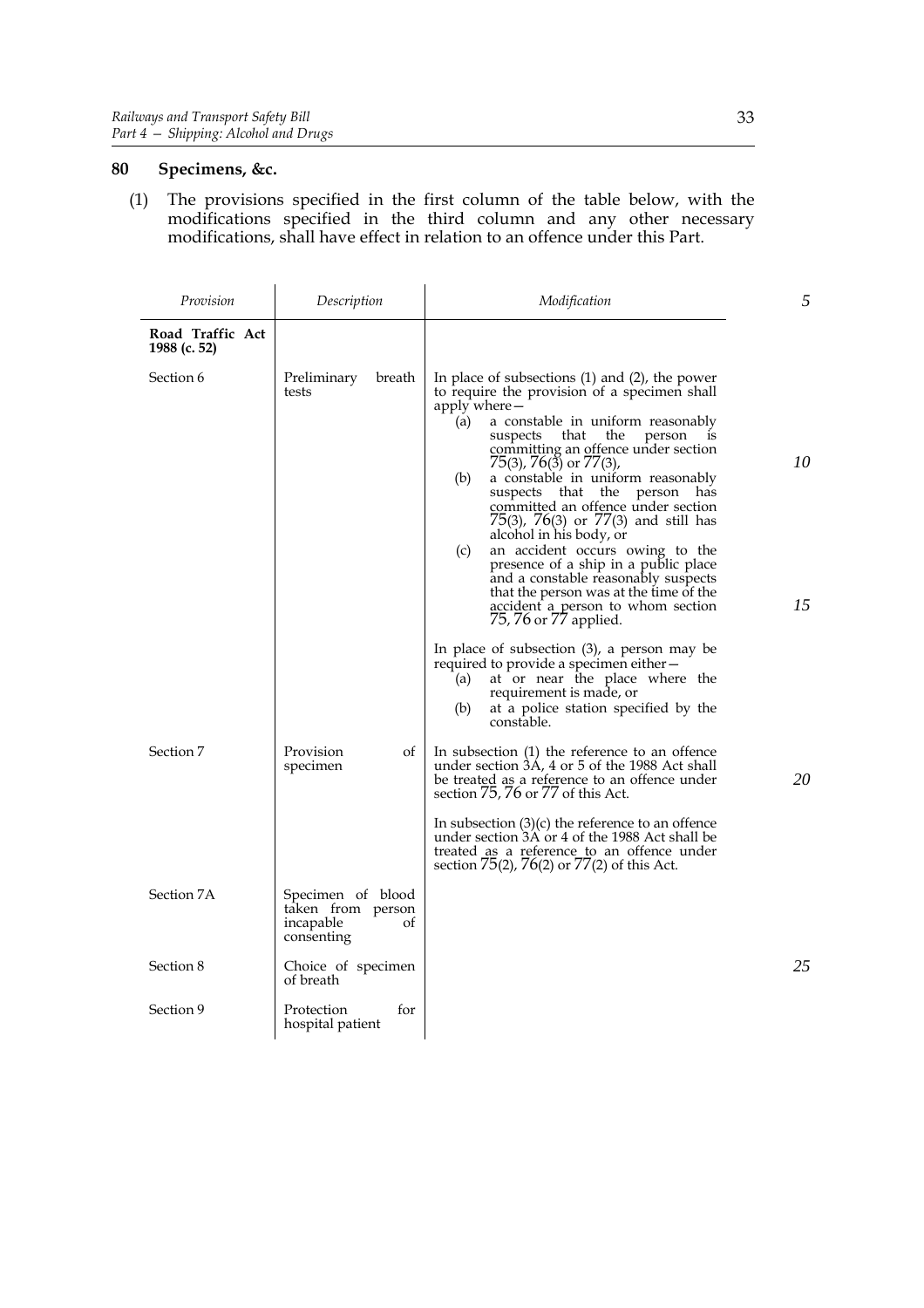## 80 Specimens, &c.

(1) The provisions specified in the first column of the table below, with the modifications specified in the third column and any other necessary modifications, shall have effect in relation to an offence under this Part.

| *Provision* | *Description* | *Modification* |
|---|---|---|
| **Road Traffic Act 1988 (c. 52)** | | |
| Section 6 | Preliminary breath tests | In place of subsections (1) and (2), the power to require the provision of a specimen shall apply where— (a) a constable in uniform reasonably suspects that the person is committing an offence under section 75(3), 76(3) or 77(3), (b) a constable in uniform reasonably suspects that the person has committed an offence under section 75(3), 76(3) or 77(3) and still has alcohol in his body, or (c) an accident occurs owing to the presence of a ship in a public place and a constable reasonably suspects that the person was at the time of the accident a person to whom section 75, 76 or 77 applied. In place of subsection (3), a person may be required to provide a specimen either— (a) at or near the place where the requirement is made, or (b) at a police station specified by the constable. |
| Section 7 | Provision of specimen | In subsection (1) the reference to an offence under section 3A, 4 or 5 of the 1988 Act shall be treated as a reference to an offence under section 75, 76 or 77 of this Act. In subsection (3)(c) the reference to an offence under section 3A or 4 of the 1988 Act shall be treated as a reference to an offence under section 75(2), 76(2) or 77(2) of this Act. |
| Section 7A | Specimen of blood taken from person incapable of consenting | |
| Section 8 | Choice of specimen of breath | |
| Section 9 | Protection for hospital patient | |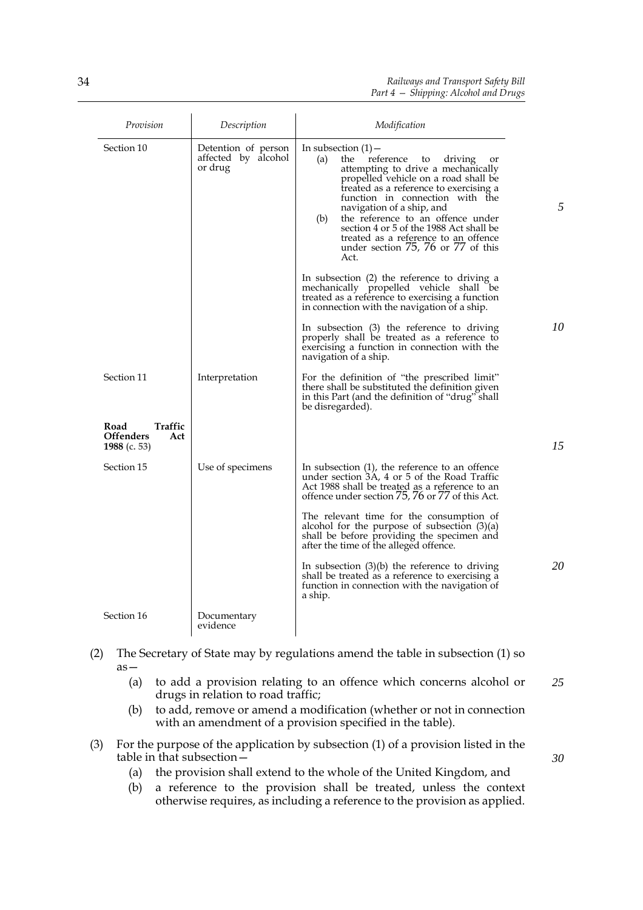| Provision | Description | Modification |
|---|---|---|
| Section 10 | Detention of person affected by alcohol or drug | In subsection (1)— (a) the reference to driving or attempting to drive a mechanically propelled vehicle on a road shall be treated as a reference to exercising a function in connection with the navigation of a ship, and (b) the reference to an offence under section 4 or 5 of the 1988 Act shall be treated as a reference to an offence under section 75, 76 or 77 of this Act. In subsection (2) the reference to driving a mechanically propelled vehicle shall be treated as a reference to exercising a function in connection with the navigation of a ship. In subsection (3) the reference to driving properly shall be treated as a reference to exercising a function in connection with the navigation of a ship. |
| Section 11 | Interpretation | For the definition of "the prescribed limit" there shall be substituted the definition given in this Part (and the definition of "drug" shall be disregarded). |
| **Road Traffic Offenders Act 1988** (c. 53) | | |
| Section 15 | Use of specimens | In subsection (1), the reference to an offence under section 3A, 4 or 5 of the Road Traffic Act 1988 shall be treated as a reference to an offence under section 75, 76 or 77 of this Act. The relevant time for the consumption of alcohol for the purpose of subsection (3)(a) shall be before providing the specimen and after the time of the alleged offence. In subsection (3)(b) the reference to driving shall be treated as a reference to exercising a function in connection with the navigation of a ship. |
| Section 16 | Documentary evidence | |

(2) The Secretary of State may by regulations amend the table in subsection (1) so as—

(a) to add a provision relating to an offence which concerns alcohol or drugs in relation to road traffic;

(b) to add, remove or amend a modification (whether or not in connection with an amendment of a provision specified in the table).

(3) For the purpose of the application by subsection (1) of a provision listed in the table in that subsection—

(a) the provision shall extend to the whole of the United Kingdom, and

(b) a reference to the provision shall be treated, unless the context otherwise requires, as including a reference to the provision as applied.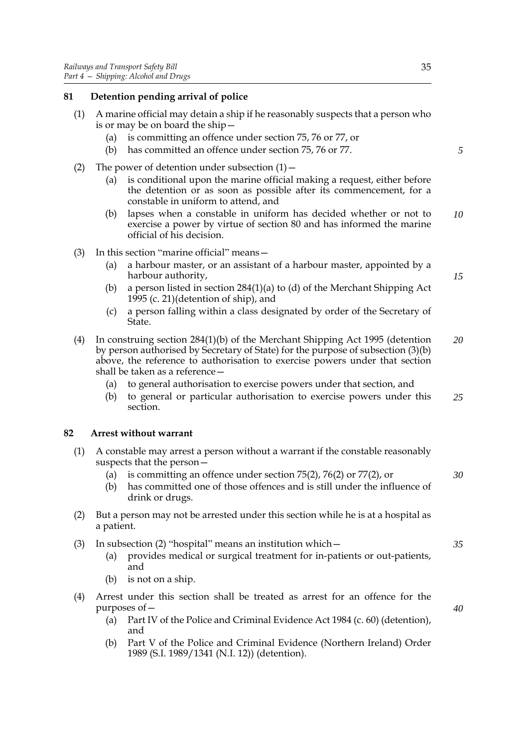### 81 Detention pending arrival of police

(1) A marine official may detain a ship if he reasonably suspects that a person who is or may be on board the ship—

- (a) is committing an offence under section 75, 76 or 77, or
- (b) has committed an offence under section 75, 76 or 77.

(2) The power of detention under subsection (1)—

- (a) is conditional upon the marine official making a request, either before the detention or as soon as possible after its commencement, for a constable in uniform to attend, and
- (b) lapses when a constable in uniform has decided whether or not to exercise a power by virtue of section 80 and has informed the marine official of his decision.

(3) In this section "marine official" means—

- (a) a harbour master, or an assistant of a harbour master, appointed by a harbour authority,
- (b) a person listed in section 284(1)(a) to (d) of the Merchant Shipping Act 1995 (c. 21)(detention of ship), and
- (c) a person falling within a class designated by order of the Secretary of State.

(4) In construing section 284(1)(b) of the Merchant Shipping Act 1995 (detention by person authorised by Secretary of State) for the purpose of subsection (3)(b) above, the reference to authorisation to exercise powers under that section shall be taken as a reference—

- (a) to general authorisation to exercise powers under that section, and
- (b) to general or particular authorisation to exercise powers under this section.

### 82 Arrest without warrant

(1) A constable may arrest a person without a warrant if the constable reasonably suspects that the person—

- (a) is committing an offence under section 75(2), 76(2) or 77(2), or
- (b) has committed one of those offences and is still under the influence of drink or drugs.

(2) But a person may not be arrested under this section while he is at a hospital as a patient.

(3) In subsection (2) "hospital" means an institution which—

- (a) provides medical or surgical treatment for in-patients or out-patients, and
- (b) is not on a ship.

(4) Arrest under this section shall be treated as arrest for an offence for the purposes of—

- (a) Part IV of the Police and Criminal Evidence Act 1984 (c. 60) (detention), and
- (b) Part V of the Police and Criminal Evidence (Northern Ireland) Order 1989 (S.I. 1989/1341 (N.I. 12)) (detention).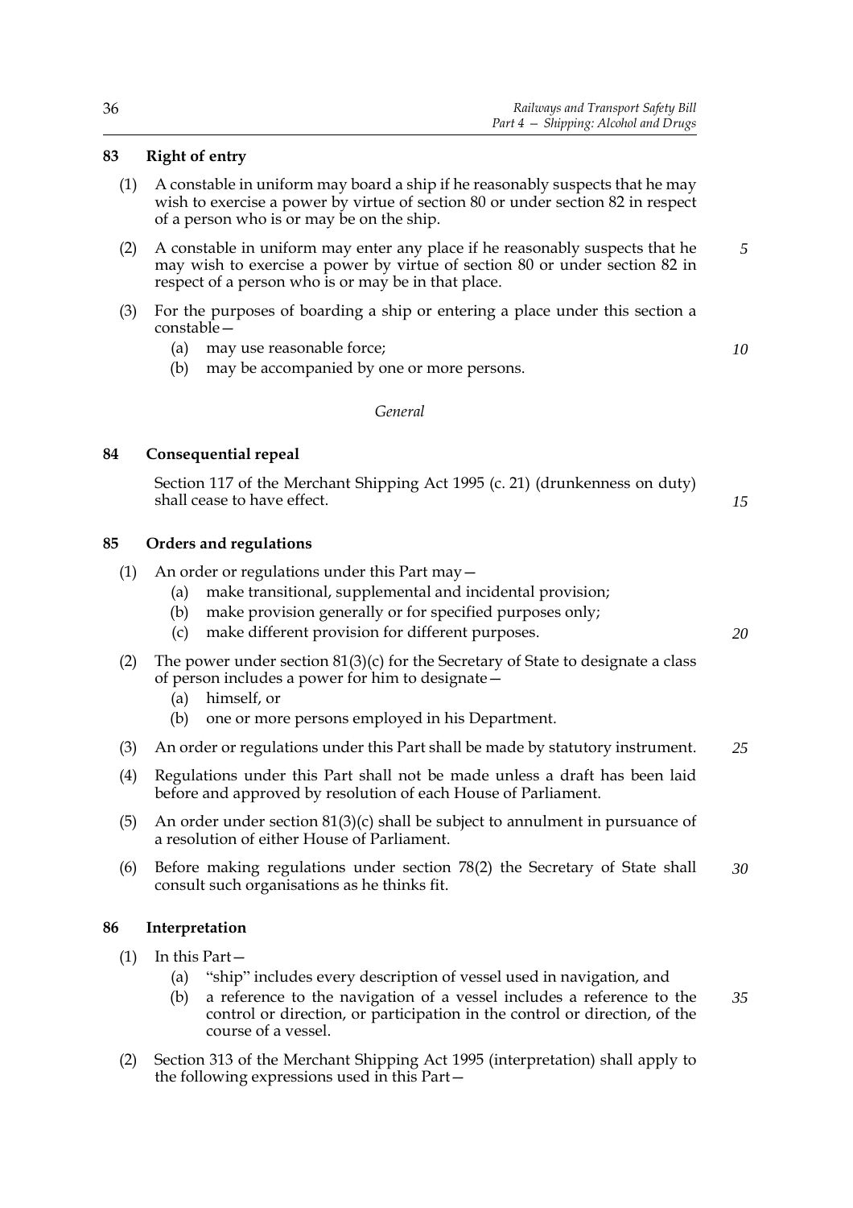**83 Right of entry**

(1) A constable in uniform may board a ship if he reasonably suspects that he may wish to exercise a power by virtue of section 80 or under section 82 in respect of a person who is or may be on the ship.

(2) A constable in uniform may enter any place if he reasonably suspects that he may wish to exercise a power by virtue of section 80 or under section 82 in respect of a person who is or may be in that place.

(3) For the purposes of boarding a ship or entering a place under this section a constable—

(a) may use reasonable force;

(b) may be accompanied by one or more persons.

*General*

**84 Consequential repeal**

Section 117 of the Merchant Shipping Act 1995 (c. 21) (drunkenness on duty) shall cease to have effect.

**85 Orders and regulations**

(1) An order or regulations under this Part may—

(a) make transitional, supplemental and incidental provision;

(b) make provision generally or for specified purposes only;

(c) make different provision for different purposes.

(2) The power under section 81(3)(c) for the Secretary of State to designate a class of person includes a power for him to designate—

(a) himself, or

(b) one or more persons employed in his Department.

(3) An order or regulations under this Part shall be made by statutory instrument.

(4) Regulations under this Part shall not be made unless a draft has been laid before and approved by resolution of each House of Parliament.

(5) An order under section 81(3)(c) shall be subject to annulment in pursuance of a resolution of either House of Parliament.

(6) Before making regulations under section 78(2) the Secretary of State shall consult such organisations as he thinks fit.

**86 Interpretation**

(1) In this Part—

(a) "ship" includes every description of vessel used in navigation, and

(b) a reference to the navigation of a vessel includes a reference to the control or direction, or participation in the control or direction, of the course of a vessel.

(2) Section 313 of the Merchant Shipping Act 1995 (interpretation) shall apply to the following expressions used in this Part—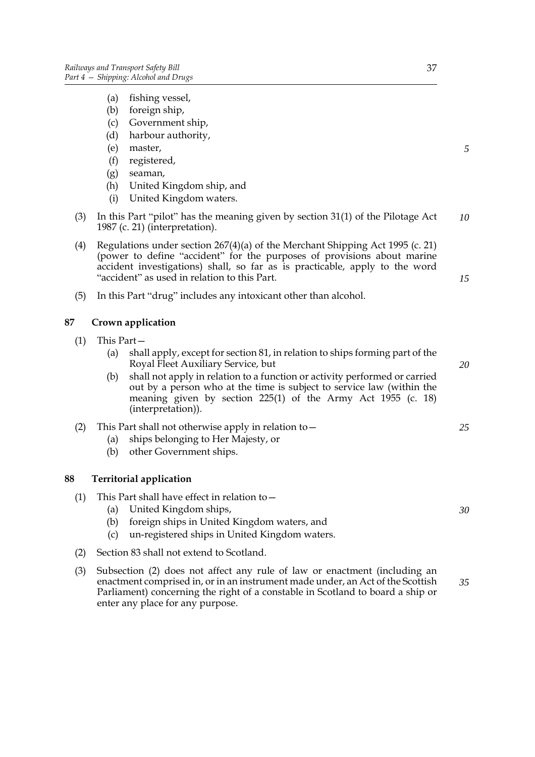(a) fishing vessel,
(b) foreign ship,
(c) Government ship,
(d) harbour authority,
(e) master,
(f) registered,
(g) seaman,
(h) United Kingdom ship, and
(i) United Kingdom waters.

(3) In this Part "pilot" has the meaning given by section 31(1) of the Pilotage Act 1987 (c. 21) (interpretation).

(4) Regulations under section 267(4)(a) of the Merchant Shipping Act 1995 (c. 21) (power to define "accident" for the purposes of provisions about marine accident investigations) shall, so far as is practicable, apply to the word "accident" as used in relation to this Part.

(5) In this Part "drug" includes any intoxicant other than alcohol.

## 87 Crown application

(1) This Part—
(a) shall apply, except for section 81, in relation to ships forming part of the Royal Fleet Auxiliary Service, but
(b) shall not apply in relation to a function or activity performed or carried out by a person who at the time is subject to service law (within the meaning given by section 225(1) of the Army Act 1955 (c. 18) (interpretation)).

(2) This Part shall not otherwise apply in relation to—
(a) ships belonging to Her Majesty, or
(b) other Government ships.

## 88 Territorial application

(1) This Part shall have effect in relation to—
(a) United Kingdom ships,
(b) foreign ships in United Kingdom waters, and
(c) un-registered ships in United Kingdom waters.

(2) Section 83 shall not extend to Scotland.

(3) Subsection (2) does not affect any rule of law or enactment (including an enactment comprised in, or in an instrument made under, an Act of the Scottish Parliament) concerning the right of a constable in Scotland to board a ship or enter any place for any purpose.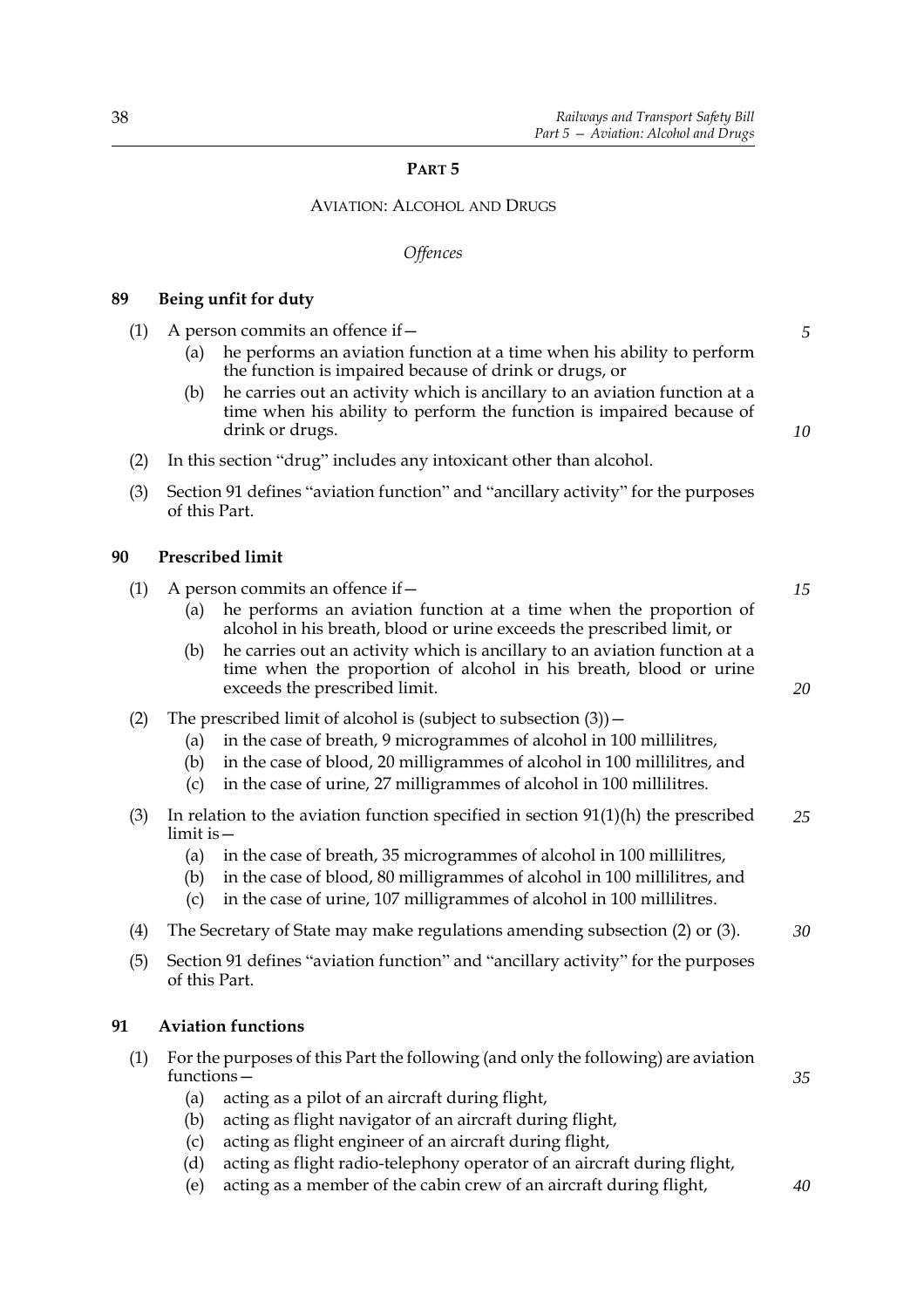# PART 5

## AVIATION: ALCOHOL AND DRUGS

*Offences*

### 89 Being unfit for duty

(1) A person commits an offence if—

(a) he performs an aviation function at a time when his ability to perform the function is impaired because of drink or drugs, or

(b) he carries out an activity which is ancillary to an aviation function at a time when his ability to perform the function is impaired because of drink or drugs.

(2) In this section "drug" includes any intoxicant other than alcohol.

(3) Section 91 defines "aviation function" and "ancillary activity" for the purposes of this Part.

### 90 Prescribed limit

(1) A person commits an offence if—

(a) he performs an aviation function at a time when the proportion of alcohol in his breath, blood or urine exceeds the prescribed limit, or

(b) he carries out an activity which is ancillary to an aviation function at a time when the proportion of alcohol in his breath, blood or urine exceeds the prescribed limit.

(2) The prescribed limit of alcohol is (subject to subsection (3))—

(a) in the case of breath, 9 microgrammes of alcohol in 100 millilitres,

(b) in the case of blood, 20 milligrammes of alcohol in 100 millilitres, and

(c) in the case of urine, 27 milligrammes of alcohol in 100 millilitres.

(3) In relation to the aviation function specified in section 91(1)(h) the prescribed limit is—

(a) in the case of breath, 35 microgrammes of alcohol in 100 millilitres,

(b) in the case of blood, 80 milligrammes of alcohol in 100 millilitres, and

(c) in the case of urine, 107 milligrammes of alcohol in 100 millilitres.

(4) The Secretary of State may make regulations amending subsection (2) or (3).

(5) Section 91 defines "aviation function" and "ancillary activity" for the purposes of this Part.

### 91 Aviation functions

(1) For the purposes of this Part the following (and only the following) are aviation functions—

(a) acting as a pilot of an aircraft during flight,

(b) acting as flight navigator of an aircraft during flight,

(c) acting as flight engineer of an aircraft during flight,

(d) acting as flight radio-telephony operator of an aircraft during flight,

(e) acting as a member of the cabin crew of an aircraft during flight,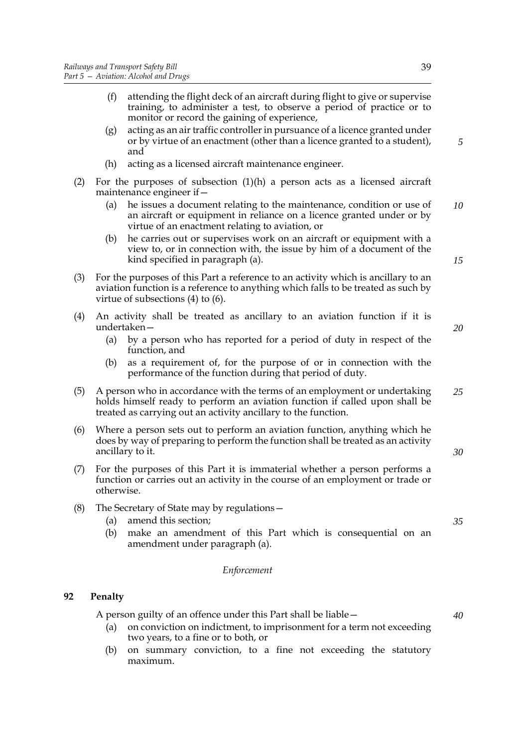(f) attending the flight deck of an aircraft during flight to give or supervise training, to administer a test, to observe a period of practice or to monitor or record the gaining of experience,

(g) acting as an air traffic controller in pursuance of a licence granted under or by virtue of an enactment (other than a licence granted to a student), and

(h) acting as a licensed aircraft maintenance engineer.

(2) For the purposes of subsection (1)(h) a person acts as a licensed aircraft maintenance engineer if—

(a) he issues a document relating to the maintenance, condition or use of an aircraft or equipment in reliance on a licence granted under or by virtue of an enactment relating to aviation, or

(b) he carries out or supervises work on an aircraft or equipment with a view to, or in connection with, the issue by him of a document of the kind specified in paragraph (a).

(3) For the purposes of this Part a reference to an activity which is ancillary to an aviation function is a reference to anything which falls to be treated as such by virtue of subsections (4) to (6).

(4) An activity shall be treated as ancillary to an aviation function if it is undertaken—

(a) by a person who has reported for a period of duty in respect of the function, and

(b) as a requirement of, for the purpose of or in connection with the performance of the function during that period of duty.

(5) A person who in accordance with the terms of an employment or undertaking holds himself ready to perform an aviation function if called upon shall be treated as carrying out an activity ancillary to the function.

(6) Where a person sets out to perform an aviation function, anything which he does by way of preparing to perform the function shall be treated as an activity ancillary to it.

(7) For the purposes of this Part it is immaterial whether a person performs a function or carries out an activity in the course of an employment or trade or otherwise.

(8) The Secretary of State may by regulations—

(a) amend this section;

(b) make an amendment of this Part which is consequential on an amendment under paragraph (a).

*Enforcement*

## 92 Penalty

A person guilty of an offence under this Part shall be liable—

(a) on conviction on indictment, to imprisonment for a term not exceeding two years, to a fine or to both, or

(b) on summary conviction, to a fine not exceeding the statutory maximum.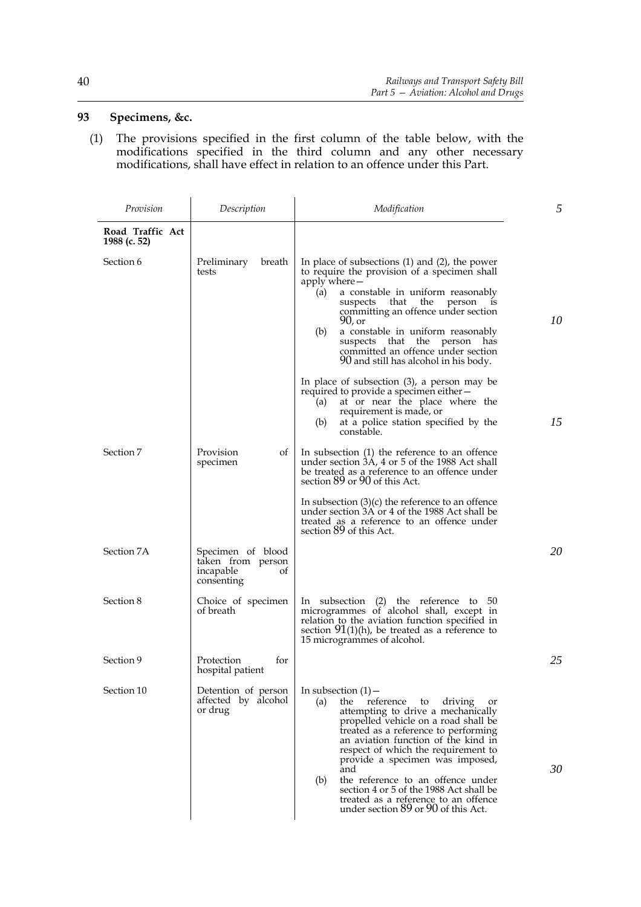## 93 Specimens, &c.

(1) The provisions specified in the first column of the table below, with the modifications specified in the third column and any other necessary modifications, shall have effect in relation to an offence under this Part.

| *Provision* | *Description* | *Modification* |
|---|---|---|
| **Road Traffic Act 1988 (c. 52)** | | |
| Section 6 | Preliminary breath tests | In place of subsections (1) and (2), the power to require the provision of a specimen shall apply where— (a) a constable in uniform reasonably suspects that the person is committing an offence under section 90, or (b) a constable in uniform reasonably suspects that the person has committed an offence under section 90 and still has alcohol in his body. In place of subsection (3), a person may be required to provide a specimen either— (a) at or near the place where the requirement is made, or (b) at a police station specified by the constable. |
| Section 7 | Provision of specimen | In subsection (1) the reference to an offence under section 3A, 4 or 5 of the 1988 Act shall be treated as a reference to an offence under section 89 or 90 of this Act. In subsection (3)(c) the reference to an offence under section 3A or 4 of the 1988 Act shall be treated as a reference to an offence under section 89 of this Act. |
| Section 7A | Specimen of blood taken from person incapable of consenting | |
| Section 8 | Choice of specimen of breath | In subsection (2) the reference to 50 microgrammes of alcohol shall, except in relation to the aviation function specified in section 91(1)(h), be treated as a reference to 15 microgrammes of alcohol. |
| Section 9 | Protection for hospital patient | |
| Section 10 | Detention of person affected by alcohol or drug | In subsection (1)— (a) the reference to driving or attempting to drive a mechanically propelled vehicle on a road shall be treated as a reference to performing an aviation function of the kind in respect of which the requirement to provide a specimen was imposed, and (b) the reference to an offence under section 4 or 5 of the 1988 Act shall be treated as a reference to an offence under section 89 or 90 of this Act. |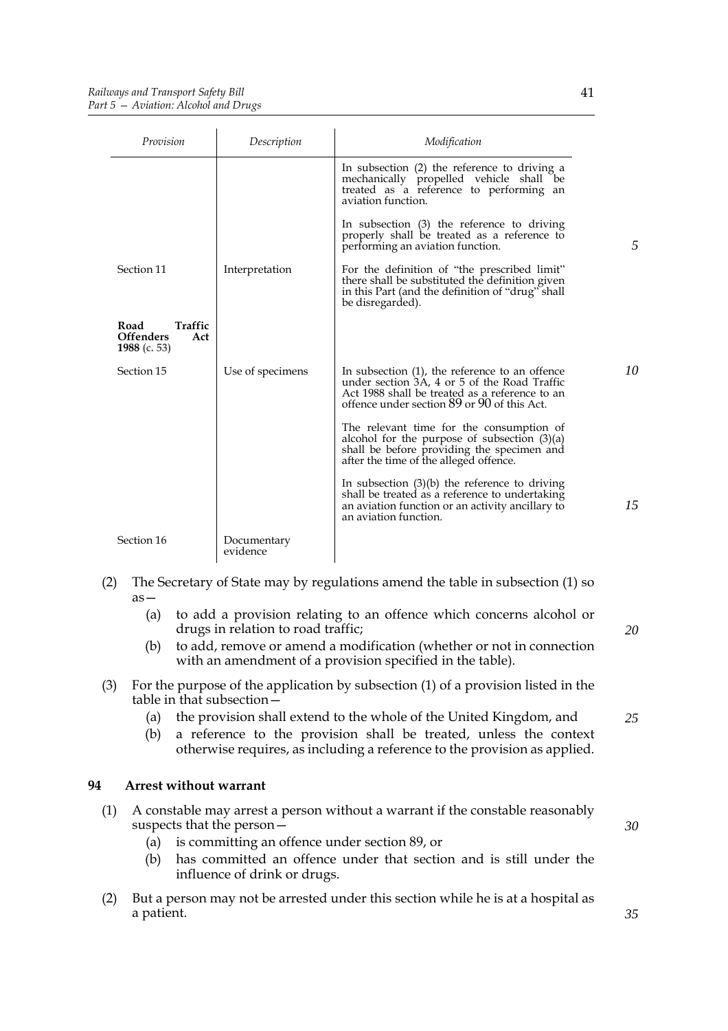| Provision | Description | Modification |
|---|---|---|
| | | In subsection (2) the reference to driving a mechanically propelled vehicle shall be treated as a reference to performing an aviation function. |
| | | In subsection (3) the reference to driving properly shall be treated as a reference to performing an aviation function. |
| Section 11 | Interpretation | For the definition of "the prescribed limit" there shall be substituted the definition given in this Part (and the definition of "drug" shall be disregarded). |
| **Road Traffic Offenders Act 1988** (c. 53) | | |
| Section 15 | Use of specimens | In subsection (1), the reference to an offence under section 3A, 4 or 5 of the Road Traffic Act 1988 shall be treated as a reference to an offence under section 89 or 90 of this Act. |
| | | The relevant time for the consumption of alcohol for the purpose of subsection (3)(a) shall be before providing the specimen and after the time of the alleged offence. |
| | | In subsection (3)(b) the reference to driving shall be treated as a reference to undertaking an aviation function or an activity ancillary to an aviation function. |
| Section 16 | Documentary evidence | |

(2) The Secretary of State may by regulations amend the table in subsection (1) so as—

(a) to add a provision relating to an offence which concerns alcohol or drugs in relation to road traffic;

(b) to add, remove or amend a modification (whether or not in connection with an amendment of a provision specified in the table).

(3) For the purpose of the application by subsection (1) of a provision listed in the table in that subsection—

(a) the provision shall extend to the whole of the United Kingdom, and

(b) a reference to the provision shall be treated, unless the context otherwise requires, as including a reference to the provision as applied.

**94 Arrest without warrant**

(1) A constable may arrest a person without a warrant if the constable reasonably suspects that the person—

(a) is committing an offence under section 89, or

(b) has committed an offence under that section and is still under the influence of drink or drugs.

(2) But a person may not be arrested under this section while he is at a hospital as a patient.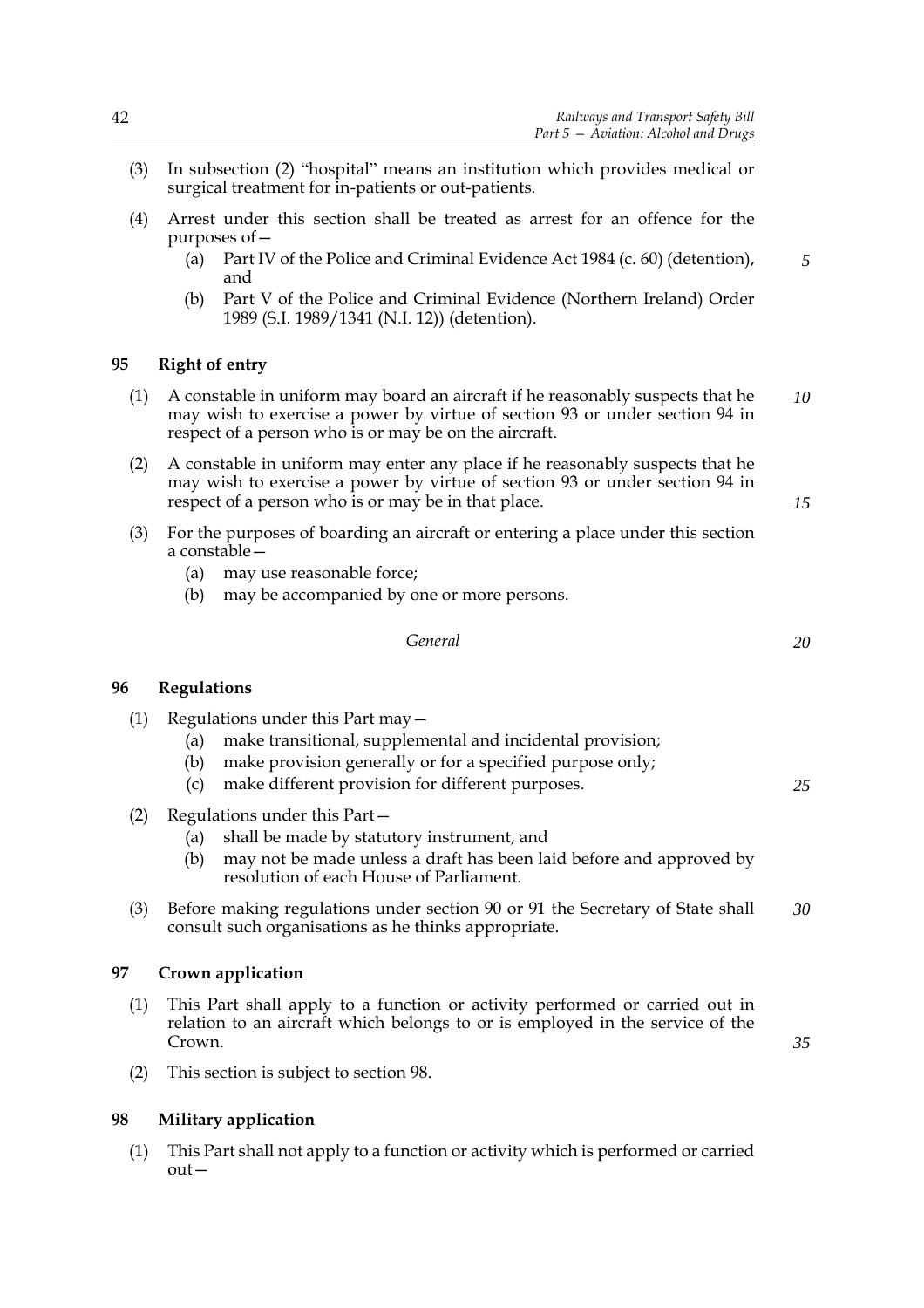(3) In subsection (2) "hospital" means an institution which provides medical or surgical treatment for in-patients or out-patients.

(4) Arrest under this section shall be treated as arrest for an offence for the purposes of—

  (a) Part IV of the Police and Criminal Evidence Act 1984 (c. 60) (detention), and

  (b) Part V of the Police and Criminal Evidence (Northern Ireland) Order 1989 (S.I. 1989/1341 (N.I. 12)) (detention).

### 95 Right of entry

(1) A constable in uniform may board an aircraft if he reasonably suspects that he may wish to exercise a power by virtue of section 93 or under section 94 in respect of a person who is or may be on the aircraft.

(2) A constable in uniform may enter any place if he reasonably suspects that he may wish to exercise a power by virtue of section 93 or under section 94 in respect of a person who is or may be in that place.

(3) For the purposes of boarding an aircraft or entering a place under this section a constable—

  (a) may use reasonable force;

  (b) may be accompanied by one or more persons.

*General*

### 96 Regulations

(1) Regulations under this Part may—

  (a) make transitional, supplemental and incidental provision;

  (b) make provision generally or for a specified purpose only;

  (c) make different provision for different purposes.

(2) Regulations under this Part—

  (a) shall be made by statutory instrument, and

  (b) may not be made unless a draft has been laid before and approved by resolution of each House of Parliament.

(3) Before making regulations under section 90 or 91 the Secretary of State shall consult such organisations as he thinks appropriate.

### 97 Crown application

(1) This Part shall apply to a function or activity performed or carried out in relation to an aircraft which belongs to or is employed in the service of the Crown.

(2) This section is subject to section 98.

### 98 Military application

(1) This Part shall not apply to a function or activity which is performed or carried out—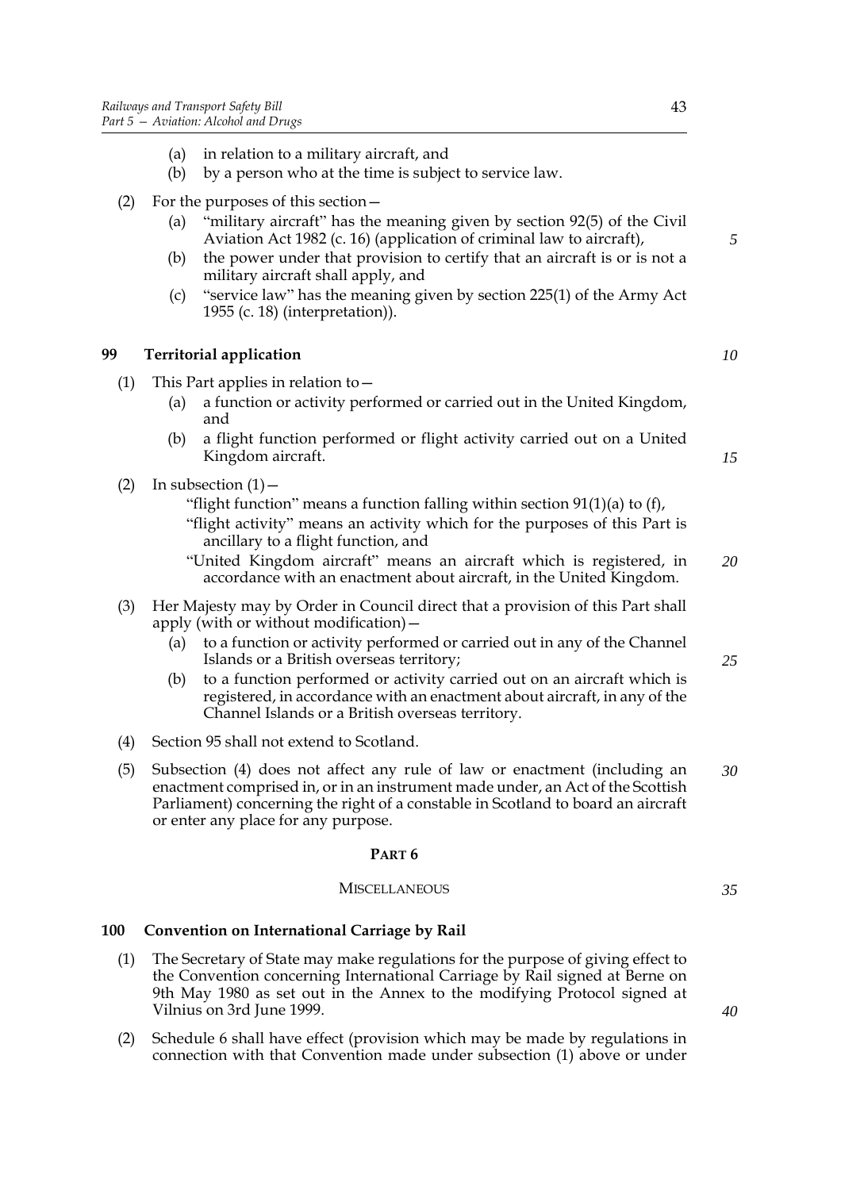(a) in relation to a military aircraft, and
(b) by a person who at the time is subject to service law.

(2) For the purposes of this section—
(a) "military aircraft" has the meaning given by section 92(5) of the Civil Aviation Act 1982 (c. 16) (application of criminal law to aircraft),
(b) the power under that provision to certify that an aircraft is or is not a military aircraft shall apply, and
(c) "service law" has the meaning given by section 225(1) of the Army Act 1955 (c. 18) (interpretation)).

## 99 Territorial application

(1) This Part applies in relation to—
(a) a function or activity performed or carried out in the United Kingdom, and
(b) a flight function performed or flight activity carried out on a United Kingdom aircraft.

(2) In subsection (1)—
"flight function" means a function falling within section 91(1)(a) to (f),
"flight activity" means an activity which for the purposes of this Part is ancillary to a flight function, and
"United Kingdom aircraft" means an aircraft which is registered, in accordance with an enactment about aircraft, in the United Kingdom.

(3) Her Majesty may by Order in Council direct that a provision of this Part shall apply (with or without modification)—
(a) to a function or activity performed or carried out in any of the Channel Islands or a British overseas territory;
(b) to a function performed or activity carried out on an aircraft which is registered, in accordance with an enactment about aircraft, in any of the Channel Islands or a British overseas territory.

(4) Section 95 shall not extend to Scotland.

(5) Subsection (4) does not affect any rule of law or enactment (including an enactment comprised in, or in an instrument made under, an Act of the Scottish Parliament) concerning the right of a constable in Scotland to board an aircraft or enter any place for any purpose.

# PART 6

## MISCELLANEOUS

## 100 Convention on International Carriage by Rail

(1) The Secretary of State may make regulations for the purpose of giving effect to the Convention concerning International Carriage by Rail signed at Berne on 9th May 1980 as set out in the Annex to the modifying Protocol signed at Vilnius on 3rd June 1999.

(2) Schedule 6 shall have effect (provision which may be made by regulations in connection with that Convention made under subsection (1) above or under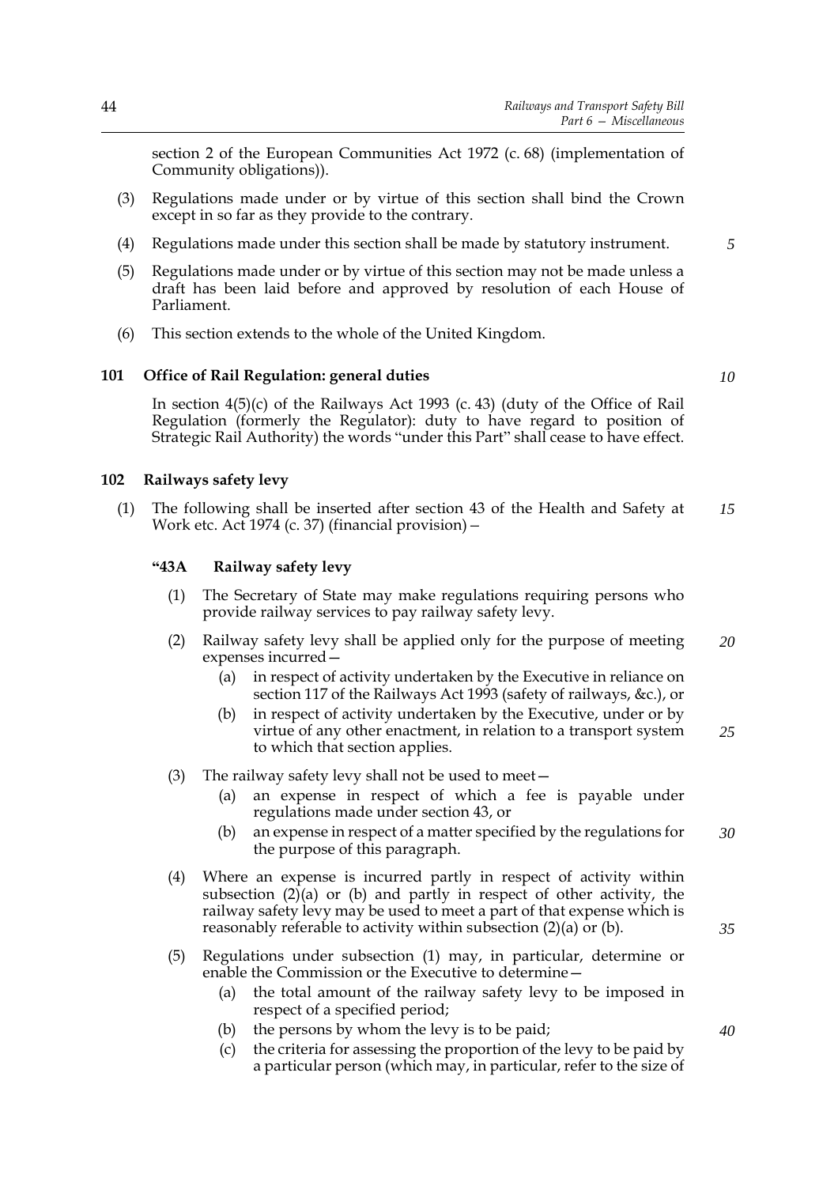section 2 of the European Communities Act 1972 (c. 68) (implementation of Community obligations)).

(3) Regulations made under or by virtue of this section shall bind the Crown except in so far as they provide to the contrary.

(4) Regulations made under this section shall be made by statutory instrument.

(5) Regulations made under or by virtue of this section may not be made unless a draft has been laid before and approved by resolution of each House of Parliament.

(6) This section extends to the whole of the United Kingdom.

### 101 Office of Rail Regulation: general duties

In section 4(5)(c) of the Railways Act 1993 (c. 43) (duty of the Office of Rail Regulation (formerly the Regulator): duty to have regard to position of Strategic Rail Authority) the words "under this Part" shall cease to have effect.

### 102 Railways safety levy

(1) The following shall be inserted after section 43 of the Health and Safety at Work etc. Act 1974 (c. 37) (financial provision) –

**"43A Railway safety levy**

(1) The Secretary of State may make regulations requiring persons who provide railway services to pay railway safety levy.

(2) Railway safety levy shall be applied only for the purpose of meeting expenses incurred—

(a) in respect of activity undertaken by the Executive in reliance on section 117 of the Railways Act 1993 (safety of railways, &c.), or

(b) in respect of activity undertaken by the Executive, under or by virtue of any other enactment, in relation to a transport system to which that section applies.

(3) The railway safety levy shall not be used to meet—

(a) an expense in respect of which a fee is payable under regulations made under section 43, or

(b) an expense in respect of a matter specified by the regulations for the purpose of this paragraph.

(4) Where an expense is incurred partly in respect of activity within subsection (2)(a) or (b) and partly in respect of other activity, the railway safety levy may be used to meet a part of that expense which is reasonably referable to activity within subsection (2)(a) or (b).

(5) Regulations under subsection (1) may, in particular, determine or enable the Commission or the Executive to determine—

(a) the total amount of the railway safety levy to be imposed in respect of a specified period;

(b) the persons by whom the levy is to be paid;

(c) the criteria for assessing the proportion of the levy to be paid by a particular person (which may, in particular, refer to the size of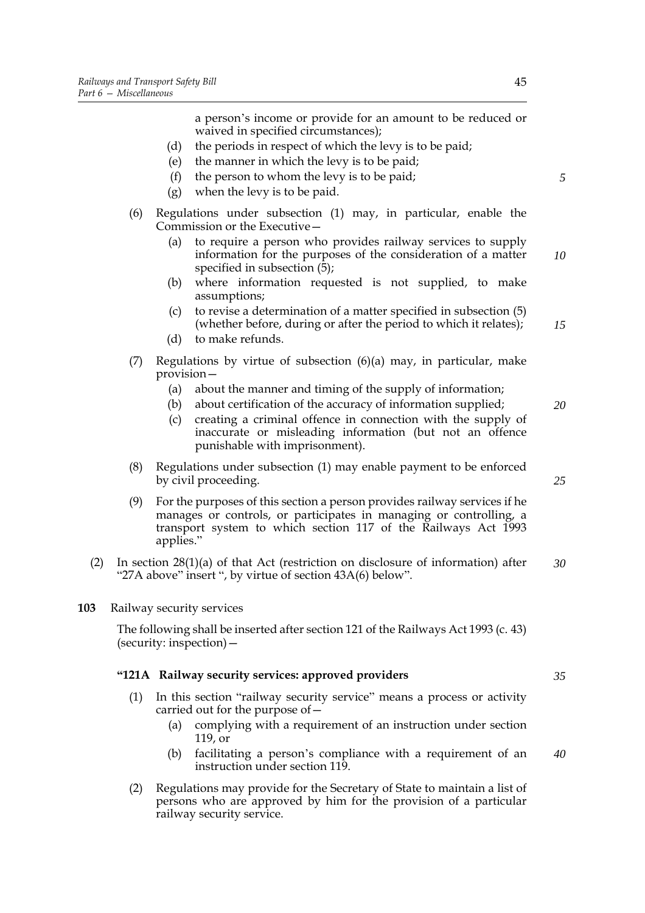a person's income or provide for an amount to be reduced or waived in specified circumstances);

(d) the periods in respect of which the levy is to be paid;

(e) the manner in which the levy is to be paid;

(f) the person to whom the levy is to be paid;

(g) when the levy is to be paid.

(6) Regulations under subsection (1) may, in particular, enable the Commission or the Executive—

(a) to require a person who provides railway services to supply information for the purposes of the consideration of a matter specified in subsection (5);

(b) where information requested is not supplied, to make assumptions;

(c) to revise a determination of a matter specified in subsection (5) (whether before, during or after the period to which it relates);

(d) to make refunds.

(7) Regulations by virtue of subsection (6)(a) may, in particular, make provision—

(a) about the manner and timing of the supply of information;

(b) about certification of the accuracy of information supplied;

(c) creating a criminal offence in connection with the supply of inaccurate or misleading information (but not an offence punishable with imprisonment).

(8) Regulations under subsection (1) may enable payment to be enforced by civil proceeding.

(9) For the purposes of this section a person provides railway services if he manages or controls, or participates in managing or controlling, a transport system to which section 117 of the Railways Act 1993 applies."

(2) In section 28(1)(a) of that Act (restriction on disclosure of information) after "27A above" insert ", by virtue of section 43A(6) below".

**103** Railway security services

The following shall be inserted after section 121 of the Railways Act 1993 (c. 43) (security: inspection)—

**"121A Railway security services: approved providers**

(1) In this section "railway security service" means a process or activity carried out for the purpose of—

(a) complying with a requirement of an instruction under section 119, or

(b) facilitating a person's compliance with a requirement of an instruction under section 119.

(2) Regulations may provide for the Secretary of State to maintain a list of persons who are approved by him for the provision of a particular railway security service.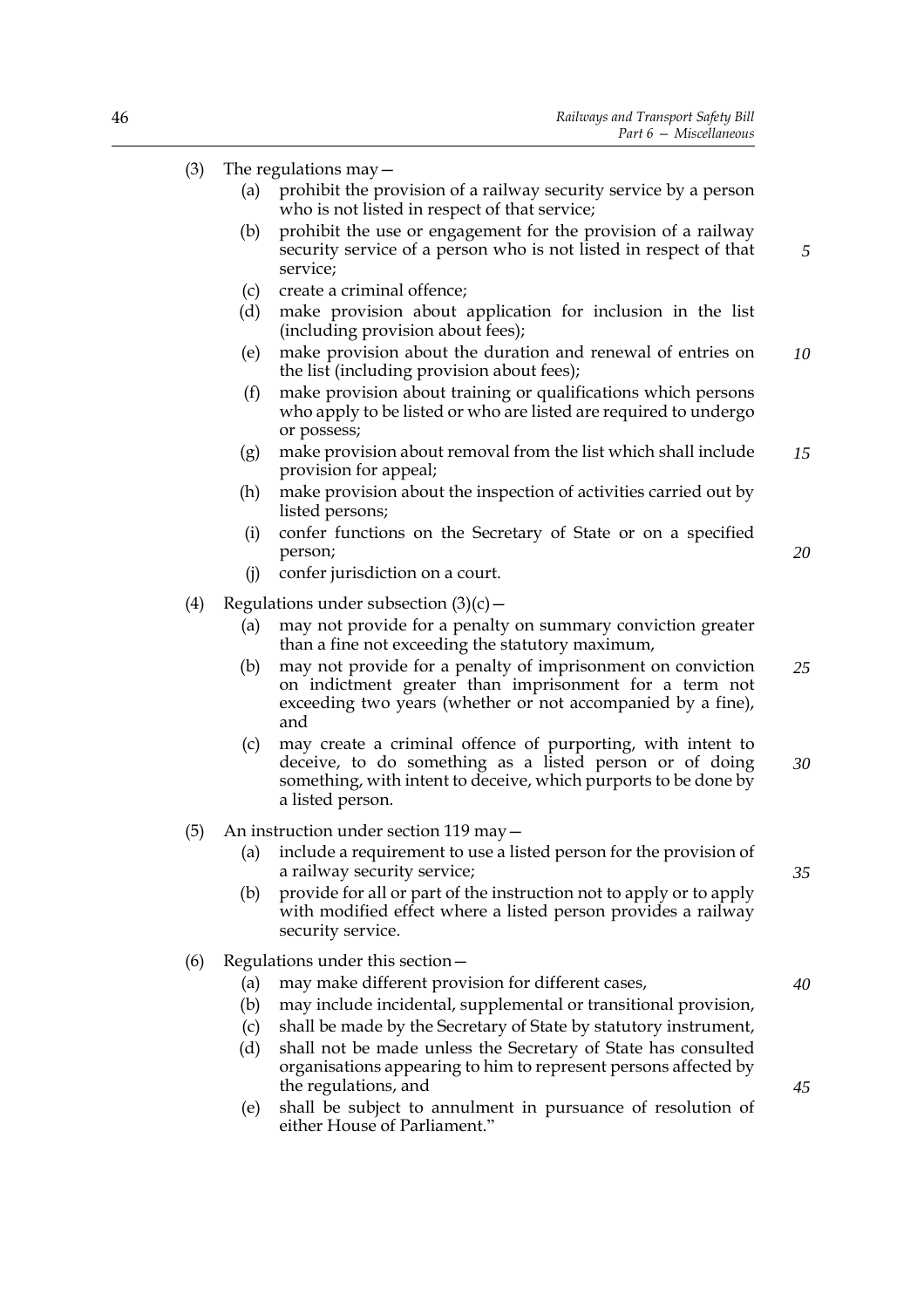(3) The regulations may—

 (a) prohibit the provision of a railway security service by a person who is not listed in respect of that service;

 (b) prohibit the use or engagement for the provision of a railway security service of a person who is not listed in respect of that service;

 (c) create a criminal offence;

 (d) make provision about application for inclusion in the list (including provision about fees);

 (e) make provision about the duration and renewal of entries on the list (including provision about fees);

 (f) make provision about training or qualifications which persons who apply to be listed or who are listed are required to undergo or possess;

 (g) make provision about removal from the list which shall include provision for appeal;

 (h) make provision about the inspection of activities carried out by listed persons;

 (i) confer functions on the Secretary of State or on a specified person;

 (j) confer jurisdiction on a court.

(4) Regulations under subsection (3)(c)—

 (a) may not provide for a penalty on summary conviction greater than a fine not exceeding the statutory maximum,

 (b) may not provide for a penalty of imprisonment on conviction on indictment greater than imprisonment for a term not exceeding two years (whether or not accompanied by a fine), and

 (c) may create a criminal offence of purporting, with intent to deceive, to do something as a listed person or of doing something, with intent to deceive, which purports to be done by a listed person.

(5) An instruction under section 119 may—

 (a) include a requirement to use a listed person for the provision of a railway security service;

 (b) provide for all or part of the instruction not to apply or to apply with modified effect where a listed person provides a railway security service.

(6) Regulations under this section—

 (a) may make different provision for different cases,

 (b) may include incidental, supplemental or transitional provision,

 (c) shall be made by the Secretary of State by statutory instrument,

 (d) shall not be made unless the Secretary of State has consulted organisations appearing to him to represent persons affected by the regulations, and

 (e) shall be subject to annulment in pursuance of resolution of either House of Parliament."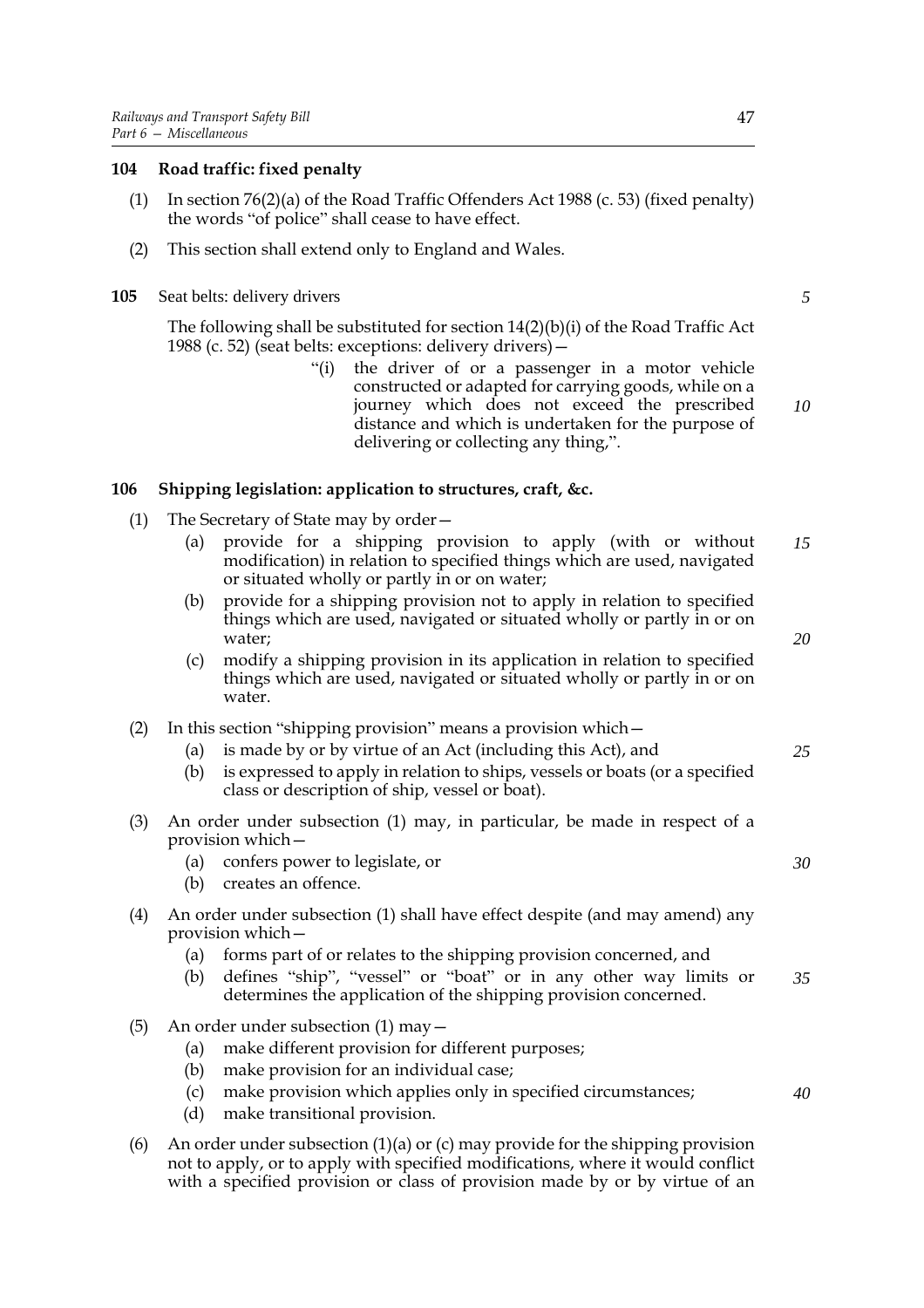**104 Road traffic: fixed penalty**

(1) In section 76(2)(a) of the Road Traffic Offenders Act 1988 (c. 53) (fixed penalty) the words "of police" shall cease to have effect.

(2) This section shall extend only to England and Wales.

**105** Seat belts: delivery drivers

The following shall be substituted for section 14(2)(b)(i) of the Road Traffic Act 1988 (c. 52) (seat belts: exceptions: delivery drivers)—

> "(i) the driver of or a passenger in a motor vehicle constructed or adapted for carrying goods, while on a journey which does not exceed the prescribed distance and which is undertaken for the purpose of delivering or collecting any thing,".

**106 Shipping legislation: application to structures, craft, &c.**

(1) The Secretary of State may by order—

- (a) provide for a shipping provision to apply (with or without modification) in relation to specified things which are used, navigated or situated wholly or partly in or on water;
- (b) provide for a shipping provision not to apply in relation to specified things which are used, navigated or situated wholly or partly in or on water;
- (c) modify a shipping provision in its application in relation to specified things which are used, navigated or situated wholly or partly in or on water.

(2) In this section "shipping provision" means a provision which—

- (a) is made by or by virtue of an Act (including this Act), and
- (b) is expressed to apply in relation to ships, vessels or boats (or a specified class or description of ship, vessel or boat).

(3) An order under subsection (1) may, in particular, be made in respect of a provision which—

- (a) confers power to legislate, or
- (b) creates an offence.

(4) An order under subsection (1) shall have effect despite (and may amend) any provision which—

- (a) forms part of or relates to the shipping provision concerned, and
- (b) defines "ship", "vessel" or "boat" or in any other way limits or determines the application of the shipping provision concerned.

(5) An order under subsection (1) may—

- (a) make different provision for different purposes;
- (b) make provision for an individual case;
- (c) make provision which applies only in specified circumstances;
- (d) make transitional provision.

(6) An order under subsection (1)(a) or (c) may provide for the shipping provision not to apply, or to apply with specified modifications, where it would conflict with a specified provision or class of provision made by or by virtue of an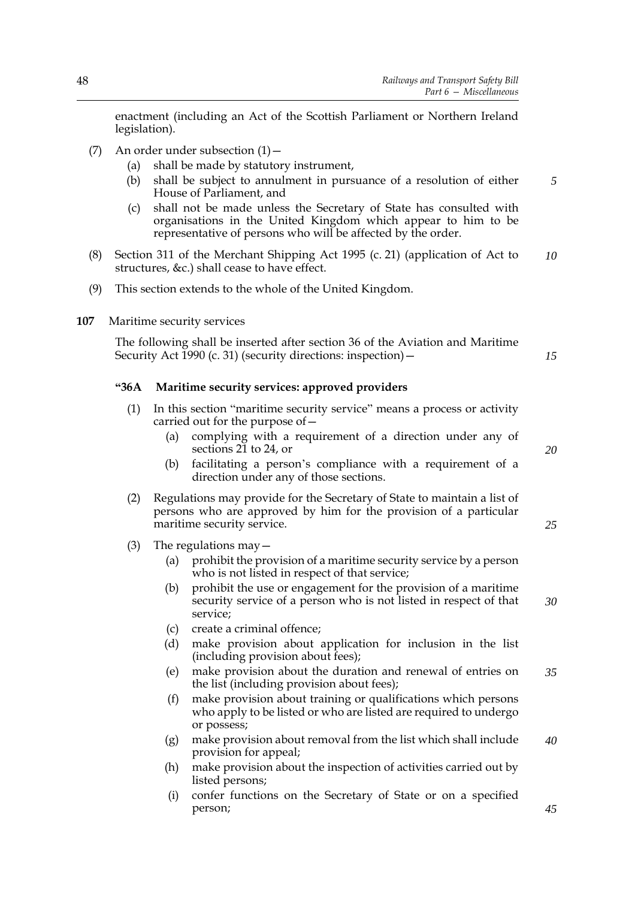enactment (including an Act of the Scottish Parliament or Northern Ireland legislation).

(7) An order under subsection (1)—

- (a) shall be made by statutory instrument,
- (b) shall be subject to annulment in pursuance of a resolution of either House of Parliament, and
- (c) shall not be made unless the Secretary of State has consulted with organisations in the United Kingdom which appear to him to be representative of persons who will be affected by the order.

(8) Section 311 of the Merchant Shipping Act 1995 (c. 21) (application of Act to structures, &c.) shall cease to have effect.

(9) This section extends to the whole of the United Kingdom.

**107** Maritime security services

The following shall be inserted after section 36 of the Aviation and Maritime Security Act 1990 (c. 31) (security directions: inspection)—

**"36A Maritime security services: approved providers**

(1) In this section "maritime security service" means a process or activity carried out for the purpose of—

- (a) complying with a requirement of a direction under any of sections 21 to 24, or
- (b) facilitating a person's compliance with a requirement of a direction under any of those sections.

(2) Regulations may provide for the Secretary of State to maintain a list of persons who are approved by him for the provision of a particular maritime security service.

(3) The regulations may—

- (a) prohibit the provision of a maritime security service by a person who is not listed in respect of that service;
- (b) prohibit the use or engagement for the provision of a maritime security service of a person who is not listed in respect of that service;
- (c) create a criminal offence;
- (d) make provision about application for inclusion in the list (including provision about fees);
- (e) make provision about the duration and renewal of entries on the list (including provision about fees);
- (f) make provision about training or qualifications which persons who apply to be listed or who are listed are required to undergo or possess;
- (g) make provision about removal from the list which shall include provision for appeal;
- (h) make provision about the inspection of activities carried out by listed persons;
- (i) confer functions on the Secretary of State or on a specified person;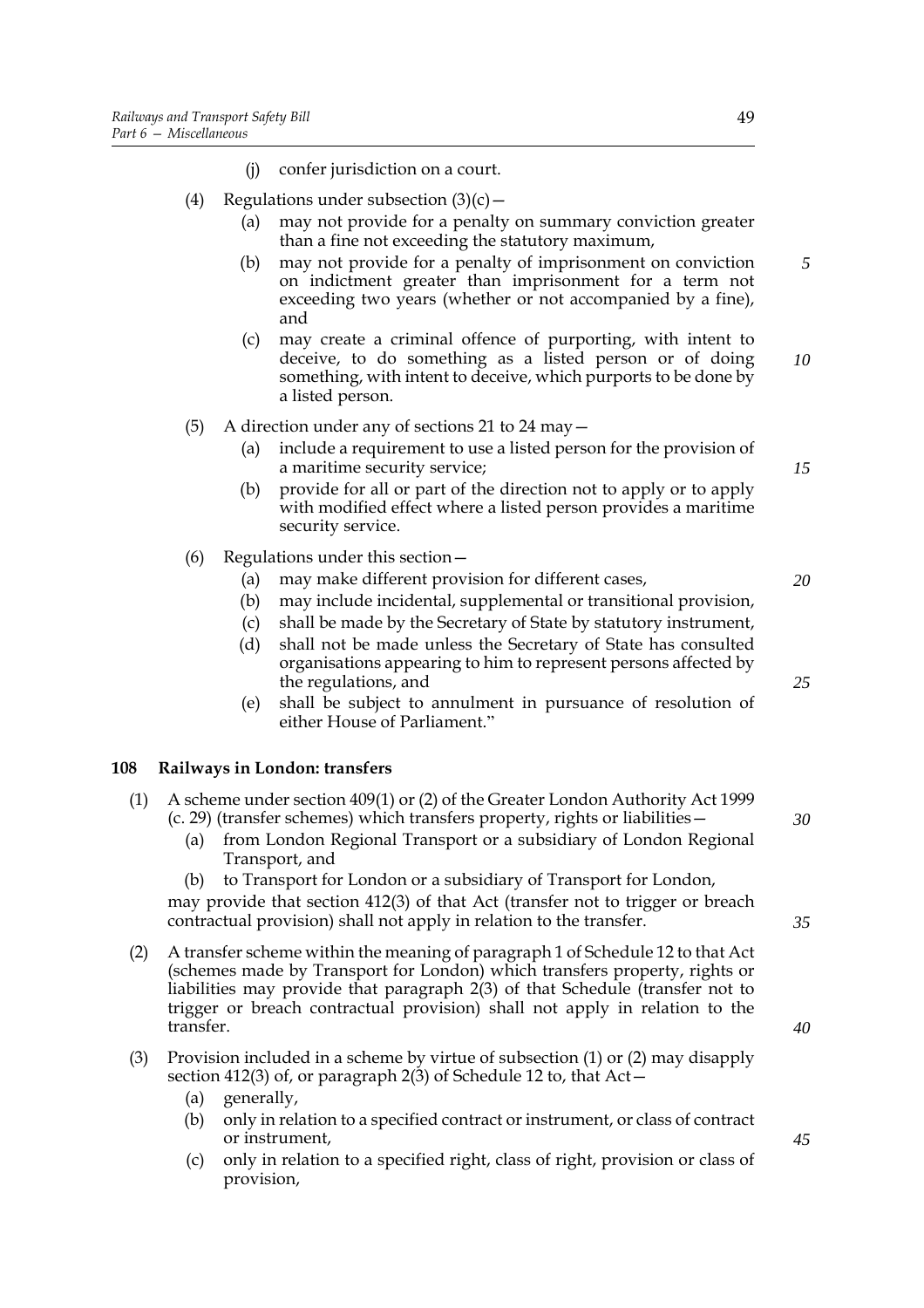(j) confer jurisdiction on a court.

(4) Regulations under subsection (3)(c)—

(a) may not provide for a penalty on summary conviction greater than a fine not exceeding the statutory maximum,

(b) may not provide for a penalty of imprisonment on conviction on indictment greater than imprisonment for a term not exceeding two years (whether or not accompanied by a fine), and

(c) may create a criminal offence of purporting, with intent to deceive, to do something as a listed person or of doing something, with intent to deceive, which purports to be done by a listed person.

(5) A direction under any of sections 21 to 24 may—

(a) include a requirement to use a listed person for the provision of a maritime security service;

(b) provide for all or part of the direction not to apply or to apply with modified effect where a listed person provides a maritime security service.

(6) Regulations under this section—

(a) may make different provision for different cases,

(b) may include incidental, supplemental or transitional provision,

(c) shall be made by the Secretary of State by statutory instrument,

(d) shall not be made unless the Secretary of State has consulted organisations appearing to him to represent persons affected by the regulations, and

(e) shall be subject to annulment in pursuance of resolution of either House of Parliament."

### 108 Railways in London: transfers

(1) A scheme under section 409(1) or (2) of the Greater London Authority Act 1999 (c. 29) (transfer schemes) which transfers property, rights or liabilities—

(a) from London Regional Transport or a subsidiary of London Regional Transport, and

(b) to Transport for London or a subsidiary of Transport for London,

may provide that section 412(3) of that Act (transfer not to trigger or breach contractual provision) shall not apply in relation to the transfer.

(2) A transfer scheme within the meaning of paragraph 1 of Schedule 12 to that Act (schemes made by Transport for London) which transfers property, rights or liabilities may provide that paragraph 2(3) of that Schedule (transfer not to trigger or breach contractual provision) shall not apply in relation to the transfer.

(3) Provision included in a scheme by virtue of subsection (1) or (2) may disapply section 412(3) of, or paragraph 2(3) of Schedule 12 to, that Act—

(a) generally,

(b) only in relation to a specified contract or instrument, or class of contract or instrument,

(c) only in relation to a specified right, class of right, provision or class of provision,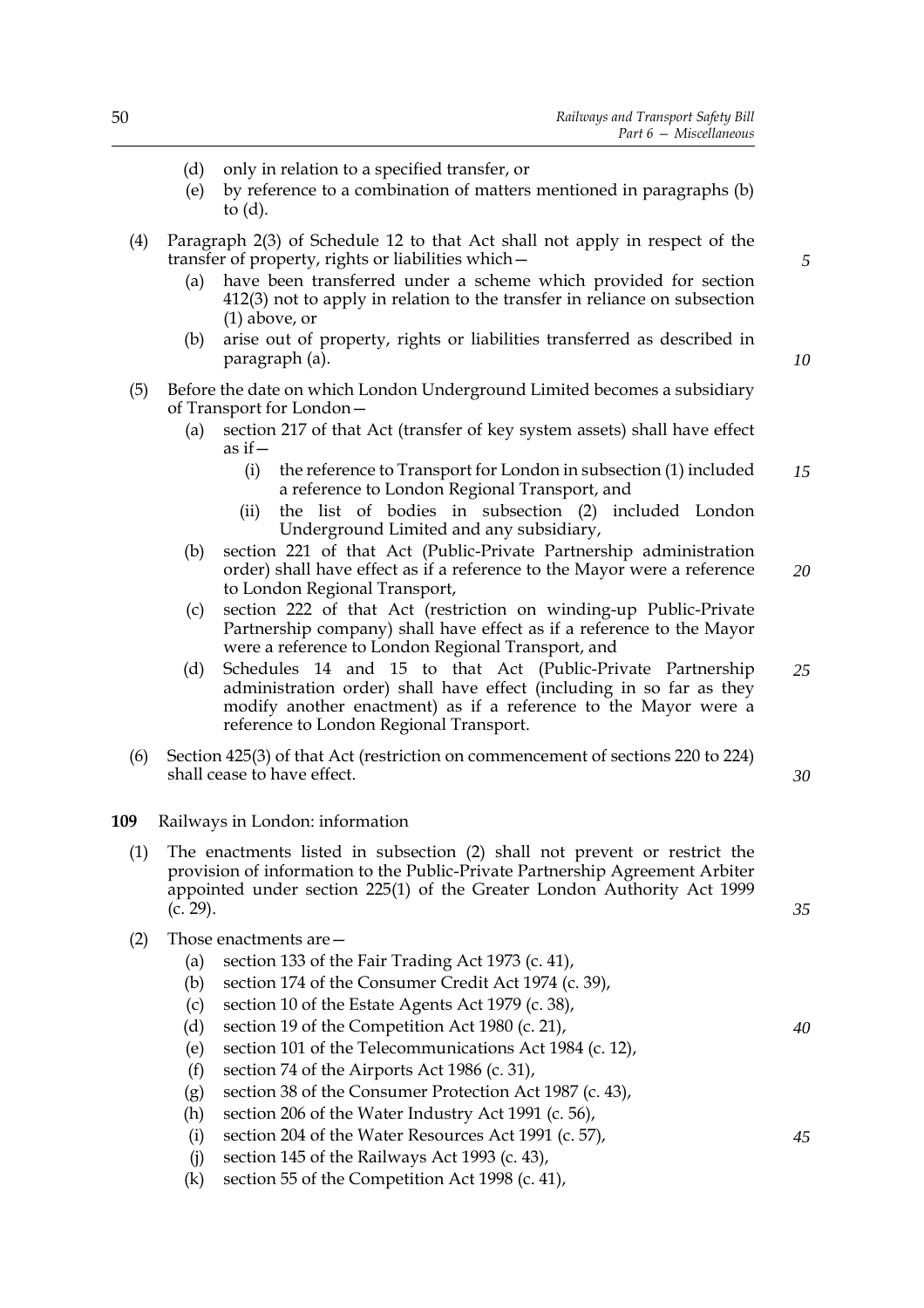(d) only in relation to a specified transfer, or

(e) by reference to a combination of matters mentioned in paragraphs (b) to (d).

(4) Paragraph 2(3) of Schedule 12 to that Act shall not apply in respect of the transfer of property, rights or liabilities which—

(a) have been transferred under a scheme which provided for section 412(3) not to apply in relation to the transfer in reliance on subsection (1) above, or

(b) arise out of property, rights or liabilities transferred as described in paragraph (a).

(5) Before the date on which London Underground Limited becomes a subsidiary of Transport for London—

(a) section 217 of that Act (transfer of key system assets) shall have effect as if—

(i) the reference to Transport for London in subsection (1) included a reference to London Regional Transport, and

(ii) the list of bodies in subsection (2) included London Underground Limited and any subsidiary,

(b) section 221 of that Act (Public-Private Partnership administration order) shall have effect as if a reference to the Mayor were a reference to London Regional Transport,

(c) section 222 of that Act (restriction on winding-up Public-Private Partnership company) shall have effect as if a reference to the Mayor were a reference to London Regional Transport, and

(d) Schedules 14 and 15 to that Act (Public-Private Partnership administration order) shall have effect (including in so far as they modify another enactment) as if a reference to the Mayor were a reference to London Regional Transport.

(6) Section 425(3) of that Act (restriction on commencement of sections 220 to 224) shall cease to have effect.

**109** Railways in London: information

(1) The enactments listed in subsection (2) shall not prevent or restrict the provision of information to the Public-Private Partnership Agreement Arbiter appointed under section 225(1) of the Greater London Authority Act 1999 (c. 29).

(2) Those enactments are—

(a) section 133 of the Fair Trading Act 1973 (c. 41),

(b) section 174 of the Consumer Credit Act 1974 (c. 39),

(c) section 10 of the Estate Agents Act 1979 (c. 38),

(d) section 19 of the Competition Act 1980 (c. 21),

(e) section 101 of the Telecommunications Act 1984 (c. 12),

(f) section 74 of the Airports Act 1986 (c. 31),

(g) section 38 of the Consumer Protection Act 1987 (c. 43),

(h) section 206 of the Water Industry Act 1991 (c. 56),

(i) section 204 of the Water Resources Act 1991 (c. 57),

(j) section 145 of the Railways Act 1993 (c. 43),

(k) section 55 of the Competition Act 1998 (c. 41),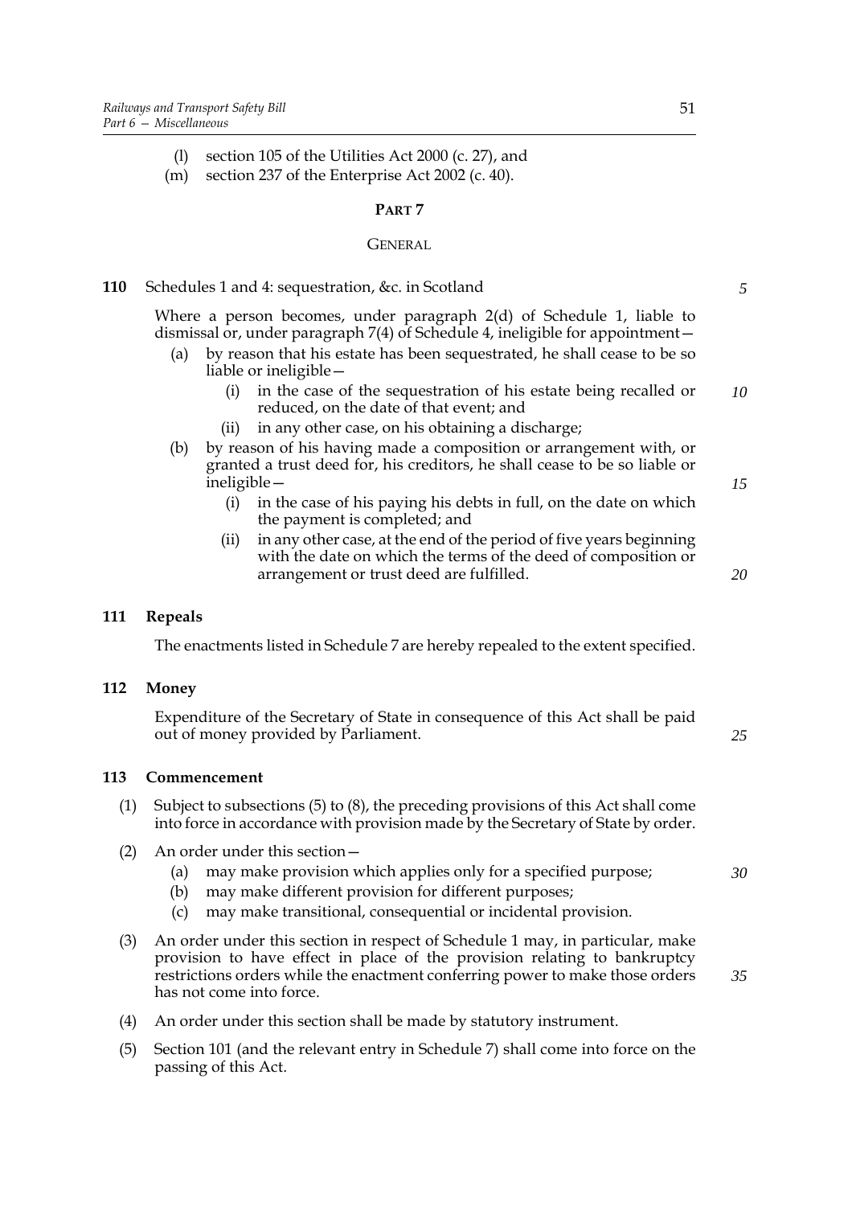(l) section 105 of the Utilities Act 2000 (c. 27), and

(m) section 237 of the Enterprise Act 2002 (c. 40).

## PART 7

## GENERAL

### 110 Schedules 1 and 4: sequestration, &c. in Scotland

Where a person becomes, under paragraph 2(d) of Schedule 1, liable to dismissal or, under paragraph 7(4) of Schedule 4, ineligible for appointment—

(a) by reason that his estate has been sequestrated, he shall cease to be so liable or ineligible—

  (i) in the case of the sequestration of his estate being recalled or reduced, on the date of that event; and

  (ii) in any other case, on his obtaining a discharge;

(b) by reason of his having made a composition or arrangement with, or granted a trust deed for, his creditors, he shall cease to be so liable or ineligible—

  (i) in the case of his paying his debts in full, on the date on which the payment is completed; and

  (ii) in any other case, at the end of the period of five years beginning with the date on which the terms of the deed of composition or arrangement or trust deed are fulfilled.

### 111 Repeals

The enactments listed in Schedule 7 are hereby repealed to the extent specified.

### 112 Money

Expenditure of the Secretary of State in consequence of this Act shall be paid out of money provided by Parliament.

### 113 Commencement

(1) Subject to subsections (5) to (8), the preceding provisions of this Act shall come into force in accordance with provision made by the Secretary of State by order.

(2) An order under this section—

  (a) may make provision which applies only for a specified purpose;

  (b) may make different provision for different purposes;

  (c) may make transitional, consequential or incidental provision.

(3) An order under this section in respect of Schedule 1 may, in particular, make provision to have effect in place of the provision relating to bankruptcy restrictions orders while the enactment conferring power to make those orders has not come into force.

(4) An order under this section shall be made by statutory instrument.

(5) Section 101 (and the relevant entry in Schedule 7) shall come into force on the passing of this Act.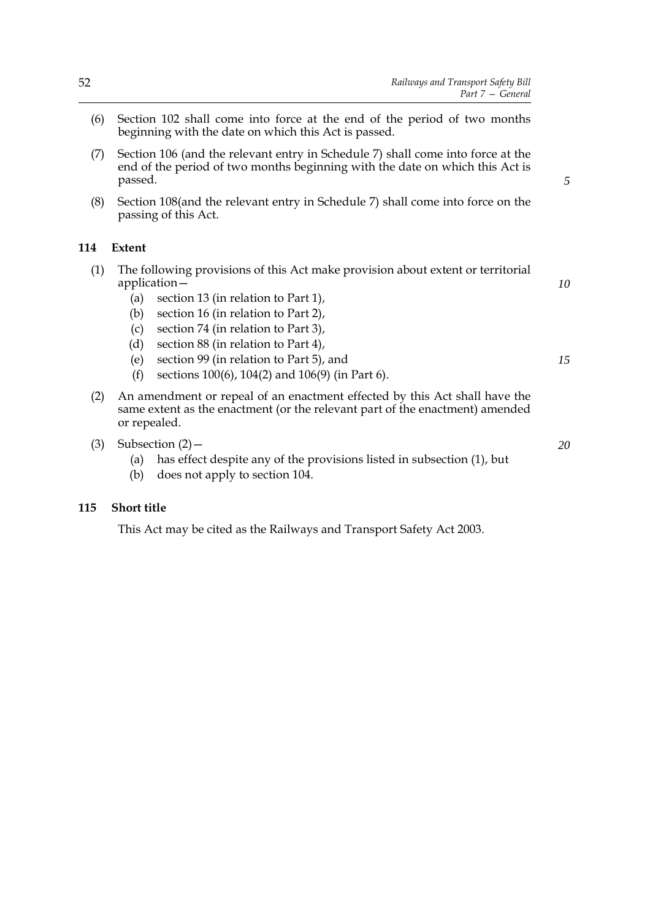(6) Section 102 shall come into force at the end of the period of two months beginning with the date on which this Act is passed.

(7) Section 106 (and the relevant entry in Schedule 7) shall come into force at the end of the period of two months beginning with the date on which this Act is passed.

(8) Section 108(and the relevant entry in Schedule 7) shall come into force on the passing of this Act.

### 114 Extent

(1) The following provisions of this Act make provision about extent or territorial application—

- (a) section 13 (in relation to Part 1),
- (b) section 16 (in relation to Part 2),
- (c) section 74 (in relation to Part 3),
- (d) section 88 (in relation to Part 4),
- (e) section 99 (in relation to Part 5), and
- (f) sections 100(6), 104(2) and 106(9) (in Part 6).

(2) An amendment or repeal of an enactment effected by this Act shall have the same extent as the enactment (or the relevant part of the enactment) amended or repealed.

(3) Subsection (2)—

- (a) has effect despite any of the provisions listed in subsection (1), but
- (b) does not apply to section 104.

### 115 Short title

This Act may be cited as the Railways and Transport Safety Act 2003.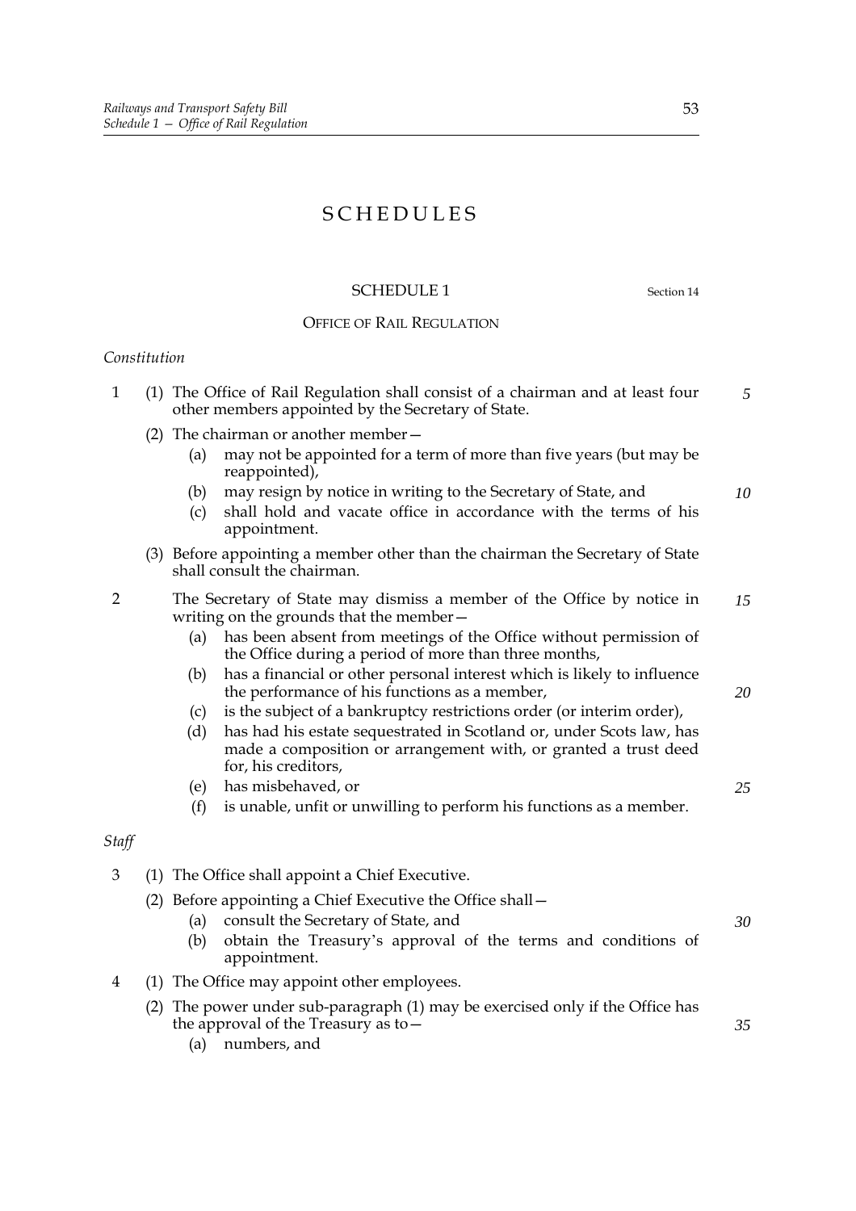# SCHEDULES

## SCHEDULE 1

Section 14

### OFFICE OF RAIL REGULATION

*Constitution*

1 (1) The Office of Rail Regulation shall consist of a chairman and at least four other members appointed by the Secretary of State.

(2) The chairman or another member—

(a) may not be appointed for a term of more than five years (but may be reappointed),

(b) may resign by notice in writing to the Secretary of State, and

(c) shall hold and vacate office in accordance with the terms of his appointment.

(3) Before appointing a member other than the chairman the Secretary of State shall consult the chairman.

2 The Secretary of State may dismiss a member of the Office by notice in writing on the grounds that the member—

(a) has been absent from meetings of the Office without permission of the Office during a period of more than three months,

(b) has a financial or other personal interest which is likely to influence the performance of his functions as a member,

(c) is the subject of a bankruptcy restrictions order (or interim order),

(d) has had his estate sequestrated in Scotland or, under Scots law, has made a composition or arrangement with, or granted a trust deed for, his creditors,

(e) has misbehaved, or

(f) is unable, unfit or unwilling to perform his functions as a member.

*Staff*

3 (1) The Office shall appoint a Chief Executive.

(2) Before appointing a Chief Executive the Office shall—

(a) consult the Secretary of State, and

(b) obtain the Treasury's approval of the terms and conditions of appointment.

4 (1) The Office may appoint other employees.

(2) The power under sub-paragraph (1) may be exercised only if the Office has the approval of the Treasury as to—

(a) numbers, and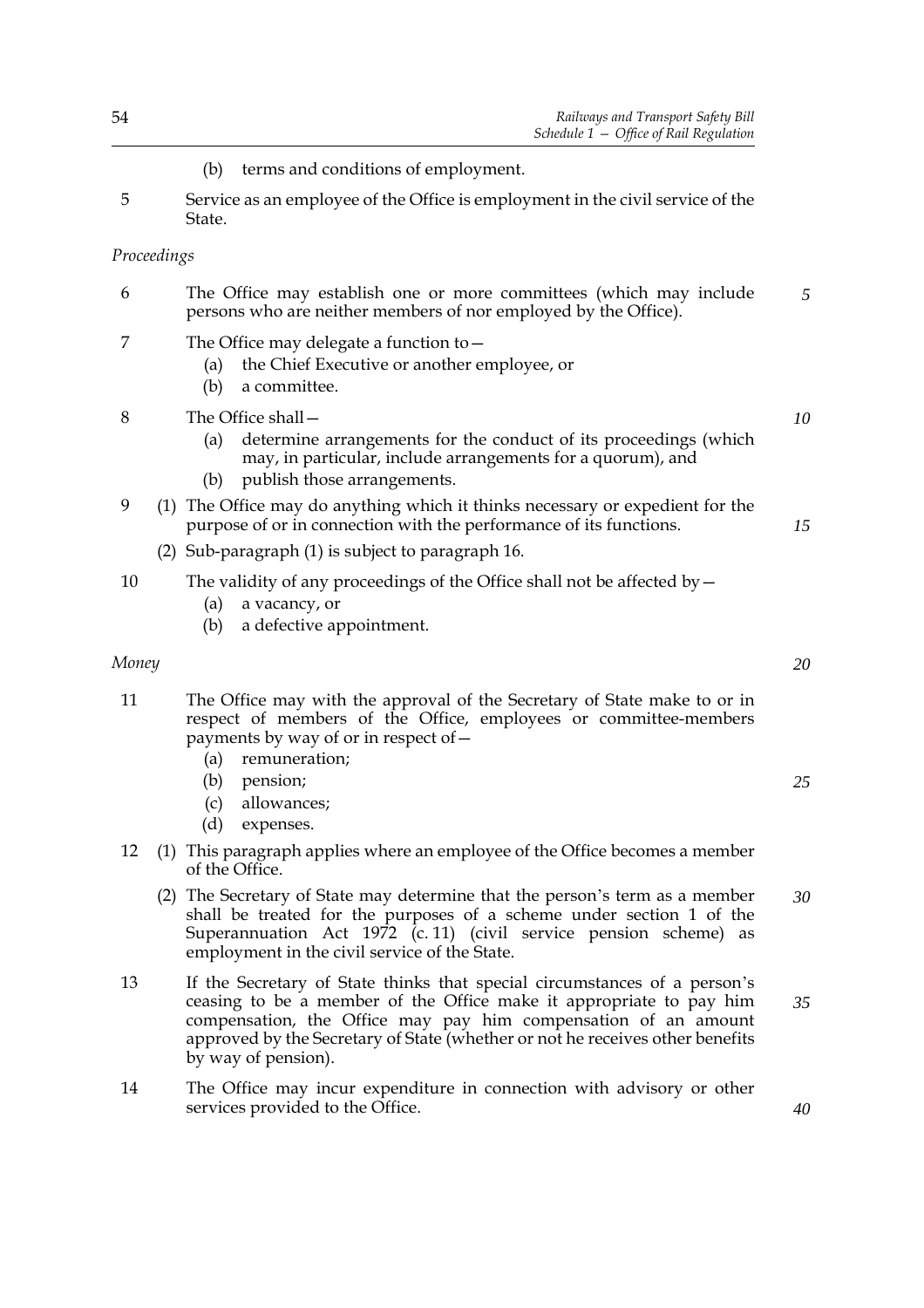(b) terms and conditions of employment.

5 Service as an employee of the Office is employment in the civil service of the State.

*Proceedings*

6 The Office may establish one or more committees (which may include persons who are neither members of nor employed by the Office).

7 The Office may delegate a function to—

(a) the Chief Executive or another employee, or

(b) a committee.

8 The Office shall—

(a) determine arrangements for the conduct of its proceedings (which may, in particular, include arrangements for a quorum), and

(b) publish those arrangements.

9 (1) The Office may do anything which it thinks necessary or expedient for the purpose of or in connection with the performance of its functions.

(2) Sub-paragraph (1) is subject to paragraph 16.

10 The validity of any proceedings of the Office shall not be affected by—

(a) a vacancy, or

(b) a defective appointment.

*Money*

11 The Office may with the approval of the Secretary of State make to or in respect of members of the Office, employees or committee-members payments by way of or in respect of—

(a) remuneration;

(b) pension;

(c) allowances;

(d) expenses.

12 (1) This paragraph applies where an employee of the Office becomes a member of the Office.

(2) The Secretary of State may determine that the person's term as a member shall be treated for the purposes of a scheme under section 1 of the Superannuation Act 1972 (c. 11) (civil service pension scheme) as employment in the civil service of the State.

13 If the Secretary of State thinks that special circumstances of a person's ceasing to be a member of the Office make it appropriate to pay him compensation, the Office may pay him compensation of an amount approved by the Secretary of State (whether or not he receives other benefits by way of pension).

14 The Office may incur expenditure in connection with advisory or other services provided to the Office.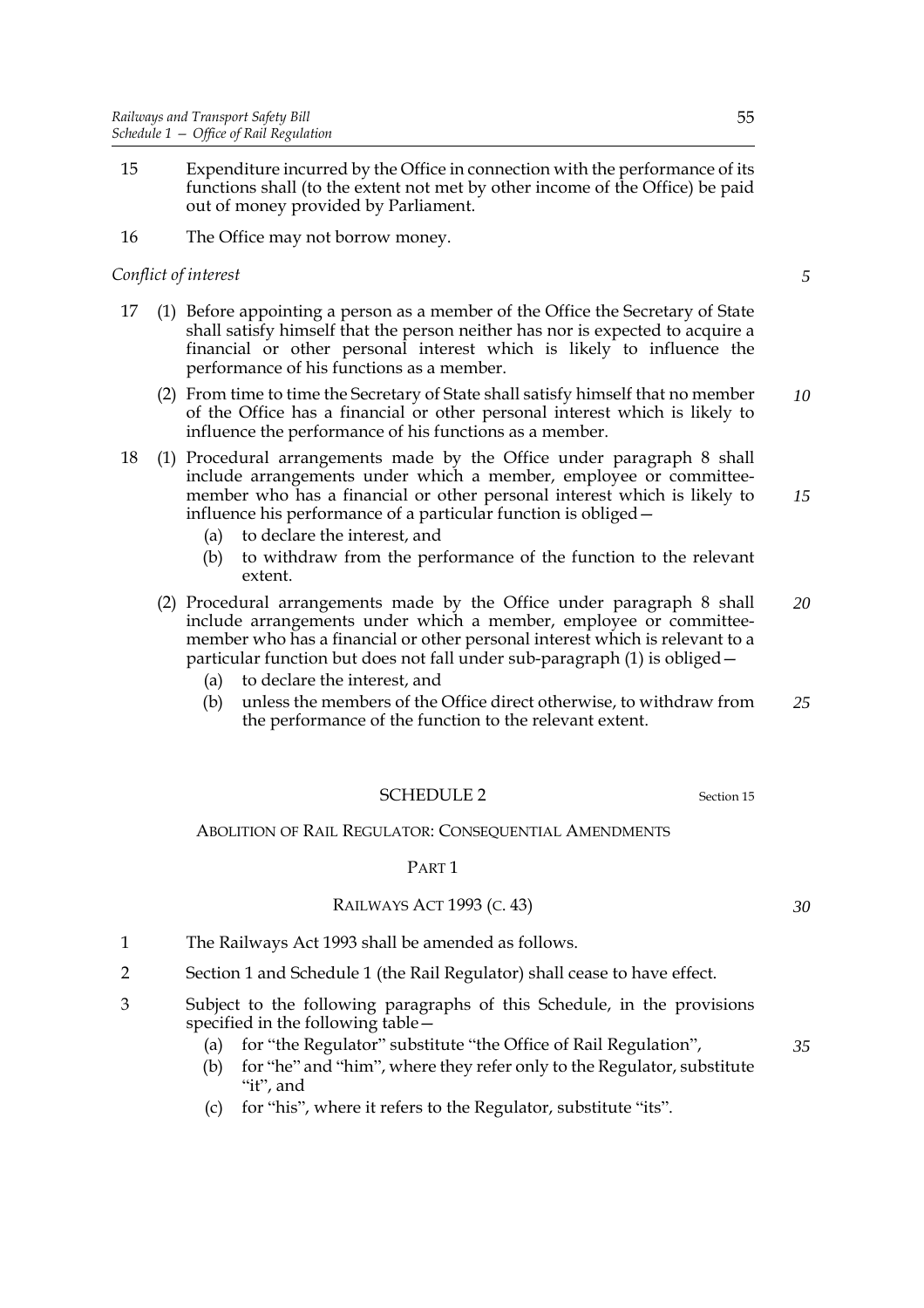15 Expenditure incurred by the Office in connection with the performance of its functions shall (to the extent not met by other income of the Office) be paid out of money provided by Parliament.

16 The Office may not borrow money.

*Conflict of interest*

17 (1) Before appointing a person as a member of the Office the Secretary of State shall satisfy himself that the person neither has nor is expected to acquire a financial or other personal interest which is likely to influence the performance of his functions as a member.

(2) From time to time the Secretary of State shall satisfy himself that no member of the Office has a financial or other personal interest which is likely to influence the performance of his functions as a member.

18 (1) Procedural arrangements made by the Office under paragraph 8 shall include arrangements under which a member, employee or committee-member who has a financial or other personal interest which is likely to influence his performance of a particular function is obliged—

(a) to declare the interest, and

(b) to withdraw from the performance of the function to the relevant extent.

(2) Procedural arrangements made by the Office under paragraph 8 shall include arrangements under which a member, employee or committee-member who has a financial or other personal interest which is relevant to a particular function but does not fall under sub-paragraph (1) is obliged—

(a) to declare the interest, and

(b) unless the members of the Office direct otherwise, to withdraw from the performance of the function to the relevant extent.

## SCHEDULE 2

Section 15

### ABOLITION OF RAIL REGULATOR: CONSEQUENTIAL AMENDMENTS

#### PART 1

#### RAILWAYS ACT 1993 (C. 43)

1 The Railways Act 1993 shall be amended as follows.

2 Section 1 and Schedule 1 (the Rail Regulator) shall cease to have effect.

3 Subject to the following paragraphs of this Schedule, in the provisions specified in the following table—

(a) for "the Regulator" substitute "the Office of Rail Regulation",

(b) for "he" and "him", where they refer only to the Regulator, substitute "it", and

(c) for "his", where it refers to the Regulator, substitute "its".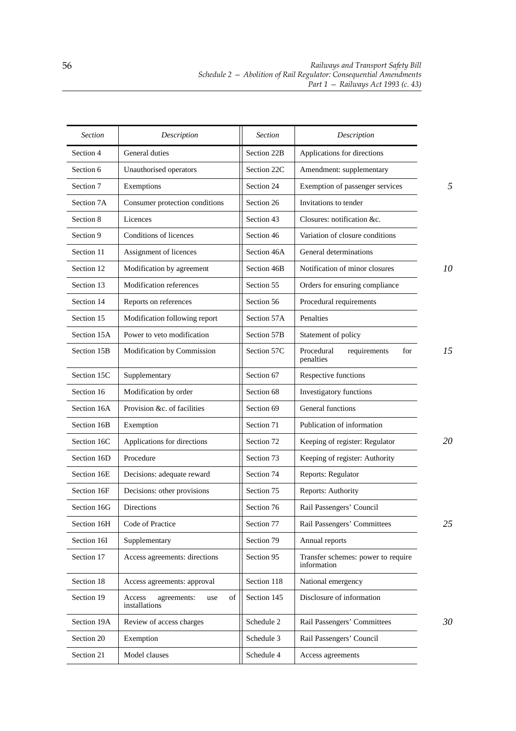| *Section* | *Description* | *Section* | *Description* |
|---|---|---|---|
| Section 4 | General duties | Section 22B | Applications for directions |
| Section 6 | Unauthorised operators | Section 22C | Amendment: supplementary |
| Section 7 | Exemptions | Section 24 | Exemption of passenger services |
| Section 7A | Consumer protection conditions | Section 26 | Invitations to tender |
| Section 8 | Licences | Section 43 | Closures: notification &c. |
| Section 9 | Conditions of licences | Section 46 | Variation of closure conditions |
| Section 11 | Assignment of licences | Section 46A | General determinations |
| Section 12 | Modification by agreement | Section 46B | Notification of minor closures |
| Section 13 | Modification references | Section 55 | Orders for ensuring compliance |
| Section 14 | Reports on references | Section 56 | Procedural requirements |
| Section 15 | Modification following report | Section 57A | Penalties |
| Section 15A | Power to veto modification | Section 57B | Statement of policy |
| Section 15B | Modification by Commission | Section 57C | Procedural requirements for penalties |
| Section 15C | Supplementary | Section 67 | Respective functions |
| Section 16 | Modification by order | Section 68 | Investigatory functions |
| Section 16A | Provision &c. of facilities | Section 69 | General functions |
| Section 16B | Exemption | Section 71 | Publication of information |
| Section 16C | Applications for directions | Section 72 | Keeping of register: Regulator |
| Section 16D | Procedure | Section 73 | Keeping of register: Authority |
| Section 16E | Decisions: adequate reward | Section 74 | Reports: Regulator |
| Section 16F | Decisions: other provisions | Section 75 | Reports: Authority |
| Section 16G | Directions | Section 76 | Rail Passengers' Council |
| Section 16H | Code of Practice | Section 77 | Rail Passengers' Committees |
| Section 16I | Supplementary | Section 79 | Annual reports |
| Section 17 | Access agreements: directions | Section 95 | Transfer schemes: power to require information |
| Section 18 | Access agreements: approval | Section 118 | National emergency |
| Section 19 | Access agreements: use of installations | Section 145 | Disclosure of information |
| Section 19A | Review of access charges | Schedule 2 | Rail Passengers' Committees |
| Section 20 | Exemption | Schedule 3 | Rail Passengers' Council |
| Section 21 | Model clauses | Schedule 4 | Access agreements |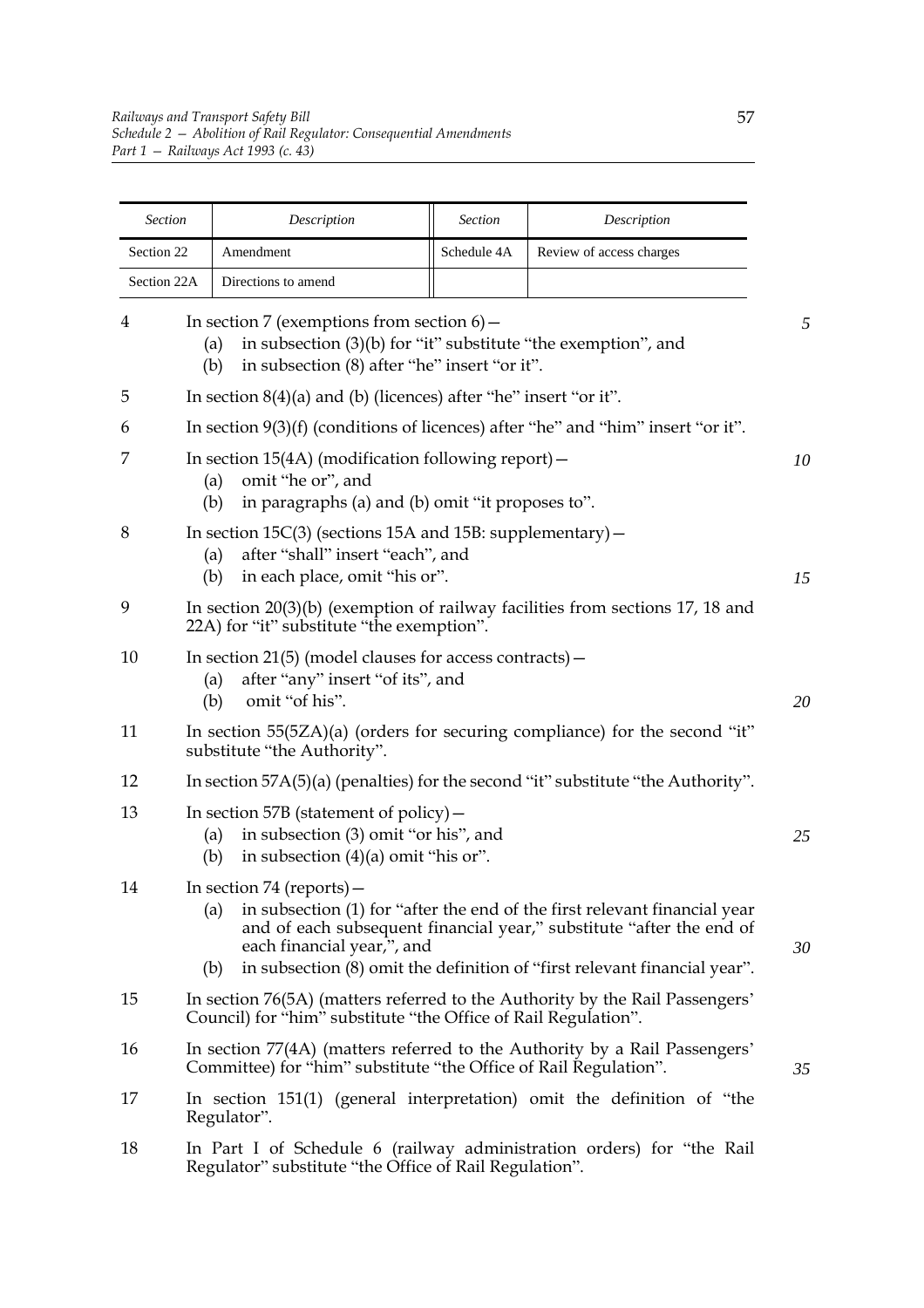| *Section* | *Description* | *Section* | *Description* |
|---|---|---|---|
| Section 22 | Amendment | Schedule 4A | Review of access charges |
| Section 22A | Directions to amend | | |

4 In section 7 (exemptions from section 6)—
   (a) in subsection (3)(b) for "it" substitute "the exemption", and
   (b) in subsection (8) after "he" insert "or it".

5 In section 8(4)(a) and (b) (licences) after "he" insert "or it".

6 In section 9(3)(f) (conditions of licences) after "he" and "him" insert "or it".

7 In section 15(4A) (modification following report)—
   (a) omit "he or", and
   (b) in paragraphs (a) and (b) omit "it proposes to".

8 In section 15C(3) (sections 15A and 15B: supplementary)—
   (a) after "shall" insert "each", and
   (b) in each place, omit "his or".

9 In section 20(3)(b) (exemption of railway facilities from sections 17, 18 and 22A) for "it" substitute "the exemption".

10 In section 21(5) (model clauses for access contracts)—
   (a) after "any" insert "of its", and
   (b) omit "of his".

11 In section 55(5ZA)(a) (orders for securing compliance) for the second "it" substitute "the Authority".

12 In section 57A(5)(a) (penalties) for the second "it" substitute "the Authority".

13 In section 57B (statement of policy)—
   (a) in subsection (3) omit "or his", and
   (b) in subsection (4)(a) omit "his or".

14 In section 74 (reports)—
   (a) in subsection (1) for "after the end of the first relevant financial year and of each subsequent financial year," substitute "after the end of each financial year,", and
   (b) in subsection (8) omit the definition of "first relevant financial year".

15 In section 76(5A) (matters referred to the Authority by the Rail Passengers' Council) for "him" substitute "the Office of Rail Regulation".

16 In section 77(4A) (matters referred to the Authority by a Rail Passengers' Committee) for "him" substitute "the Office of Rail Regulation".

17 In section 151(1) (general interpretation) omit the definition of "the Regulator".

18 In Part I of Schedule 6 (railway administration orders) for "the Rail Regulator" substitute "the Office of Rail Regulation".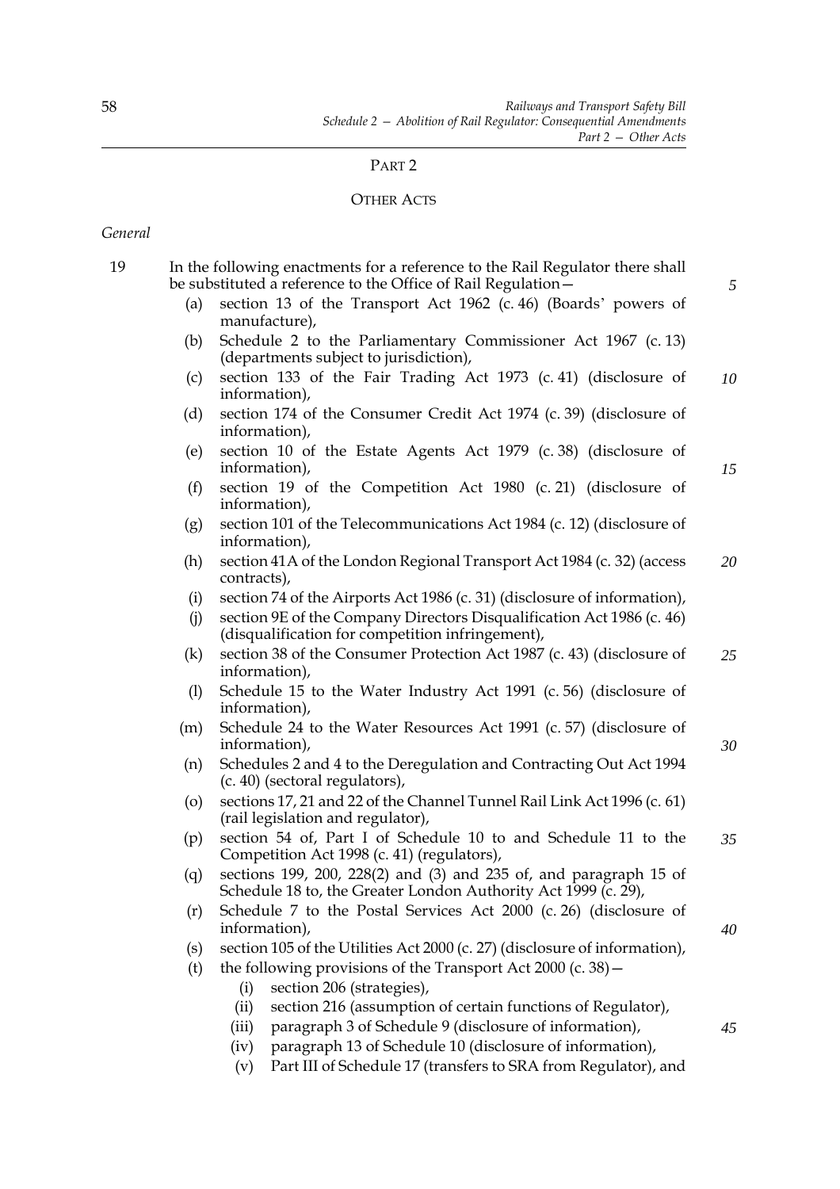## PART 2

## OTHER ACTS

*General*

19 In the following enactments for a reference to the Rail Regulator there shall be substituted a reference to the Office of Rail Regulation—

- (a) section 13 of the Transport Act 1962 (c. 46) (Boards' powers of manufacture),
- (b) Schedule 2 to the Parliamentary Commissioner Act 1967 (c. 13) (departments subject to jurisdiction),
- (c) section 133 of the Fair Trading Act 1973 (c. 41) (disclosure of information),
- (d) section 174 of the Consumer Credit Act 1974 (c. 39) (disclosure of information),
- (e) section 10 of the Estate Agents Act 1979 (c. 38) (disclosure of information),
- (f) section 19 of the Competition Act 1980 (c. 21) (disclosure of information),
- (g) section 101 of the Telecommunications Act 1984 (c. 12) (disclosure of information),
- (h) section 41A of the London Regional Transport Act 1984 (c. 32) (access contracts),
- (i) section 74 of the Airports Act 1986 (c. 31) (disclosure of information),
- (j) section 9E of the Company Directors Disqualification Act 1986 (c. 46) (disqualification for competition infringement),
- (k) section 38 of the Consumer Protection Act 1987 (c. 43) (disclosure of information),
- (l) Schedule 15 to the Water Industry Act 1991 (c. 56) (disclosure of information),
- (m) Schedule 24 to the Water Resources Act 1991 (c. 57) (disclosure of information),
- (n) Schedules 2 and 4 to the Deregulation and Contracting Out Act 1994 (c. 40) (sectoral regulators),
- (o) sections 17, 21 and 22 of the Channel Tunnel Rail Link Act 1996 (c. 61) (rail legislation and regulator),
- (p) section 54 of, Part I of Schedule 10 to and Schedule 11 to the Competition Act 1998 (c. 41) (regulators),
- (q) sections 199, 200, 228(2) and (3) and 235 of, and paragraph 15 of Schedule 18 to, the Greater London Authority Act 1999 (c. 29),
- (r) Schedule 7 to the Postal Services Act 2000 (c. 26) (disclosure of information),
- (s) section 105 of the Utilities Act 2000 (c. 27) (disclosure of information),
- (t) the following provisions of the Transport Act 2000 (c. 38)—
  - (i) section 206 (strategies),
  - (ii) section 216 (assumption of certain functions of Regulator),
  - (iii) paragraph 3 of Schedule 9 (disclosure of information),
  - (iv) paragraph 13 of Schedule 10 (disclosure of information),
  - (v) Part III of Schedule 17 (transfers to SRA from Regulator), and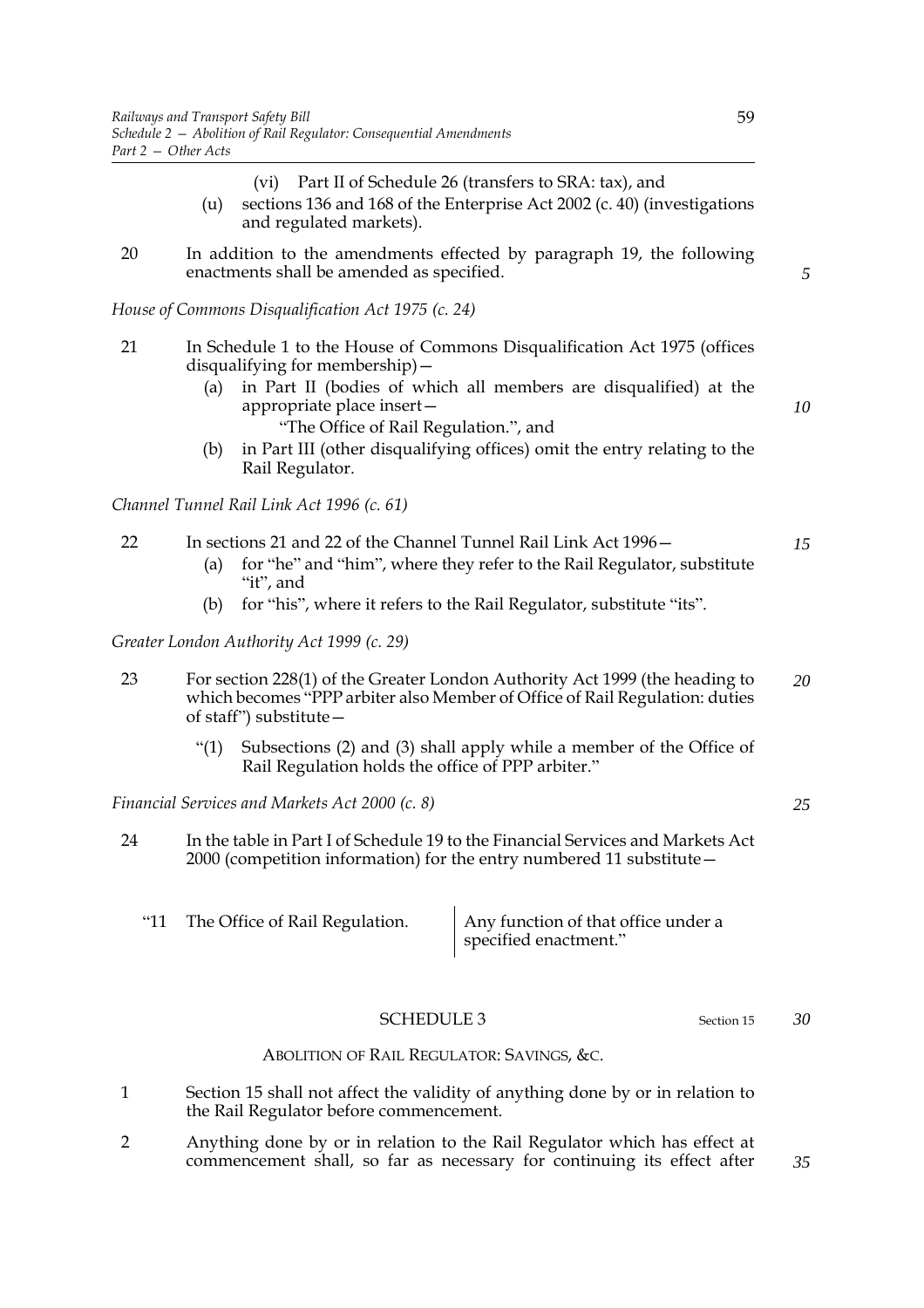(vi) Part II of Schedule 26 (transfers to SRA: tax), and

(u) sections 136 and 168 of the Enterprise Act 2002 (c. 40) (investigations and regulated markets).

20 In addition to the amendments effected by paragraph 19, the following enactments shall be amended as specified.

*House of Commons Disqualification Act 1975 (c. 24)*

21 In Schedule 1 to the House of Commons Disqualification Act 1975 (offices disqualifying for membership)—

(a) in Part II (bodies of which all members are disqualified) at the appropriate place insert—

"The Office of Rail Regulation.", and

(b) in Part III (other disqualifying offices) omit the entry relating to the Rail Regulator.

*Channel Tunnel Rail Link Act 1996 (c. 61)*

22 In sections 21 and 22 of the Channel Tunnel Rail Link Act 1996—

(a) for "he" and "him", where they refer to the Rail Regulator, substitute "it", and

(b) for "his", where it refers to the Rail Regulator, substitute "its".

*Greater London Authority Act 1999 (c. 29)*

23 For section 228(1) of the Greater London Authority Act 1999 (the heading to which becomes "PPP arbiter also Member of Office of Rail Regulation: duties of staff") substitute—

"(1) Subsections (2) and (3) shall apply while a member of the Office of Rail Regulation holds the office of PPP arbiter."

*Financial Services and Markets Act 2000 (c. 8)*

24 In the table in Part I of Schedule 19 to the Financial Services and Markets Act 2000 (competition information) for the entry numbered 11 substitute—

| | |
|---|---|
| "11 The Office of Rail Regulation. | Any function of that office under a specified enactment." |

## SCHEDULE 3

Section 15

### ABOLITION OF RAIL REGULATOR: SAVINGS, &C.

1 Section 15 shall not affect the validity of anything done by or in relation to the Rail Regulator before commencement.

2 Anything done by or in relation to the Rail Regulator which has effect at commencement shall, so far as necessary for continuing its effect after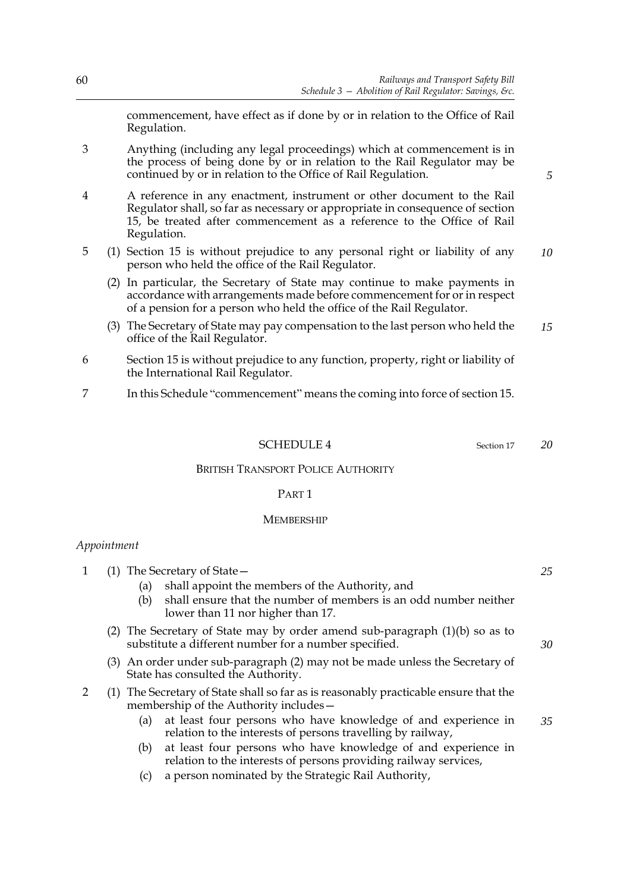commencement, have effect as if done by or in relation to the Office of Rail Regulation.

3 Anything (including any legal proceedings) which at commencement is in the process of being done by or in relation to the Rail Regulator may be continued by or in relation to the Office of Rail Regulation.

4 A reference in any enactment, instrument or other document to the Rail Regulator shall, so far as necessary or appropriate in consequence of section 15, be treated after commencement as a reference to the Office of Rail Regulation.

5 (1) Section 15 is without prejudice to any personal right or liability of any person who held the office of the Rail Regulator.

(2) In particular, the Secretary of State may continue to make payments in accordance with arrangements made before commencement for or in respect of a pension for a person who held the office of the Rail Regulator.

(3) The Secretary of State may pay compensation to the last person who held the office of the Rail Regulator.

6 Section 15 is without prejudice to any function, property, right or liability of the International Rail Regulator.

7 In this Schedule "commencement" means the coming into force of section 15.

## SCHEDULE 4

Section 17

### British Transport Police Authority

#### Part 1

#### Membership

*Appointment*

1 (1) The Secretary of State—

(a) shall appoint the members of the Authority, and

(b) shall ensure that the number of members is an odd number neither lower than 11 nor higher than 17.

(2) The Secretary of State may by order amend sub-paragraph (1)(b) so as to substitute a different number for a number specified.

(3) An order under sub-paragraph (2) may not be made unless the Secretary of State has consulted the Authority.

2 (1) The Secretary of State shall so far as is reasonably practicable ensure that the membership of the Authority includes—

(a) at least four persons who have knowledge of and experience in relation to the interests of persons travelling by railway,

(b) at least four persons who have knowledge of and experience in relation to the interests of persons providing railway services,

(c) a person nominated by the Strategic Rail Authority,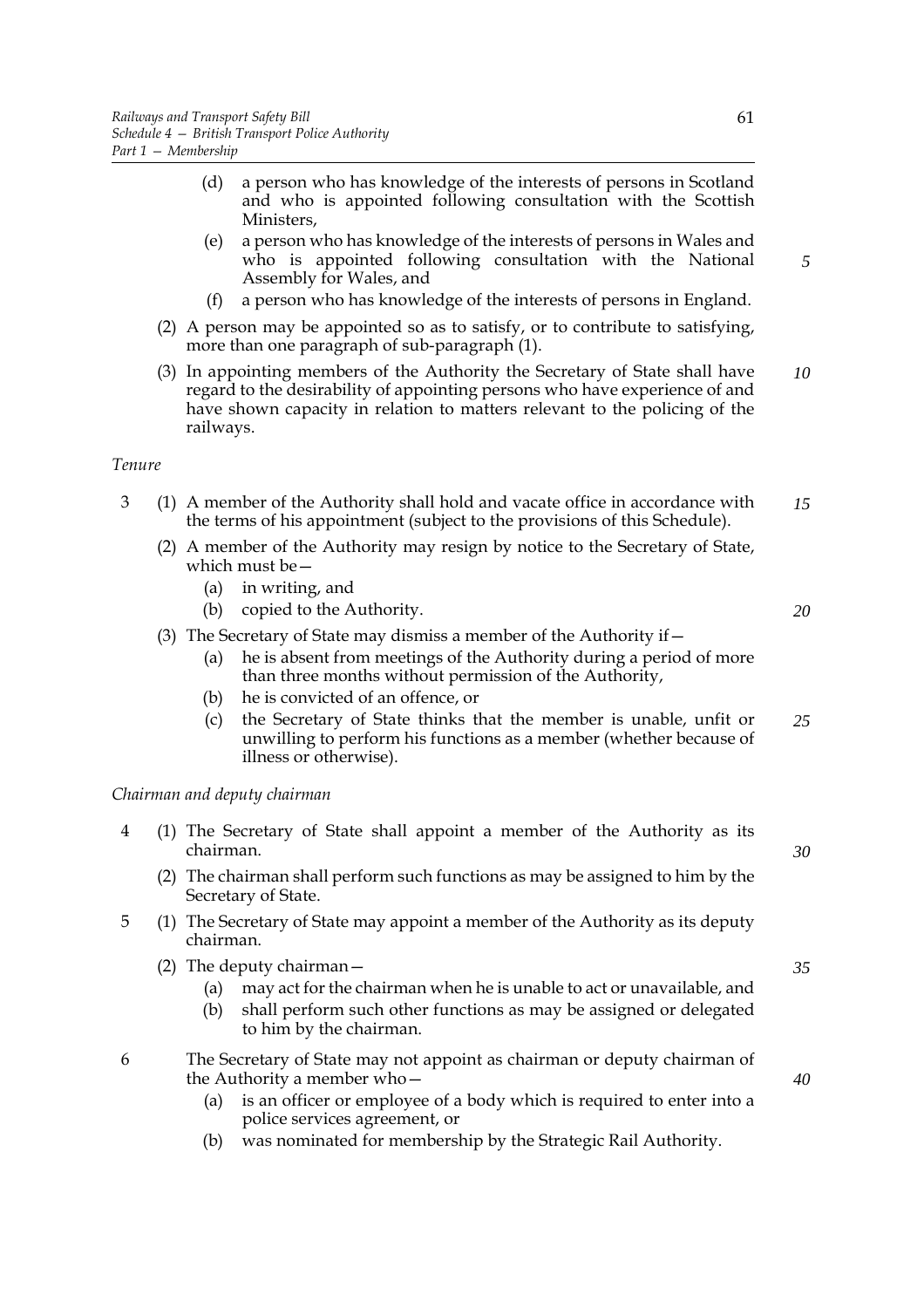(d) a person who has knowledge of the interests of persons in Scotland and who is appointed following consultation with the Scottish Ministers,

(e) a person who has knowledge of the interests of persons in Wales and who is appointed following consultation with the National Assembly for Wales, and

(f) a person who has knowledge of the interests of persons in England.

(2) A person may be appointed so as to satisfy, or to contribute to satisfying, more than one paragraph of sub-paragraph (1).

(3) In appointing members of the Authority the Secretary of State shall have regard to the desirability of appointing persons who have experience of and have shown capacity in relation to matters relevant to the policing of the railways.

*Tenure*

3 (1) A member of the Authority shall hold and vacate office in accordance with the terms of his appointment (subject to the provisions of this Schedule).

(2) A member of the Authority may resign by notice to the Secretary of State, which must be—

(a) in writing, and

(b) copied to the Authority.

(3) The Secretary of State may dismiss a member of the Authority if—

(a) he is absent from meetings of the Authority during a period of more than three months without permission of the Authority,

(b) he is convicted of an offence, or

(c) the Secretary of State thinks that the member is unable, unfit or unwilling to perform his functions as a member (whether because of illness or otherwise).

*Chairman and deputy chairman*

4 (1) The Secretary of State shall appoint a member of the Authority as its chairman.

(2) The chairman shall perform such functions as may be assigned to him by the Secretary of State.

5 (1) The Secretary of State may appoint a member of the Authority as its deputy chairman.

(2) The deputy chairman—

(a) may act for the chairman when he is unable to act or unavailable, and

(b) shall perform such other functions as may be assigned or delegated to him by the chairman.

6 The Secretary of State may not appoint as chairman or deputy chairman of the Authority a member who—

(a) is an officer or employee of a body which is required to enter into a police services agreement, or

(b) was nominated for membership by the Strategic Rail Authority.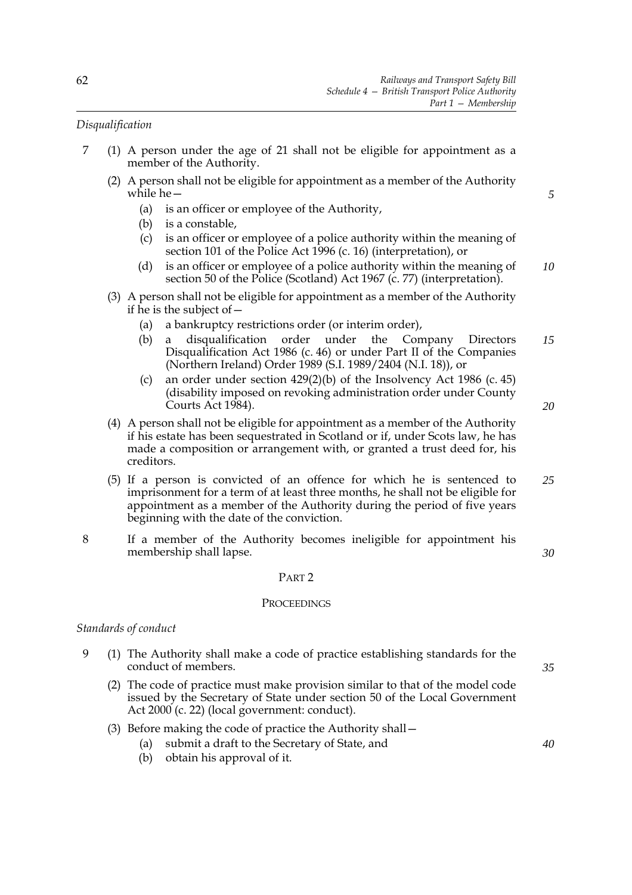*Disqualification*

7 (1) A person under the age of 21 shall not be eligible for appointment as a member of the Authority.

(2) A person shall not be eligible for appointment as a member of the Authority while he—

(a) is an officer or employee of the Authority,

(b) is a constable,

(c) is an officer or employee of a police authority within the meaning of section 101 of the Police Act 1996 (c. 16) (interpretation), or

(d) is an officer or employee of a police authority within the meaning of section 50 of the Police (Scotland) Act 1967 (c. 77) (interpretation).

(3) A person shall not be eligible for appointment as a member of the Authority if he is the subject of—

(a) a bankruptcy restrictions order (or interim order),

(b) a disqualification order under the Company Directors Disqualification Act 1986 (c. 46) or under Part II of the Companies (Northern Ireland) Order 1989 (S.I. 1989/2404 (N.I. 18)), or

(c) an order under section 429(2)(b) of the Insolvency Act 1986 (c. 45) (disability imposed on revoking administration order under County Courts Act 1984).

(4) A person shall not be eligible for appointment as a member of the Authority if his estate has been sequestrated in Scotland or if, under Scots law, he has made a composition or arrangement with, or granted a trust deed for, his creditors.

(5) If a person is convicted of an offence for which he is sentenced to imprisonment for a term of at least three months, he shall not be eligible for appointment as a member of the Authority during the period of five years beginning with the date of the conviction.

8 If a member of the Authority becomes ineligible for appointment his membership shall lapse.

## PART 2

## PROCEEDINGS

*Standards of conduct*

9 (1) The Authority shall make a code of practice establishing standards for the conduct of members.

(2) The code of practice must make provision similar to that of the model code issued by the Secretary of State under section 50 of the Local Government Act 2000 (c. 22) (local government: conduct).

(3) Before making the code of practice the Authority shall—

(a) submit a draft to the Secretary of State, and

(b) obtain his approval of it.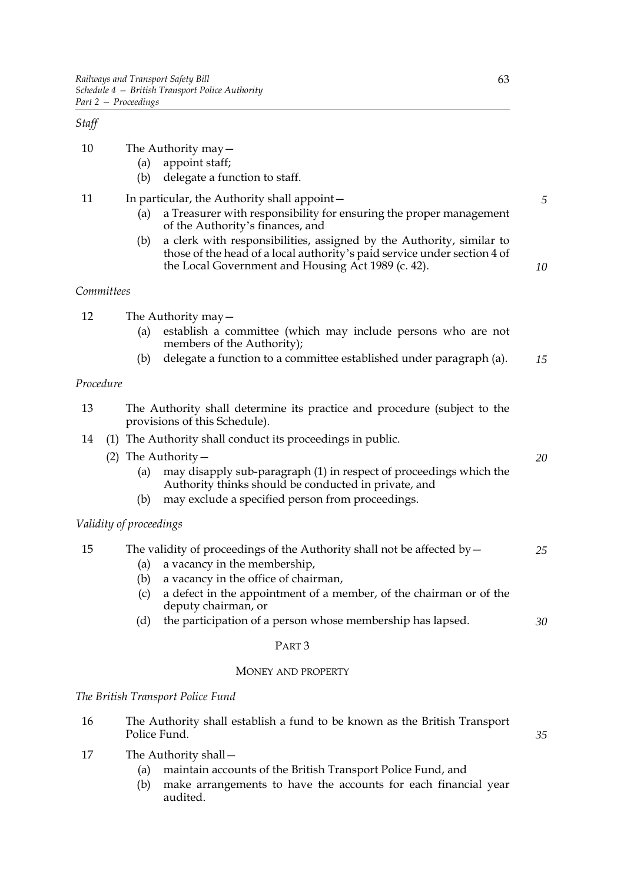*Staff*

10 The Authority may—

(a) appoint staff;

(b) delegate a function to staff.

11 In particular, the Authority shall appoint—

(a) a Treasurer with responsibility for ensuring the proper management of the Authority's finances, and

(b) a clerk with responsibilities, assigned by the Authority, similar to those of the head of a local authority's paid service under section 4 of the Local Government and Housing Act 1989 (c. 42).

*Committees*

12 The Authority may—

(a) establish a committee (which may include persons who are not members of the Authority);

(b) delegate a function to a committee established under paragraph (a).

*Procedure*

13 The Authority shall determine its practice and procedure (subject to the provisions of this Schedule).

14 (1) The Authority shall conduct its proceedings in public.

(2) The Authority—

(a) may disapply sub-paragraph (1) in respect of proceedings which the Authority thinks should be conducted in private, and

(b) may exclude a specified person from proceedings.

*Validity of proceedings*

15 The validity of proceedings of the Authority shall not be affected by—

(a) a vacancy in the membership,

(b) a vacancy in the office of chairman,

(c) a defect in the appointment of a member, of the chairman or of the deputy chairman, or

(d) the participation of a person whose membership has lapsed.

## PART 3

## MONEY AND PROPERTY

*The British Transport Police Fund*

16 The Authority shall establish a fund to be known as the British Transport Police Fund.

17 The Authority shall—

(a) maintain accounts of the British Transport Police Fund, and

(b) make arrangements to have the accounts for each financial year audited.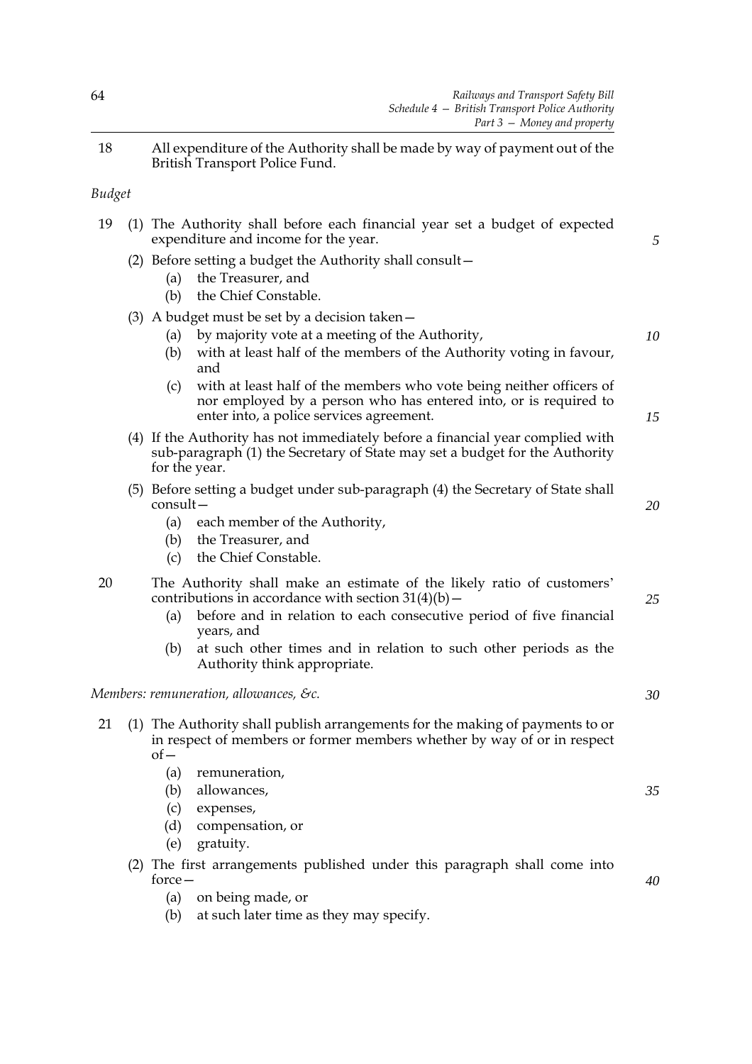18 All expenditure of the Authority shall be made by way of payment out of the British Transport Police Fund.

*Budget*

19 (1) The Authority shall before each financial year set a budget of expected expenditure and income for the year.

(2) Before setting a budget the Authority shall consult—

- (a) the Treasurer, and
- (b) the Chief Constable.

(3) A budget must be set by a decision taken—

- (a) by majority vote at a meeting of the Authority,
- (b) with at least half of the members of the Authority voting in favour, and
- (c) with at least half of the members who vote being neither officers of nor employed by a person who has entered into, or is required to enter into, a police services agreement.

(4) If the Authority has not immediately before a financial year complied with sub-paragraph (1) the Secretary of State may set a budget for the Authority for the year.

(5) Before setting a budget under sub-paragraph (4) the Secretary of State shall consult—

- (a) each member of the Authority,
- (b) the Treasurer, and
- (c) the Chief Constable.

20 The Authority shall make an estimate of the likely ratio of customers' contributions in accordance with section 31(4)(b)—

- (a) before and in relation to each consecutive period of five financial years, and
- (b) at such other times and in relation to such other periods as the Authority think appropriate.

*Members: remuneration, allowances, &c.*

21 (1) The Authority shall publish arrangements for the making of payments to or in respect of members or former members whether by way of or in respect of—

- (a) remuneration,
- (b) allowances,
- (c) expenses,
- (d) compensation, or
- (e) gratuity.

(2) The first arrangements published under this paragraph shall come into force—

- (a) on being made, or
- (b) at such later time as they may specify.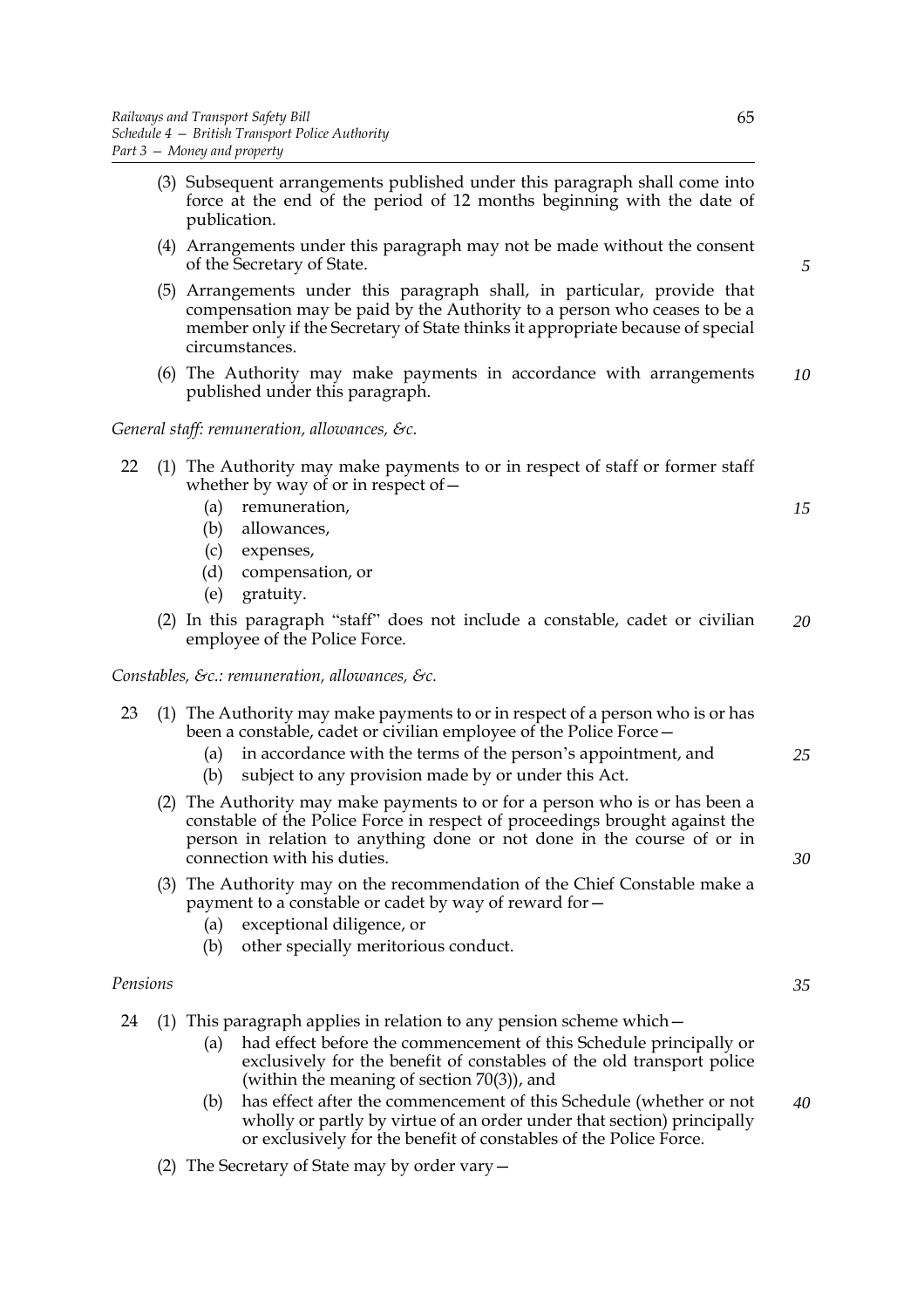(3) Subsequent arrangements published under this paragraph shall come into force at the end of the period of 12 months beginning with the date of publication.

(4) Arrangements under this paragraph may not be made without the consent of the Secretary of State.

(5) Arrangements under this paragraph shall, in particular, provide that compensation may be paid by the Authority to a person who ceases to be a member only if the Secretary of State thinks it appropriate because of special circumstances.

(6) The Authority may make payments in accordance with arrangements published under this paragraph.

*General staff: remuneration, allowances, &c.*

22 (1) The Authority may make payments to or in respect of staff or former staff whether by way of or in respect of—

(a) remuneration,

(b) allowances,

(c) expenses,

(d) compensation, or

(e) gratuity.

(2) In this paragraph "staff" does not include a constable, cadet or civilian employee of the Police Force.

*Constables, &c.: remuneration, allowances, &c.*

23 (1) The Authority may make payments to or in respect of a person who is or has been a constable, cadet or civilian employee of the Police Force—

(a) in accordance with the terms of the person's appointment, and

(b) subject to any provision made by or under this Act.

(2) The Authority may make payments to or for a person who is or has been a constable of the Police Force in respect of proceedings brought against the person in relation to anything done or not done in the course of or in connection with his duties.

(3) The Authority may on the recommendation of the Chief Constable make a payment to a constable or cadet by way of reward for—

(a) exceptional diligence, or

(b) other specially meritorious conduct.

*Pensions*

24 (1) This paragraph applies in relation to any pension scheme which—

(a) had effect before the commencement of this Schedule principally or exclusively for the benefit of constables of the old transport police (within the meaning of section 70(3)), and

(b) has effect after the commencement of this Schedule (whether or not wholly or partly by virtue of an order under that section) principally or exclusively for the benefit of constables of the Police Force.

(2) The Secretary of State may by order vary—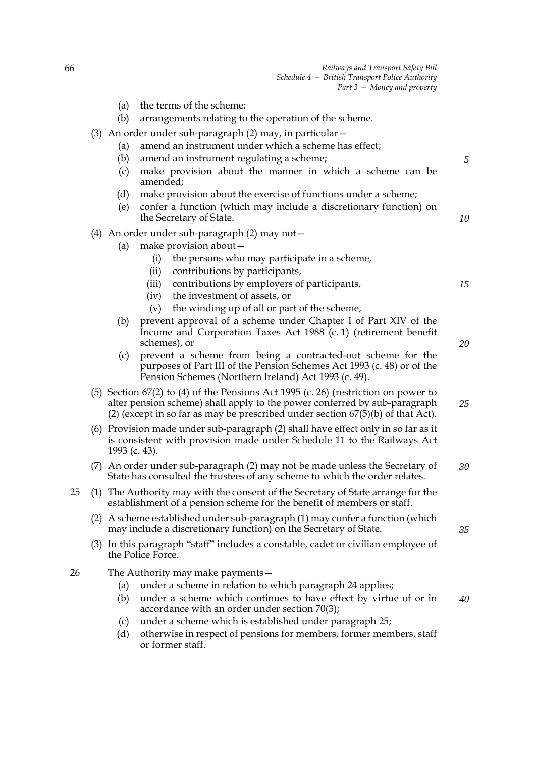(a) the terms of the scheme;

(b) arrangements relating to the operation of the scheme.

(3) An order under sub-paragraph (2) may, in particular—

(a) amend an instrument under which a scheme has effect;

(b) amend an instrument regulating a scheme;

(c) make provision about the manner in which a scheme can be amended;

(d) make provision about the exercise of functions under a scheme;

(e) confer a function (which may include a discretionary function) on the Secretary of State.

(4) An order under sub-paragraph (2) may not—

(a) make provision about—

(i) the persons who may participate in a scheme,

(ii) contributions by participants,

(iii) contributions by employers of participants,

(iv) the investment of assets, or

(v) the winding up of all or part of the scheme,

(b) prevent approval of a scheme under Chapter I of Part XIV of the Income and Corporation Taxes Act 1988 (c. 1) (retirement benefit schemes), or

(c) prevent a scheme from being a contracted-out scheme for the purposes of Part III of the Pension Schemes Act 1993 (c. 48) or of the Pension Schemes (Northern Ireland) Act 1993 (c. 49).

(5) Section 67(2) to (4) of the Pensions Act 1995 (c. 26) (restriction on power to alter pension scheme) shall apply to the power conferred by sub-paragraph (2) (except in so far as may be prescribed under section 67(5)(b) of that Act).

(6) Provision made under sub-paragraph (2) shall have effect only in so far as it is consistent with provision made under Schedule 11 to the Railways Act 1993 (c. 43).

(7) An order under sub-paragraph (2) may not be made unless the Secretary of State has consulted the trustees of any scheme to which the order relates.

25 (1) The Authority may with the consent of the Secretary of State arrange for the establishment of a pension scheme for the benefit of members or staff.

(2) A scheme established under sub-paragraph (1) may confer a function (which may include a discretionary function) on the Secretary of State.

(3) In this paragraph "staff" includes a constable, cadet or civilian employee of the Police Force.

26 The Authority may make payments—

(a) under a scheme in relation to which paragraph 24 applies;

(b) under a scheme which continues to have effect by virtue of or in accordance with an order under section 70(3);

(c) under a scheme which is established under paragraph 25;

(d) otherwise in respect of pensions for members, former members, staff or former staff.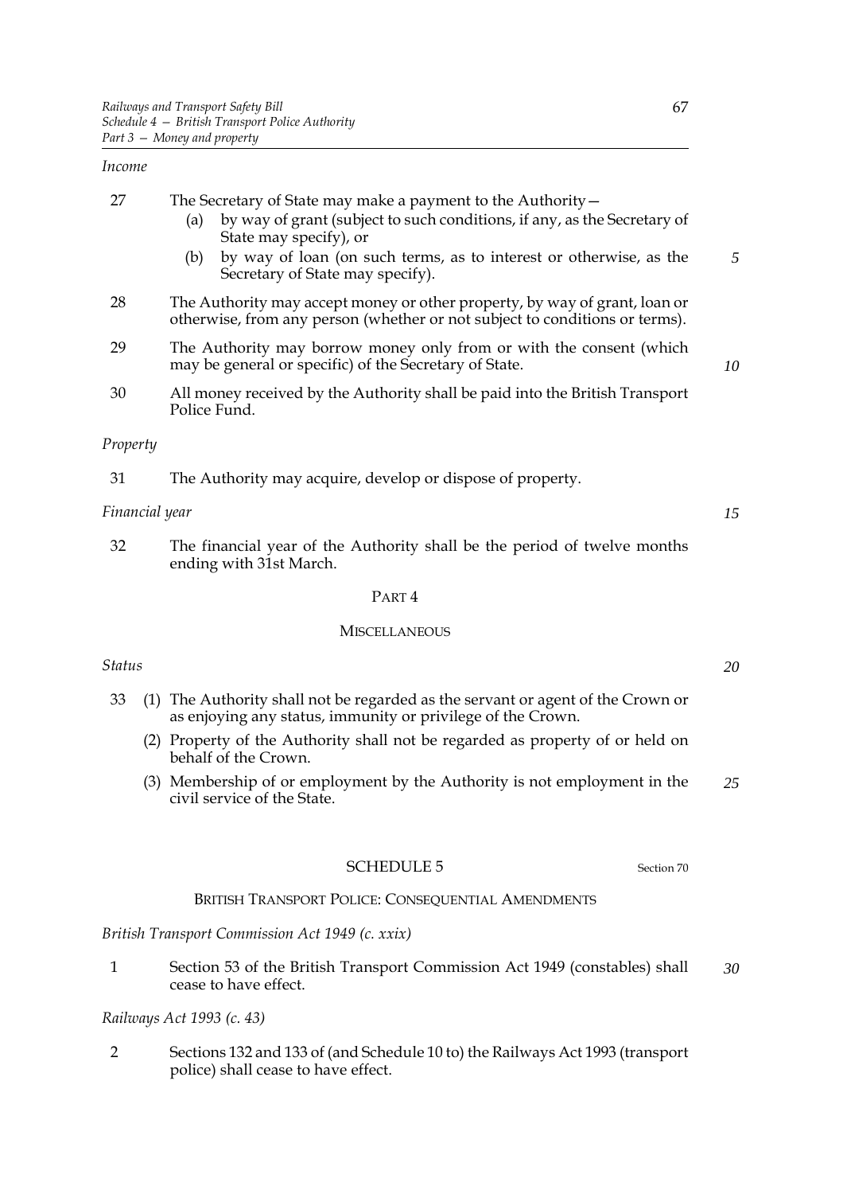*Income*

27 The Secretary of State may make a payment to the Authority—

(a) by way of grant (subject to such conditions, if any, as the Secretary of State may specify), or

(b) by way of loan (on such terms, as to interest or otherwise, as the Secretary of State may specify).

28 The Authority may accept money or other property, by way of grant, loan or otherwise, from any person (whether or not subject to conditions or terms).

29 The Authority may borrow money only from or with the consent (which may be general or specific) of the Secretary of State.

30 All money received by the Authority shall be paid into the British Transport Police Fund.

*Property*

31 The Authority may acquire, develop or dispose of property.

*Financial year*

32 The financial year of the Authority shall be the period of twelve months ending with 31st March.

## PART 4

## MISCELLANEOUS

*Status*

33 (1) The Authority shall not be regarded as the servant or agent of the Crown or as enjoying any status, immunity or privilege of the Crown.

(2) Property of the Authority shall not be regarded as property of or held on behalf of the Crown.

(3) Membership of or employment by the Authority is not employment in the civil service of the State.

## SCHEDULE 5

Section 70

## BRITISH TRANSPORT POLICE: CONSEQUENTIAL AMENDMENTS

*British Transport Commission Act 1949 (c. xxix)*

1 Section 53 of the British Transport Commission Act 1949 (constables) shall cease to have effect.

*Railways Act 1993 (c. 43)*

2 Sections 132 and 133 of (and Schedule 10 to) the Railways Act 1993 (transport police) shall cease to have effect.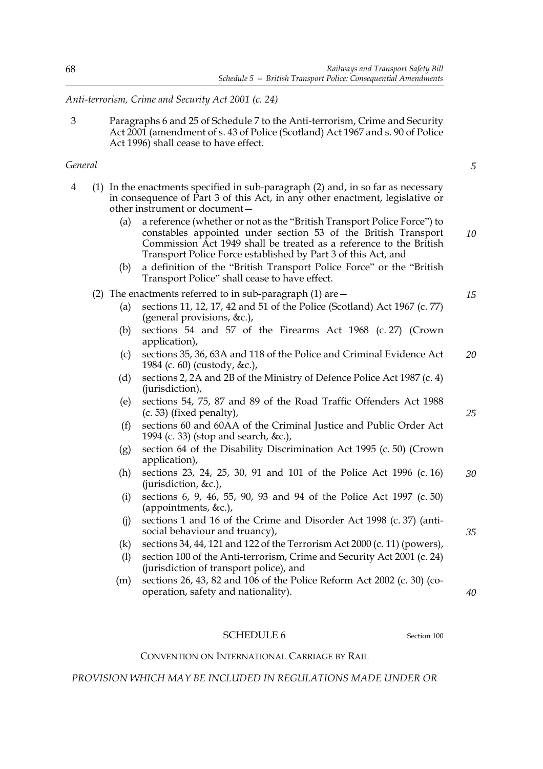*Anti-terrorism, Crime and Security Act 2001 (c. 24)*

3 Paragraphs 6 and 25 of Schedule 7 to the Anti-terrorism, Crime and Security Act 2001 (amendment of s. 43 of Police (Scotland) Act 1967 and s. 90 of Police Act 1996) shall cease to have effect.

*General*

4 (1) In the enactments specified in sub-paragraph (2) and, in so far as necessary in consequence of Part 3 of this Act, in any other enactment, legislative or other instrument or document—

(a) a reference (whether or not as the "British Transport Police Force") to constables appointed under section 53 of the British Transport Commission Act 1949 shall be treated as a reference to the British Transport Police Force established by Part 3 of this Act, and

(b) a definition of the "British Transport Police Force" or the "British Transport Police" shall cease to have effect.

(2) The enactments referred to in sub-paragraph (1) are—

(a) sections 11, 12, 17, 42 and 51 of the Police (Scotland) Act 1967 (c. 77) (general provisions, &c.),

(b) sections 54 and 57 of the Firearms Act 1968 (c. 27) (Crown application),

(c) sections 35, 36, 63A and 118 of the Police and Criminal Evidence Act 1984 (c. 60) (custody, &c.),

(d) sections 2, 2A and 2B of the Ministry of Defence Police Act 1987 (c. 4) (jurisdiction),

(e) sections 54, 75, 87 and 89 of the Road Traffic Offenders Act 1988 (c. 53) (fixed penalty),

(f) sections 60 and 60AA of the Criminal Justice and Public Order Act 1994 (c. 33) (stop and search, &c.),

(g) section 64 of the Disability Discrimination Act 1995 (c. 50) (Crown application),

(h) sections 23, 24, 25, 30, 91 and 101 of the Police Act 1996 (c. 16) (jurisdiction, &c.),

(i) sections 6, 9, 46, 55, 90, 93 and 94 of the Police Act 1997 (c. 50) (appointments, &c.),

(j) sections 1 and 16 of the Crime and Disorder Act 1998 (c. 37) (anti-social behaviour and truancy),

(k) sections 34, 44, 121 and 122 of the Terrorism Act 2000 (c. 11) (powers),

(l) section 100 of the Anti-terrorism, Crime and Security Act 2001 (c. 24) (jurisdiction of transport police), and

(m) sections 26, 43, 82 and 106 of the Police Reform Act 2002 (c. 30) (co-operation, safety and nationality).

## SCHEDULE 6

Section 100

CONVENTION ON INTERNATIONAL CARRIAGE BY RAIL

*PROVISION WHICH MAY BE INCLUDED IN REGULATIONS MADE UNDER OR*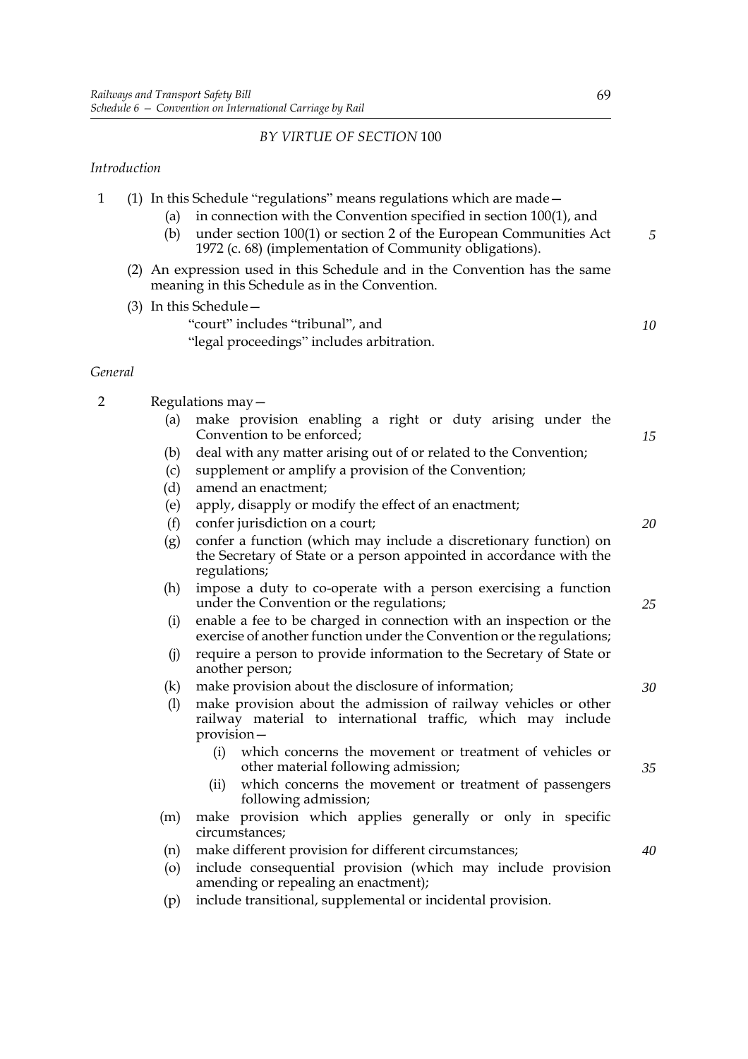*BY VIRTUE OF SECTION* 100

*Introduction*

1 (1) In this Schedule "regulations" means regulations which are made—

(a) in connection with the Convention specified in section 100(1), and

(b) under section 100(1) or section 2 of the European Communities Act 1972 (c. 68) (implementation of Community obligations).

(2) An expression used in this Schedule and in the Convention has the same meaning in this Schedule as in the Convention.

(3) In this Schedule—

"court" includes "tribunal", and

"legal proceedings" includes arbitration.

*General*

2 Regulations may—

(a) make provision enabling a right or duty arising under the Convention to be enforced;

(b) deal with any matter arising out of or related to the Convention;

(c) supplement or amplify a provision of the Convention;

(d) amend an enactment;

(e) apply, disapply or modify the effect of an enactment;

(f) confer jurisdiction on a court;

(g) confer a function (which may include a discretionary function) on the Secretary of State or a person appointed in accordance with the regulations;

(h) impose a duty to co-operate with a person exercising a function under the Convention or the regulations;

(i) enable a fee to be charged in connection with an inspection or the exercise of another function under the Convention or the regulations;

(j) require a person to provide information to the Secretary of State or another person;

(k) make provision about the disclosure of information;

(l) make provision about the admission of railway vehicles or other railway material to international traffic, which may include provision—

(i) which concerns the movement or treatment of vehicles or other material following admission;

(ii) which concerns the movement or treatment of passengers following admission;

(m) make provision which applies generally or only in specific circumstances;

(n) make different provision for different circumstances;

(o) include consequential provision (which may include provision amending or repealing an enactment);

(p) include transitional, supplemental or incidental provision.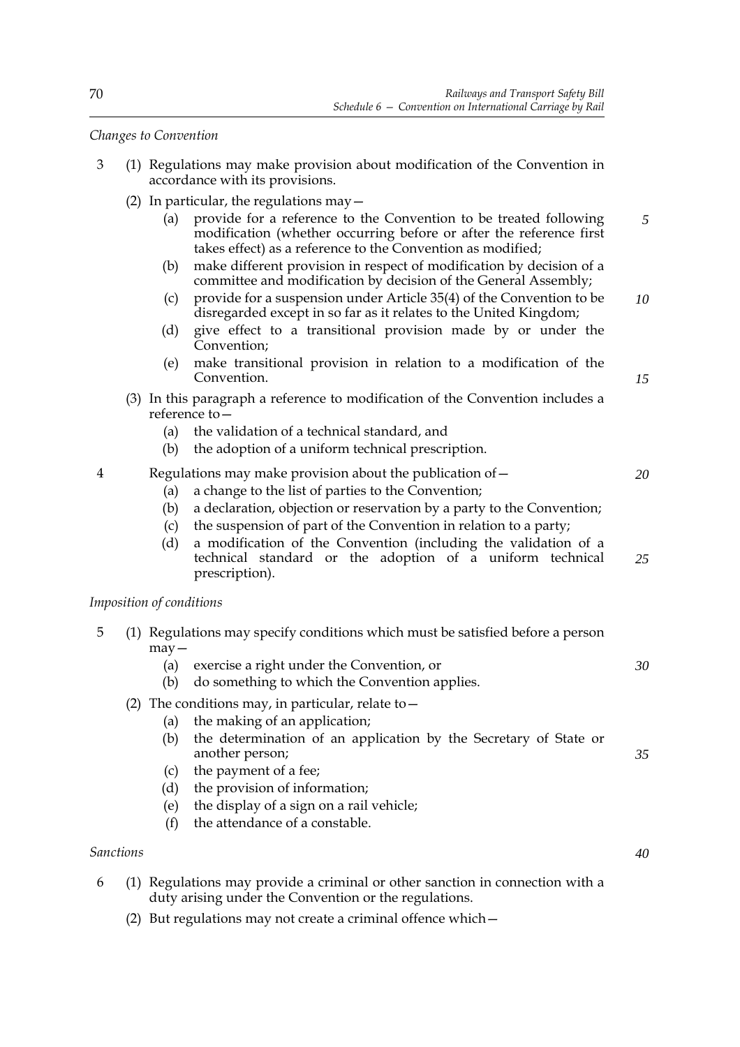*Changes to Convention*

3 (1) Regulations may make provision about modification of the Convention in accordance with its provisions.

(2) In particular, the regulations may—

(a) provide for a reference to the Convention to be treated following modification (whether occurring before or after the reference first takes effect) as a reference to the Convention as modified;

(b) make different provision in respect of modification by decision of a committee and modification by decision of the General Assembly;

(c) provide for a suspension under Article 35(4) of the Convention to be disregarded except in so far as it relates to the United Kingdom;

(d) give effect to a transitional provision made by or under the Convention;

(e) make transitional provision in relation to a modification of the Convention.

(3) In this paragraph a reference to modification of the Convention includes a reference to—

(a) the validation of a technical standard, and

(b) the adoption of a uniform technical prescription.

4 Regulations may make provision about the publication of—

(a) a change to the list of parties to the Convention;

(b) a declaration, objection or reservation by a party to the Convention;

(c) the suspension of part of the Convention in relation to a party;

(d) a modification of the Convention (including the validation of a technical standard or the adoption of a uniform technical prescription).

*Imposition of conditions*

5 (1) Regulations may specify conditions which must be satisfied before a person may—

(a) exercise a right under the Convention, or

(b) do something to which the Convention applies.

(2) The conditions may, in particular, relate to—

(a) the making of an application;

(b) the determination of an application by the Secretary of State or another person;

(c) the payment of a fee;

(d) the provision of information;

(e) the display of a sign on a rail vehicle;

(f) the attendance of a constable.

*Sanctions*

6 (1) Regulations may provide a criminal or other sanction in connection with a duty arising under the Convention or the regulations.

(2) But regulations may not create a criminal offence which—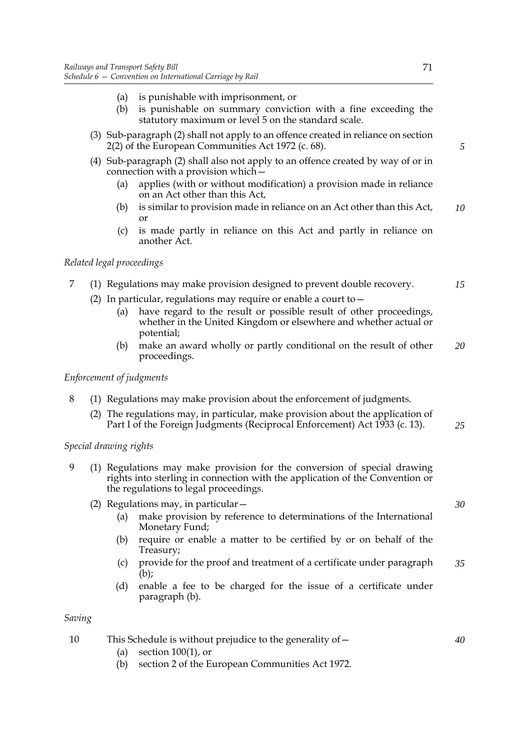(a) is punishable with imprisonment, or

(b) is punishable on summary conviction with a fine exceeding the statutory maximum or level 5 on the standard scale.

(3) Sub-paragraph (2) shall not apply to an offence created in reliance on section 2(2) of the European Communities Act 1972 (c. 68).

(4) Sub-paragraph (2) shall also not apply to an offence created by way of or in connection with a provision which—

(a) applies (with or without modification) a provision made in reliance on an Act other than this Act,

(b) is similar to provision made in reliance on an Act other than this Act, or

(c) is made partly in reliance on this Act and partly in reliance on another Act.

*Related legal proceedings*

7 (1) Regulations may make provision designed to prevent double recovery.

(2) In particular, regulations may require or enable a court to—

(a) have regard to the result or possible result of other proceedings, whether in the United Kingdom or elsewhere and whether actual or potential;

(b) make an award wholly or partly conditional on the result of other proceedings.

*Enforcement of judgments*

8 (1) Regulations may make provision about the enforcement of judgments.

(2) The regulations may, in particular, make provision about the application of Part I of the Foreign Judgments (Reciprocal Enforcement) Act 1933 (c. 13).

*Special drawing rights*

9 (1) Regulations may make provision for the conversion of special drawing rights into sterling in connection with the application of the Convention or the regulations to legal proceedings.

(2) Regulations may, in particular—

(a) make provision by reference to determinations of the International Monetary Fund;

(b) require or enable a matter to be certified by or on behalf of the Treasury;

(c) provide for the proof and treatment of a certificate under paragraph (b);

(d) enable a fee to be charged for the issue of a certificate under paragraph (b).

*Saving*

10 This Schedule is without prejudice to the generality of—

(a) section 100(1), or

(b) section 2 of the European Communities Act 1972.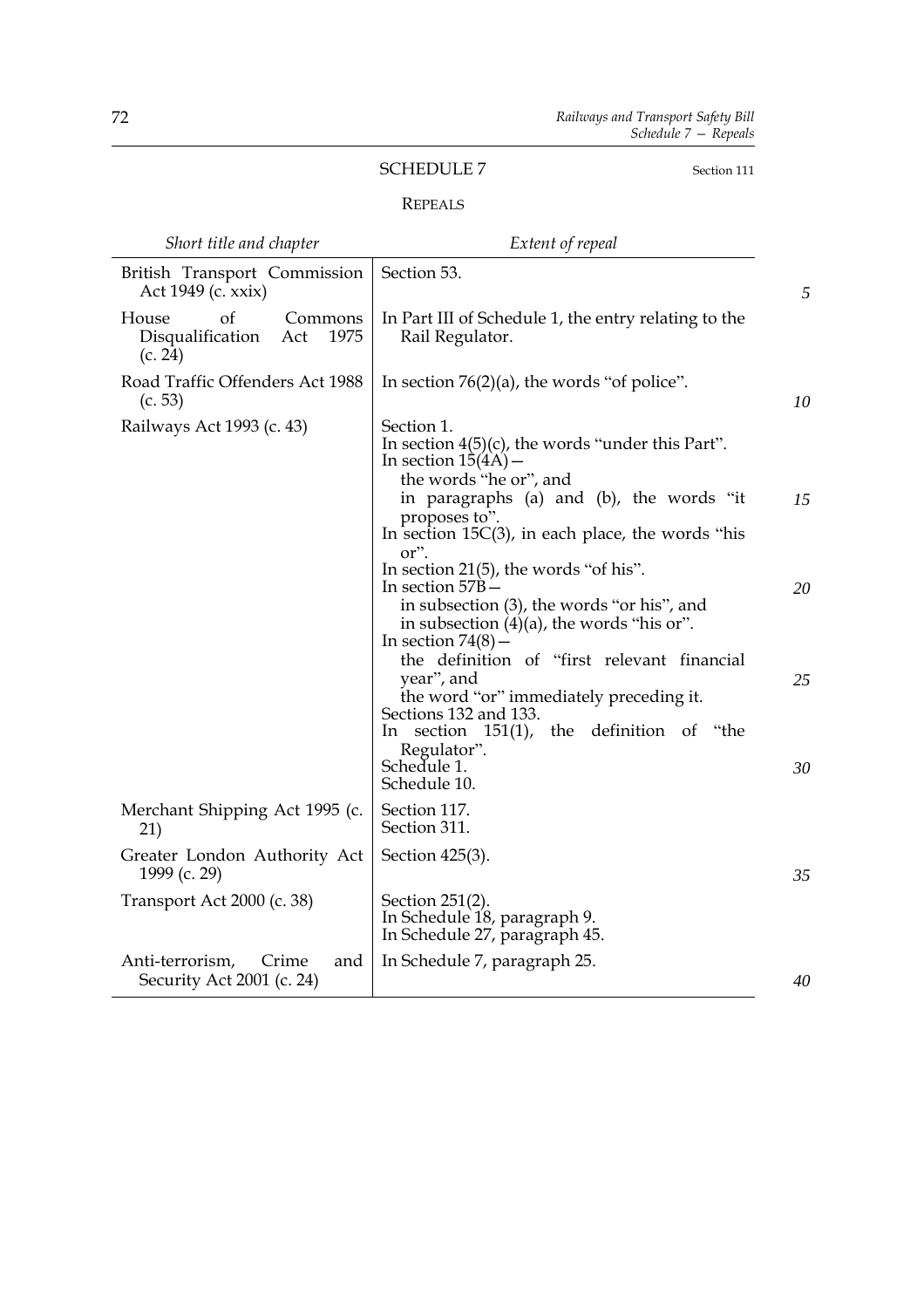## SCHEDULE 7

Section 111

### REPEALS

| *Short title and chapter* | *Extent of repeal* |
|---|---|
| British Transport Commission Act 1949 (c. xxix) | Section 53. |
| House of Commons Disqualification Act 1975 (c. 24) | In Part III of Schedule 1, the entry relating to the Rail Regulator. |
| Road Traffic Offenders Act 1988 (c. 53) | In section 76(2)(a), the words "of police". |
| Railways Act 1993 (c. 43) | Section 1.<br>In section 4(5)(c), the words "under this Part".<br>In section 15(4A)—<br>the words "he or", and<br>in paragraphs (a) and (b), the words "it proposes to".<br>In section 15C(3), in each place, the words "his or".<br>In section 21(5), the words "of his".<br>In section 57B—<br>in subsection (3), the words "or his", and<br>in subsection (4)(a), the words "his or".<br>In section 74(8)—<br>the definition of "first relevant financial year", and<br>the word "or" immediately preceding it.<br>Sections 132 and 133.<br>In section 151(1), the definition of "the Regulator".<br>Schedule 1.<br>Schedule 10. |
| Merchant Shipping Act 1995 (c. 21) | Section 117.<br>Section 311. |
| Greater London Authority Act 1999 (c. 29) | Section 425(3). |
| Transport Act 2000 (c. 38) | Section 251(2).<br>In Schedule 18, paragraph 9.<br>In Schedule 27, paragraph 45. |
| Anti-terrorism, Crime and Security Act 2001 (c. 24) | In Schedule 7, paragraph 25. |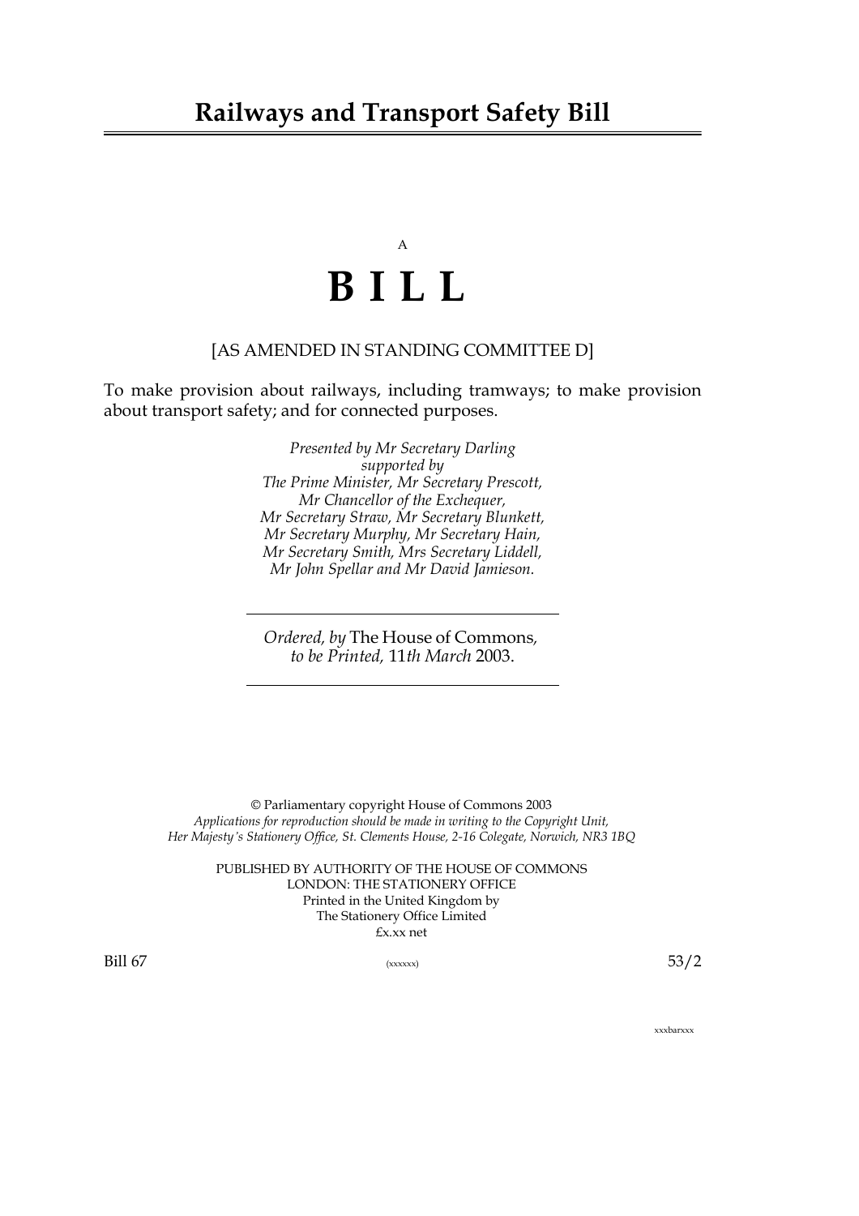# Railways and Transport Safety Bill

A

# B I L L

[AS AMENDED IN STANDING COMMITTEE D]

To make provision about railways, including tramways; to make provision about transport safety; and for connected purposes.

*Presented by Mr Secretary Darling*
*supported by*
*The Prime Minister, Mr Secretary Prescott,*
*Mr Chancellor of the Exchequer,*
*Mr Secretary Straw, Mr Secretary Blunkett,*
*Mr Secretary Murphy, Mr Secretary Hain,*
*Mr Secretary Smith, Mrs Secretary Liddell,*
*Mr John Spellar and Mr David Jamieson.*

---

*Ordered, by* The House of Commons, *to be Printed,* 11*th March* 2003.

---

© Parliamentary copyright House of Commons 2003
*Applications for reproduction should be made in writing to the Copyright Unit, Her Majesty's Stationery Office, St. Clements House, 2-16 Colegate, Norwich, NR3 1BQ*

PUBLISHED BY AUTHORITY OF THE HOUSE OF COMMONS
LONDON: THE STATIONERY OFFICE
Printed in the United Kingdom by
The Stationery Office Limited
£x.xx net

Bill 67 (xxxxxx) 53/2

xxxbarxxx